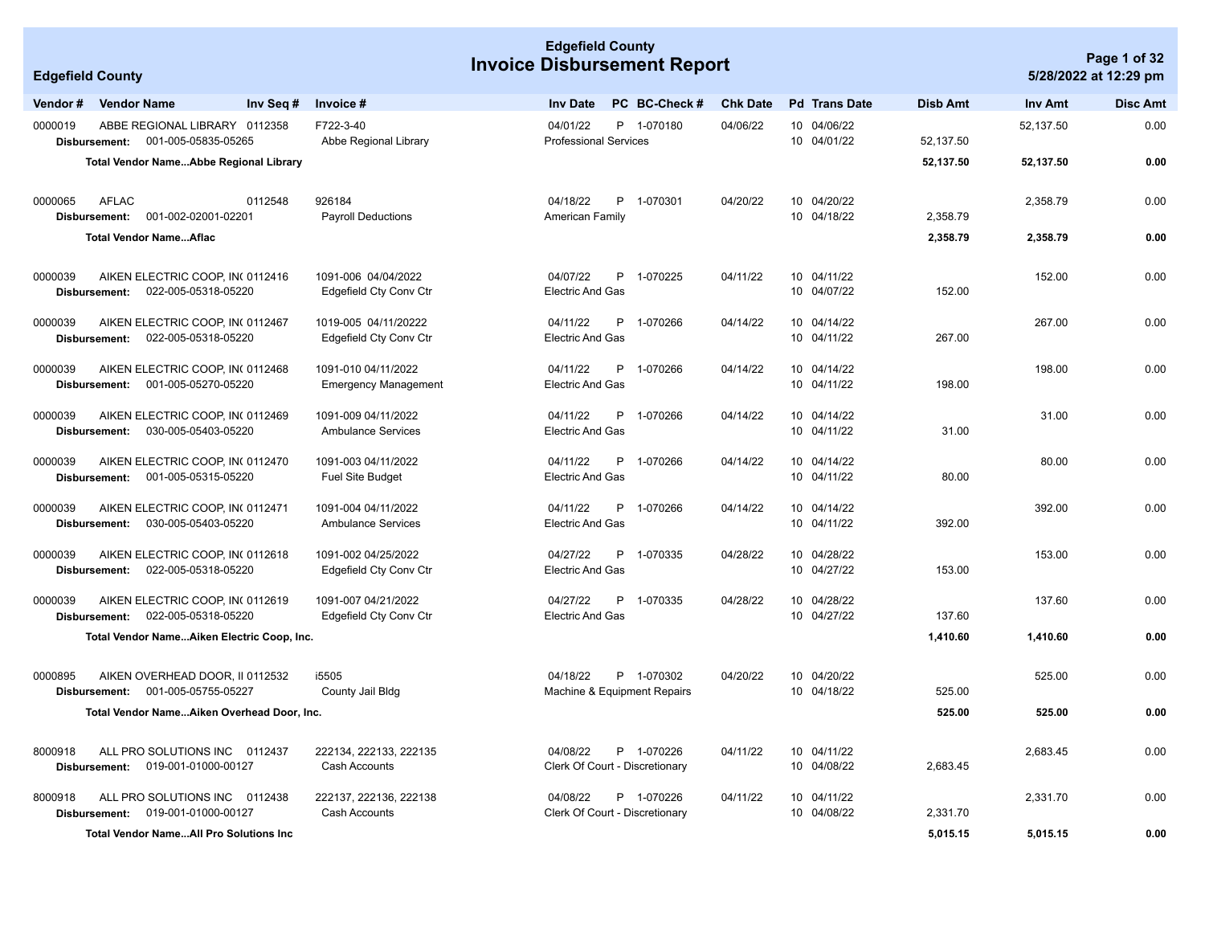# Edgefield County

## Invoice Disbursement Report

Edgefield County

5/28/2022 at 12:29 pm

| Vendor # | Vendor Name | Inv Seq # | Invoice # | Inv Date | PC | BC-Check # | Chk Date | Pd | Trans Date | Disb Amt | Inv Amt | Disc Amt |
|---|---|---|---|---|---|---|---|---|---|---|---|---|
| 0000019 | ABBE REGIONAL LIBRARY | 0112358 | F722-3-40 | 04/01/22 | P | 1-070180 | 04/06/22 | 10 | 04/06/22 | | 52,137.50 | 0.00 |
| **Disbursement:** | 001-005-05835-05265 | | Abbe Regional Library | Professional Services | | | | 10 | 04/01/22 | 52,137.50 | | |
| | **Total Vendor Name...Abbe Regional Library** | | | | | | | | | **52,137.50** | **52,137.50** | **0.00** |
| 0000065 | AFLAC | 0112548 | 926184 | 04/18/22 | P | 1-070301 | 04/20/22 | 10 | 04/20/22 | | 2,358.79 | 0.00 |
| **Disbursement:** | 001-002-02001-02201 | | Payroll Deductions | American Family | | | | 10 | 04/18/22 | 2,358.79 | | |
| | **Total Vendor Name...Aflac** | | | | | | | | | **2,358.79** | **2,358.79** | **0.00** |
| 0000039 | AIKEN ELECTRIC COOP, IN( | 0112416 | 1091-006 04/04/2022 | 04/07/22 | P | 1-070225 | 04/11/22 | 10 | 04/11/22 | | 152.00 | 0.00 |
| **Disbursement:** | 022-005-05318-05220 | | Edgefield Cty Conv Ctr | Electric And Gas | | | | 10 | 04/07/22 | 152.00 | | |
| 0000039 | AIKEN ELECTRIC COOP, IN( | 0112467 | 1019-005 04/11/20222 | 04/11/22 | P | 1-070266 | 04/14/22 | 10 | 04/14/22 | | 267.00 | 0.00 |
| **Disbursement:** | 022-005-05318-05220 | | Edgefield Cty Conv Ctr | Electric And Gas | | | | 10 | 04/11/22 | 267.00 | | |
| 0000039 | AIKEN ELECTRIC COOP, IN( | 0112468 | 1091-010 04/11/2022 | 04/11/22 | P | 1-070266 | 04/14/22 | 10 | 04/14/22 | | 198.00 | 0.00 |
| **Disbursement:** | 001-005-05270-05220 | | Emergency Management | Electric And Gas | | | | 10 | 04/11/22 | 198.00 | | |
| 0000039 | AIKEN ELECTRIC COOP, IN( | 0112469 | 1091-009 04/11/2022 | 04/11/22 | P | 1-070266 | 04/14/22 | 10 | 04/14/22 | | 31.00 | 0.00 |
| **Disbursement:** | 030-005-05403-05220 | | Ambulance Services | Electric And Gas | | | | 10 | 04/11/22 | 31.00 | | |
| 0000039 | AIKEN ELECTRIC COOP, IN( | 0112470 | 1091-003 04/11/2022 | 04/11/22 | P | 1-070266 | 04/14/22 | 10 | 04/14/22 | | 80.00 | 0.00 |
| **Disbursement:** | 001-005-05315-05220 | | Fuel Site Budget | Electric And Gas | | | | 10 | 04/11/22 | 80.00 | | |
| 0000039 | AIKEN ELECTRIC COOP, IN( | 0112471 | 1091-004 04/11/2022 | 04/11/22 | P | 1-070266 | 04/14/22 | 10 | 04/14/22 | | 392.00 | 0.00 |
| **Disbursement:** | 030-005-05403-05220 | | Ambulance Services | Electric And Gas | | | | 10 | 04/11/22 | 392.00 | | |
| 0000039 | AIKEN ELECTRIC COOP, IN( | 0112618 | 1091-002 04/25/2022 | 04/27/22 | P | 1-070335 | 04/28/22 | 10 | 04/28/22 | | 153.00 | 0.00 |
| **Disbursement:** | 022-005-05318-05220 | | Edgefield Cty Conv Ctr | Electric And Gas | | | | 10 | 04/27/22 | 153.00 | | |
| 0000039 | AIKEN ELECTRIC COOP, IN( | 0112619 | 1091-007 04/21/2022 | 04/27/22 | P | 1-070335 | 04/28/22 | 10 | 04/28/22 | | 137.60 | 0.00 |
| **Disbursement:** | 022-005-05318-05220 | | Edgefield Cty Conv Ctr | Electric And Gas | | | | 10 | 04/27/22 | 137.60 | | |
| | **Total Vendor Name...Aiken Electric Coop, Inc.** | | | | | | | | | **1,410.60** | **1,410.60** | **0.00** |
| 0000895 | AIKEN OVERHEAD DOOR, II | 0112532 | i5505 | 04/18/22 | P | 1-070302 | 04/20/22 | 10 | 04/20/22 | | 525.00 | 0.00 |
| **Disbursement:** | 001-005-05755-05227 | | County Jail Bldg | Machine & Equipment Repairs | | | | 10 | 04/18/22 | 525.00 | | |
| | **Total Vendor Name...Aiken Overhead Door, Inc.** | | | | | | | | | **525.00** | **525.00** | **0.00** |
| 8000918 | ALL PRO SOLUTIONS INC | 0112437 | 222134, 222133, 222135 | 04/08/22 | P | 1-070226 | 04/11/22 | 10 | 04/11/22 | | 2,683.45 | 0.00 |
| **Disbursement:** | 019-001-01000-00127 | | Cash Accounts | Clerk Of Court - Discretionary | | | | 10 | 04/08/22 | 2,683.45 | | |
| 8000918 | ALL PRO SOLUTIONS INC | 0112438 | 222137, 222136, 222138 | 04/08/22 | P | 1-070226 | 04/11/22 | 10 | 04/11/22 | | 2,331.70 | 0.00 |
| **Disbursement:** | 019-001-01000-00127 | | Cash Accounts | Clerk Of Court - Discretionary | | | | 10 | 04/08/22 | 2,331.70 | | |
| | **Total Vendor Name...All Pro Solutions Inc** | | | | | | | | | **5,015.15** | **5,015.15** | **0.00** |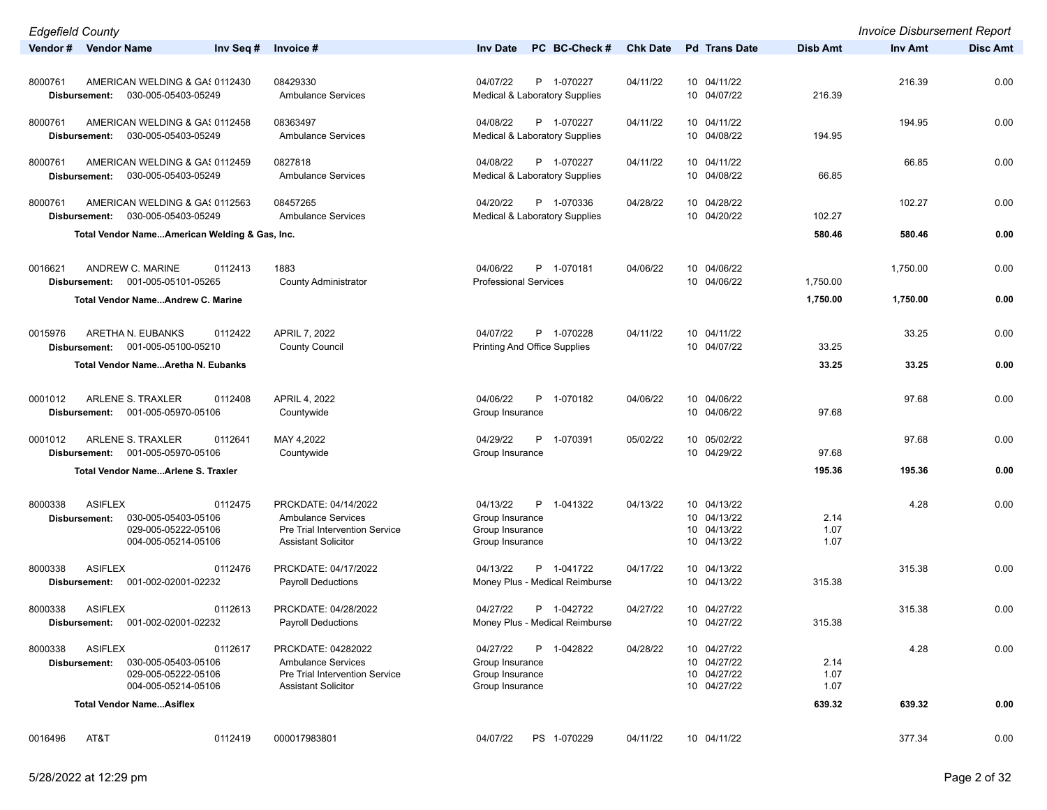| Vendor # | Vendor Name | Inv Seq # | Invoice # | Inv Date | PC | BC-Check # | Chk Date | Pd | Trans Date | Disb Amt | Inv Amt | Disc Amt |
|---|---|---|---|---|---|---|---|---|---|---|---|---|
| 8000761 | AMERICAN WELDING & GAS | 0112430 | 08429330 | 04/07/22 | P | 1-070227 | 04/11/22 | 10 | 04/11/22 | | 216.39 | 0.00 |
| Disbursement: | 030-005-05403-05249 | | Ambulance Services | Medical & Laboratory Supplies | | | | 10 | 04/07/22 | 216.39 | | |
| 8000761 | AMERICAN WELDING & GAS | 0112458 | 08363497 | 04/08/22 | P | 1-070227 | 04/11/22 | 10 | 04/11/22 | | 194.95 | 0.00 |
| Disbursement: | 030-005-05403-05249 | | Ambulance Services | Medical & Laboratory Supplies | | | | 10 | 04/08/22 | 194.95 | | |
| 8000761 | AMERICAN WELDING & GAS | 0112459 | 0827818 | 04/08/22 | P | 1-070227 | 04/11/22 | 10 | 04/11/22 | | 66.85 | 0.00 |
| Disbursement: | 030-005-05403-05249 | | Ambulance Services | Medical & Laboratory Supplies | | | | 10 | 04/08/22 | 66.85 | | |
| 8000761 | AMERICAN WELDING & GAS | 0112563 | 08457265 | 04/20/22 | P | 1-070336 | 04/28/22 | 10 | 04/28/22 | | 102.27 | 0.00 |
| Disbursement: | 030-005-05403-05249 | | Ambulance Services | Medical & Laboratory Supplies | | | | 10 | 04/20/22 | 102.27 | | |
| **Total Vendor Name...American Welding & Gas, Inc.** | | | | | | | | | | **580.46** | **580.46** | **0.00** |
| 0016621 | ANDREW C. MARINE | 0112413 | 1883 | 04/06/22 | P | 1-070181 | 04/06/22 | 10 | 04/06/22 | | 1,750.00 | 0.00 |
| Disbursement: | 001-005-05101-05265 | | County Administrator | Professional Services | | | | 10 | 04/06/22 | 1,750.00 | | |
| **Total Vendor Name...Andrew C. Marine** | | | | | | | | | | **1,750.00** | **1,750.00** | **0.00** |
| 0015976 | ARETHA N. EUBANKS | 0112422 | APRIL 7, 2022 | 04/07/22 | P | 1-070228 | 04/11/22 | 10 | 04/11/22 | | 33.25 | 0.00 |
| Disbursement: | 001-005-05100-05210 | | County Council | Printing And Office Supplies | | | | 10 | 04/07/22 | 33.25 | | |
| **Total Vendor Name...Aretha N. Eubanks** | | | | | | | | | | **33.25** | **33.25** | **0.00** |
| 0001012 | ARLENE S. TRAXLER | 0112408 | APRIL 4, 2022 | 04/06/22 | P | 1-070182 | 04/06/22 | 10 | 04/06/22 | | 97.68 | 0.00 |
| Disbursement: | 001-005-05970-05106 | | Countywide | Group Insurance | | | | 10 | 04/06/22 | 97.68 | | |
| 0001012 | ARLENE S. TRAXLER | 0112641 | MAY 4,2022 | 04/29/22 | P | 1-070391 | 05/02/22 | 10 | 05/02/22 | | 97.68 | 0.00 |
| Disbursement: | 001-005-05970-05106 | | Countywide | Group Insurance | | | | 10 | 04/29/22 | 97.68 | | |
| **Total Vendor Name...Arlene S. Traxler** | | | | | | | | | | **195.36** | **195.36** | **0.00** |
| 8000338 | ASIFLEX | 0112475 | PRCKDATE: 04/14/2022 | 04/13/22 | P | 1-041322 | 04/13/22 | 10 | 04/13/22 | | 4.28 | 0.00 |
| Disbursement: | 030-005-05403-05106 | | Ambulance Services | Group Insurance | | | | 10 | 04/13/22 | 2.14 | | |
| | 029-005-05222-05106 | | Pre Trial Intervention Service | Group Insurance | | | | 10 | 04/13/22 | 1.07 | | |
| | 004-005-05214-05106 | | Assistant Solicitor | Group Insurance | | | | 10 | 04/13/22 | 1.07 | | |
| 8000338 | ASIFLEX | 0112476 | PRCKDATE: 04/17/2022 | 04/13/22 | P | 1-041722 | 04/17/22 | 10 | 04/13/22 | | 315.38 | 0.00 |
| Disbursement: | 001-002-02001-02232 | | Payroll Deductions | Money Plus - Medical Reimburse | | | | 10 | 04/13/22 | 315.38 | | |
| 8000338 | ASIFLEX | 0112613 | PRCKDATE: 04/28/2022 | 04/27/22 | P | 1-042722 | 04/27/22 | 10 | 04/27/22 | | 315.38 | 0.00 |
| Disbursement: | 001-002-02001-02232 | | Payroll Deductions | Money Plus - Medical Reimburse | | | | 10 | 04/27/22 | 315.38 | | |
| 8000338 | ASIFLEX | 0112617 | PRCKDATE: 04282022 | 04/27/22 | P | 1-042822 | 04/28/22 | 10 | 04/27/22 | | 4.28 | 0.00 |
| Disbursement: | 030-005-05403-05106 | | Ambulance Services | Group Insurance | | | | 10 | 04/27/22 | 2.14 | | |
| | 029-005-05222-05106 | | Pre Trial Intervention Service | Group Insurance | | | | 10 | 04/27/22 | 1.07 | | |
| | 004-005-05214-05106 | | Assistant Solicitor | Group Insurance | | | | 10 | 04/27/22 | 1.07 | | |
| **Total Vendor Name...Asiflex** | | | | | | | | | | **639.32** | **639.32** | **0.00** |
| 0016496 | AT&T | 0112419 | 000017983801 | 04/07/22 | PS | 1-070229 | 04/11/22 | 10 | 04/11/22 | | 377.34 | 0.00 |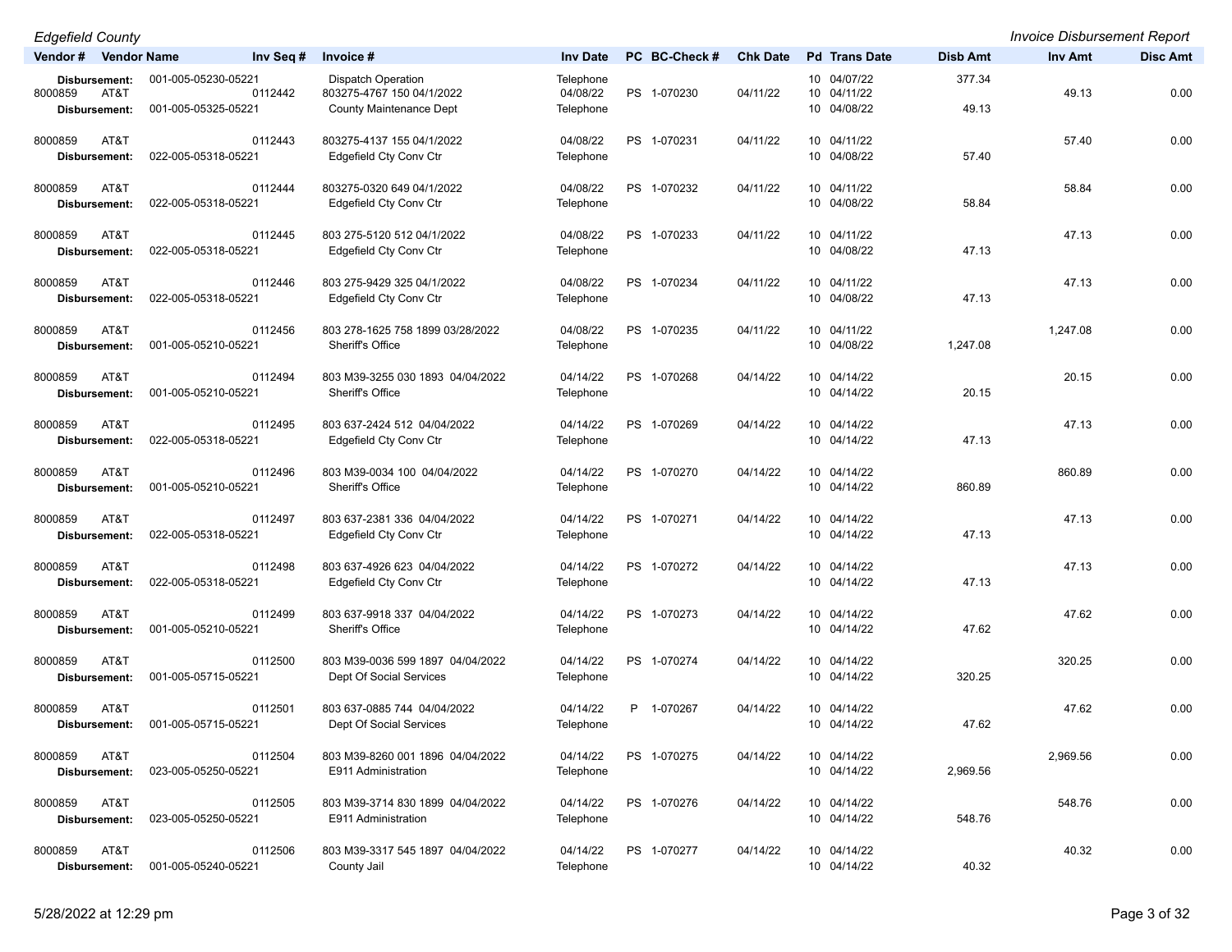*Edgefield County* | *Invoice Disbursement Report*

| Vendor # | Vendor Name | Inv Seq # | Invoice # | Inv Date | PC | BC-Check # | Chk Date | Pd | Trans Date | Disb Amt | Inv Amt | Disc Amt |
|---|---|---|---|---|---|---|---|---|---|---|---|---|
| **Disbursement:** | 001-005-05230-05221 | | Dispatch Operation | Telephone | | | | 10 | 04/07/22 | 377.34 | | |
| 8000859 | AT&T | 0112442 | 803275-4767 150 04/1/2022 | 04/08/22 | PS | 1-070230 | 04/11/22 | 10 | 04/11/22 | | 49.13 | 0.00 |
| **Disbursement:** | 001-005-05325-05221 | | County Maintenance Dept | Telephone | | | | 10 | 04/08/22 | 49.13 | | |
| 8000859 | AT&T | 0112443 | 803275-4137 155 04/1/2022 | 04/08/22 | PS | 1-070231 | 04/11/22 | 10 | 04/11/22 | | 57.40 | 0.00 |
| **Disbursement:** | 022-005-05318-05221 | | Edgefield Cty Conv Ctr | Telephone | | | | 10 | 04/08/22 | 57.40 | | |
| 8000859 | AT&T | 0112444 | 803275-0320 649 04/1/2022 | 04/08/22 | PS | 1-070232 | 04/11/22 | 10 | 04/11/22 | | 58.84 | 0.00 |
| **Disbursement:** | 022-005-05318-05221 | | Edgefield Cty Conv Ctr | Telephone | | | | 10 | 04/08/22 | 58.84 | | |
| 8000859 | AT&T | 0112445 | 803 275-5120 512 04/1/2022 | 04/08/22 | PS | 1-070233 | 04/11/22 | 10 | 04/11/22 | | 47.13 | 0.00 |
| **Disbursement:** | 022-005-05318-05221 | | Edgefield Cty Conv Ctr | Telephone | | | | 10 | 04/08/22 | 47.13 | | |
| 8000859 | AT&T | 0112446 | 803 275-9429 325 04/1/2022 | 04/08/22 | PS | 1-070234 | 04/11/22 | 10 | 04/11/22 | | 47.13 | 0.00 |
| **Disbursement:** | 022-005-05318-05221 | | Edgefield Cty Conv Ctr | Telephone | | | | 10 | 04/08/22 | 47.13 | | |
| 8000859 | AT&T | 0112456 | 803 278-1625 758 1899 03/28/2022 | 04/08/22 | PS | 1-070235 | 04/11/22 | 10 | 04/11/22 | | 1,247.08 | 0.00 |
| **Disbursement:** | 001-005-05210-05221 | | Sheriff's Office | Telephone | | | | 10 | 04/08/22 | 1,247.08 | | |
| 8000859 | AT&T | 0112494 | 803 M39-3255 030 1893 04/04/2022 | 04/14/22 | PS | 1-070268 | 04/14/22 | 10 | 04/14/22 | | 20.15 | 0.00 |
| **Disbursement:** | 001-005-05210-05221 | | Sheriff's Office | Telephone | | | | 10 | 04/14/22 | 20.15 | | |
| 8000859 | AT&T | 0112495 | 803 637-2424 512 04/04/2022 | 04/14/22 | PS | 1-070269 | 04/14/22 | 10 | 04/14/22 | | 47.13 | 0.00 |
| **Disbursement:** | 022-005-05318-05221 | | Edgefield Cty Conv Ctr | Telephone | | | | 10 | 04/14/22 | 47.13 | | |
| 8000859 | AT&T | 0112496 | 803 M39-0034 100 04/04/2022 | 04/14/22 | PS | 1-070270 | 04/14/22 | 10 | 04/14/22 | | 860.89 | 0.00 |
| **Disbursement:** | 001-005-05210-05221 | | Sheriff's Office | Telephone | | | | 10 | 04/14/22 | 860.89 | | |
| 8000859 | AT&T | 0112497 | 803 637-2381 336 04/04/2022 | 04/14/22 | PS | 1-070271 | 04/14/22 | 10 | 04/14/22 | | 47.13 | 0.00 |
| **Disbursement:** | 022-005-05318-05221 | | Edgefield Cty Conv Ctr | Telephone | | | | 10 | 04/14/22 | 47.13 | | |
| 8000859 | AT&T | 0112498 | 803 637-4926 623 04/04/2022 | 04/14/22 | PS | 1-070272 | 04/14/22 | 10 | 04/14/22 | | 47.13 | 0.00 |
| **Disbursement:** | 022-005-05318-05221 | | Edgefield Cty Conv Ctr | Telephone | | | | 10 | 04/14/22 | 47.13 | | |
| 8000859 | AT&T | 0112499 | 803 637-9918 337 04/04/2022 | 04/14/22 | PS | 1-070273 | 04/14/22 | 10 | 04/14/22 | | 47.62 | 0.00 |
| **Disbursement:** | 001-005-05210-05221 | | Sheriff's Office | Telephone | | | | 10 | 04/14/22 | 47.62 | | |
| 8000859 | AT&T | 0112500 | 803 M39-0036 599 1897 04/04/2022 | 04/14/22 | PS | 1-070274 | 04/14/22 | 10 | 04/14/22 | | 320.25 | 0.00 |
| **Disbursement:** | 001-005-05715-05221 | | Dept Of Social Services | Telephone | | | | 10 | 04/14/22 | 320.25 | | |
| 8000859 | AT&T | 0112501 | 803 637-0885 744 04/04/2022 | 04/14/22 | P | 1-070267 | 04/14/22 | 10 | 04/14/22 | | 47.62 | 0.00 |
| **Disbursement:** | 001-005-05715-05221 | | Dept Of Social Services | Telephone | | | | 10 | 04/14/22 | 47.62 | | |
| 8000859 | AT&T | 0112504 | 803 M39-8260 001 1896 04/04/2022 | 04/14/22 | PS | 1-070275 | 04/14/22 | 10 | 04/14/22 | | 2,969.56 | 0.00 |
| **Disbursement:** | 023-005-05250-05221 | | E911 Administration | Telephone | | | | 10 | 04/14/22 | 2,969.56 | | |
| 8000859 | AT&T | 0112505 | 803 M39-3714 830 1899 04/04/2022 | 04/14/22 | PS | 1-070276 | 04/14/22 | 10 | 04/14/22 | | 548.76 | 0.00 |
| **Disbursement:** | 023-005-05250-05221 | | E911 Administration | Telephone | | | | 10 | 04/14/22 | 548.76 | | |
| 8000859 | AT&T | 0112506 | 803 M39-3317 545 1897 04/04/2022 | 04/14/22 | PS | 1-070277 | 04/14/22 | 10 | 04/14/22 | | 40.32 | 0.00 |
| **Disbursement:** | 001-005-05240-05221 | | County Jail | Telephone | | | | 10 | 04/14/22 | 40.32 | | |

5/28/2022 at 12:29 pm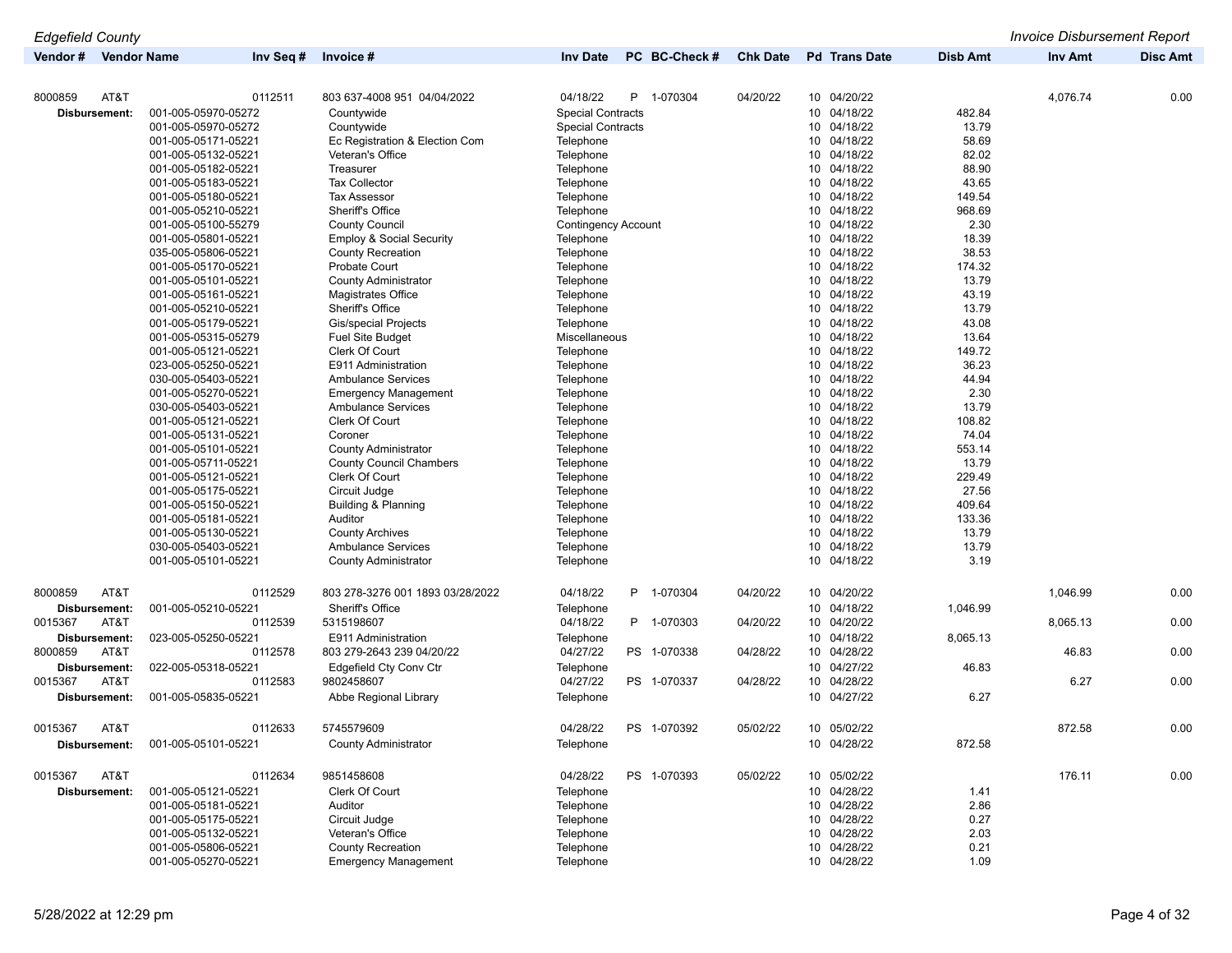| Vendor # | Vendor Name | Inv Seq # | Invoice # | Inv Date | PC | BC-Check # | Chk Date | Pd | Trans Date | Disb Amt | Inv Amt | Disc Amt |
|---|---|---|---|---|---|---|---|---|---|---|---|---|
| 8000859 | AT&T | 0112511 | 803 637-4008 951 04/04/2022 | 04/18/22 | P | 1-070304 | 04/20/22 | 10 | 04/20/22 | | 4,076.74 | 0.00 |
| **Disbursement:** | 001-005-05970-05272 | | Countywide | Special Contracts | | | | 10 | 04/18/22 | 482.84 | | |
| | 001-005-05970-05272 | | Countywide | Special Contracts | | | | 10 | 04/18/22 | 13.79 | | |
| | 001-005-05171-05221 | | Ec Registration & Election Com | Telephone | | | | 10 | 04/18/22 | 58.69 | | |
| | 001-005-05132-05221 | | Veteran's Office | Telephone | | | | 10 | 04/18/22 | 82.02 | | |
| | 001-005-05182-05221 | | Treasurer | Telephone | | | | 10 | 04/18/22 | 88.90 | | |
| | 001-005-05183-05221 | | Tax Collector | Telephone | | | | 10 | 04/18/22 | 43.65 | | |
| | 001-005-05180-05221 | | Tax Assessor | Telephone | | | | 10 | 04/18/22 | 149.54 | | |
| | 001-005-05210-05221 | | Sheriff's Office | Telephone | | | | 10 | 04/18/22 | 968.69 | | |
| | 001-005-05100-55279 | | County Council | Contingency Account | | | | 10 | 04/18/22 | 2.30 | | |
| | 001-005-05801-05221 | | Employ & Social Security | Telephone | | | | 10 | 04/18/22 | 18.39 | | |
| | 035-005-05806-05221 | | County Recreation | Telephone | | | | 10 | 04/18/22 | 38.53 | | |
| | 001-005-05170-05221 | | Probate Court | Telephone | | | | 10 | 04/18/22 | 174.32 | | |
| | 001-005-05101-05221 | | County Administrator | Telephone | | | | 10 | 04/18/22 | 13.79 | | |
| | 001-005-05161-05221 | | Magistrates Office | Telephone | | | | 10 | 04/18/22 | 43.19 | | |
| | 001-005-05210-05221 | | Sheriff's Office | Telephone | | | | 10 | 04/18/22 | 13.79 | | |
| | 001-005-05179-05221 | | Gis/special Projects | Telephone | | | | 10 | 04/18/22 | 43.08 | | |
| | 001-005-05315-05279 | | Fuel Site Budget | Miscellaneous | | | | 10 | 04/18/22 | 13.64 | | |
| | 001-005-05121-05221 | | Clerk Of Court | Telephone | | | | 10 | 04/18/22 | 149.72 | | |
| | 023-005-05250-05221 | | E911 Administration | Telephone | | | | 10 | 04/18/22 | 36.23 | | |
| | 030-005-05403-05221 | | Ambulance Services | Telephone | | | | 10 | 04/18/22 | 44.94 | | |
| | 001-005-05270-05221 | | Emergency Management | Telephone | | | | 10 | 04/18/22 | 2.30 | | |
| | 030-005-05403-05221 | | Ambulance Services | Telephone | | | | 10 | 04/18/22 | 13.79 | | |
| | 001-005-05121-05221 | | Clerk Of Court | Telephone | | | | 10 | 04/18/22 | 108.82 | | |
| | 001-005-05131-05221 | | Coroner | Telephone | | | | 10 | 04/18/22 | 74.04 | | |
| | 001-005-05101-05221 | | County Administrator | Telephone | | | | 10 | 04/18/22 | 553.14 | | |
| | 001-005-05711-05221 | | County Council Chambers | Telephone | | | | 10 | 04/18/22 | 13.79 | | |
| | 001-005-05121-05221 | | Clerk Of Court | Telephone | | | | 10 | 04/18/22 | 229.49 | | |
| | 001-005-05175-05221 | | Circuit Judge | Telephone | | | | 10 | 04/18/22 | 27.56 | | |
| | 001-005-05150-05221 | | Building & Planning | Telephone | | | | 10 | 04/18/22 | 409.64 | | |
| | 001-005-05181-05221 | | Auditor | Telephone | | | | 10 | 04/18/22 | 133.36 | | |
| | 001-005-05130-05221 | | County Archives | Telephone | | | | 10 | 04/18/22 | 13.79 | | |
| | 030-005-05403-05221 | | Ambulance Services | Telephone | | | | 10 | 04/18/22 | 13.79 | | |
| | 001-005-05101-05221 | | County Administrator | Telephone | | | | 10 | 04/18/22 | 3.19 | | |
| 8000859 | AT&T | 0112529 | 803 278-3276 001 1893 03/28/2022 | 04/18/22 | P | 1-070304 | 04/20/22 | 10 | 04/20/22 | | 1,046.99 | 0.00 |
| **Disbursement:** | 001-005-05210-05221 | | Sheriff's Office | Telephone | | | | 10 | 04/18/22 | 1,046.99 | | |
| 0015367 | AT&T | 0112539 | 5315198607 | 04/18/22 | P | 1-070303 | 04/20/22 | 10 | 04/20/22 | | 8,065.13 | 0.00 |
| **Disbursement:** | 023-005-05250-05221 | | E911 Administration | Telephone | | | | 10 | 04/18/22 | 8,065.13 | | |
| 8000859 | AT&T | 0112578 | 803 279-2643 239 04/20/22 | 04/27/22 | PS | 1-070338 | 04/28/22 | 10 | 04/28/22 | | 46.83 | 0.00 |
| **Disbursement:** | 022-005-05318-05221 | | Edgefield Cty Conv Ctr | Telephone | | | | 10 | 04/27/22 | 46.83 | | |
| 0015367 | AT&T | 0112583 | 9802458607 | 04/27/22 | PS | 1-070337 | 04/28/22 | 10 | 04/28/22 | | 6.27 | 0.00 |
| **Disbursement:** | 001-005-05835-05221 | | Abbe Regional Library | Telephone | | | | 10 | 04/27/22 | 6.27 | | |
| 0015367 | AT&T | 0112633 | 5745579609 | 04/28/22 | PS | 1-070392 | 05/02/22 | 10 | 05/02/22 | | 872.58 | 0.00 |
| **Disbursement:** | 001-005-05101-05221 | | County Administrator | Telephone | | | | 10 | 04/28/22 | 872.58 | | |
| 0015367 | AT&T | 0112634 | 9851458608 | 04/28/22 | PS | 1-070393 | 05/02/22 | 10 | 05/02/22 | | 176.11 | 0.00 |
| **Disbursement:** | 001-005-05121-05221 | | Clerk Of Court | Telephone | | | | 10 | 04/28/22 | 1.41 | | |
| | 001-005-05181-05221 | | Auditor | Telephone | | | | 10 | 04/28/22 | 2.86 | | |
| | 001-005-05175-05221 | | Circuit Judge | Telephone | | | | 10 | 04/28/22 | 0.27 | | |
| | 001-005-05132-05221 | | Veteran's Office | Telephone | | | | 10 | 04/28/22 | 2.03 | | |
| | 001-005-05806-05221 | | County Recreation | Telephone | | | | 10 | 04/28/22 | 0.21 | | |
| | 001-005-05270-05221 | | Emergency Management | Telephone | | | | 10 | 04/28/22 | 1.09 | | |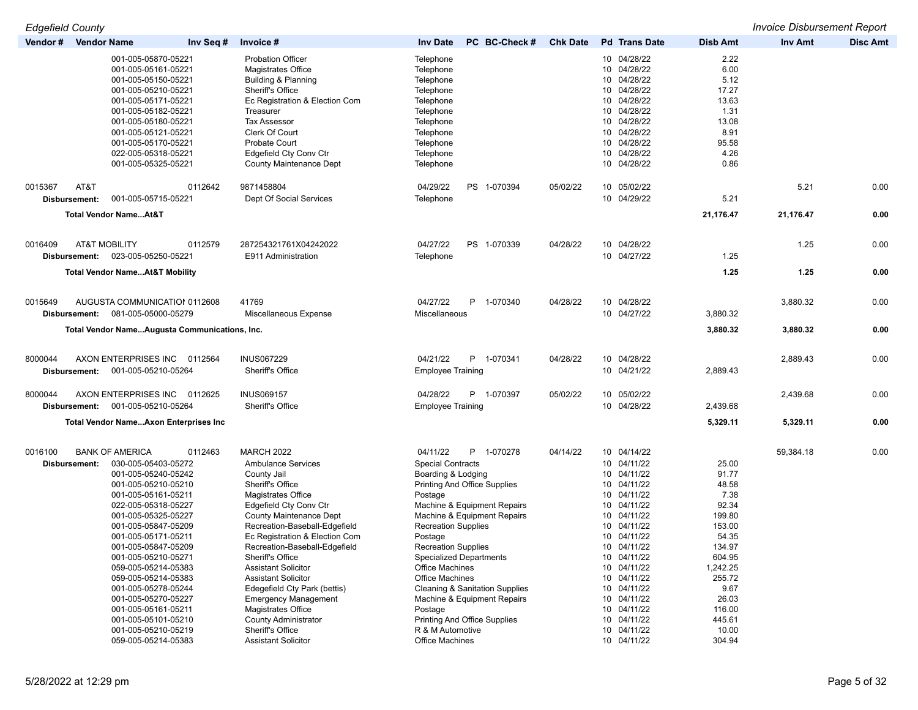*Edgefield County* *Invoice Disbursement Report*

| Vendor # | Vendor Name | Inv Seq # | Invoice # | Inv Date | PC | BC-Check # | Chk Date | Pd | Trans Date | Disb Amt | Inv Amt | Disc Amt |
|---|---|---|---|---|---|---|---|---|---|---|---|---|
| | 001-005-05870-05221 | | Probation Officer | Telephone | | | | 10 | 04/28/22 | 2.22 | | |
| | 001-005-05161-05221 | | Magistrates Office | Telephone | | | | 10 | 04/28/22 | 6.00 | | |
| | 001-005-05150-05221 | | Building & Planning | Telephone | | | | 10 | 04/28/22 | 5.12 | | |
| | 001-005-05210-05221 | | Sheriff's Office | Telephone | | | | 10 | 04/28/22 | 17.27 | | |
| | 001-005-05171-05221 | | Ec Registration & Election Com | Telephone | | | | 10 | 04/28/22 | 13.63 | | |
| | 001-005-05182-05221 | | Treasurer | Telephone | | | | 10 | 04/28/22 | 1.31 | | |
| | 001-005-05180-05221 | | Tax Assessor | Telephone | | | | 10 | 04/28/22 | 13.08 | | |
| | 001-005-05121-05221 | | Clerk Of Court | Telephone | | | | 10 | 04/28/22 | 8.91 | | |
| | 001-005-05170-05221 | | Probate Court | Telephone | | | | 10 | 04/28/22 | 95.58 | | |
| | 022-005-05318-05221 | | Edgefield Cty Conv Ctr | Telephone | | | | 10 | 04/28/22 | 4.26 | | |
| | 001-005-05325-05221 | | County Maintenance Dept | Telephone | | | | 10 | 04/28/22 | 0.86 | | |
| 0015367 | AT&T | 0112642 | 9871458804 | 04/29/22 | PS | 1-070394 | 05/02/22 | 10 | 05/02/22 | | 5.21 | 0.00 |
| **Disbursement:** | 001-005-05715-05221 | | Dept Of Social Services | Telephone | | | | 10 | 04/29/22 | 5.21 | | |
| | **Total Vendor Name...At&T** | | | | | | | | | **21,176.47** | **21,176.47** | **0.00** |
| 0016409 | AT&T MOBILITY | 0112579 | 287254321761X04242022 | 04/27/22 | PS | 1-070339 | 04/28/22 | 10 | 04/28/22 | | 1.25 | 0.00 |
| **Disbursement:** | 023-005-05250-05221 | | E911 Administration | Telephone | | | | 10 | 04/27/22 | 1.25 | | |
| | **Total Vendor Name...At&T Mobility** | | | | | | | | | **1.25** | **1.25** | **0.00** |
| 0015649 | AUGUSTA COMMUNICATIOI | 0112608 | 41769 | 04/27/22 | P | 1-070340 | 04/28/22 | 10 | 04/28/22 | | 3,880.32 | 0.00 |
| **Disbursement:** | 081-005-05000-05279 | | Miscellaneous Expense | Miscellaneous | | | | 10 | 04/27/22 | 3,880.32 | | |
| | **Total Vendor Name...Augusta Communications, Inc.** | | | | | | | | | **3,880.32** | **3,880.32** | **0.00** |
| 8000044 | AXON ENTERPRISES INC | 0112564 | INUS067229 | 04/21/22 | P | 1-070341 | 04/28/22 | 10 | 04/28/22 | | 2,889.43 | 0.00 |
| **Disbursement:** | 001-005-05210-05264 | | Sheriff's Office | Employee Training | | | | 10 | 04/21/22 | 2,889.43 | | |
| 8000044 | AXON ENTERPRISES INC | 0112625 | INUS069157 | 04/28/22 | P | 1-070397 | 05/02/22 | 10 | 05/02/22 | | 2,439.68 | 0.00 |
| **Disbursement:** | 001-005-05210-05264 | | Sheriff's Office | Employee Training | | | | 10 | 04/28/22 | 2,439.68 | | |
| | **Total Vendor Name...Axon Enterprises Inc** | | | | | | | | | **5,329.11** | **5,329.11** | **0.00** |
| 0016100 | BANK OF AMERICA | 0112463 | MARCH 2022 | 04/11/22 | P | 1-070278 | 04/14/22 | 10 | 04/14/22 | | 59,384.18 | 0.00 |
| **Disbursement:** | 030-005-05403-05272 | | Ambulance Services | Special Contracts | | | | 10 | 04/11/22 | 25.00 | | |
| | 001-005-05240-05242 | | County Jail | Boarding & Lodging | | | | 10 | 04/11/22 | 91.77 | | |
| | 001-005-05210-05210 | | Sheriff's Office | Printing And Office Supplies | | | | 10 | 04/11/22 | 48.58 | | |
| | 001-005-05161-05211 | | Magistrates Office | Postage | | | | 10 | 04/11/22 | 7.38 | | |
| | 022-005-05318-05227 | | Edgefield Cty Conv Ctr | Machine & Equipment Repairs | | | | 10 | 04/11/22 | 92.34 | | |
| | 001-005-05325-05227 | | County Maintenance Dept | Machine & Equipment Repairs | | | | 10 | 04/11/22 | 199.80 | | |
| | 001-005-05847-05209 | | Recreation-Baseball-Edgefield | Recreation Supplies | | | | 10 | 04/11/22 | 153.00 | | |
| | 001-005-05171-05211 | | Ec Registration & Election Com | Postage | | | | 10 | 04/11/22 | 54.35 | | |
| | 001-005-05847-05209 | | Recreation-Baseball-Edgefield | Recreation Supplies | | | | 10 | 04/11/22 | 134.97 | | |
| | 001-005-05210-05271 | | Sheriff's Office | Specialized Departments | | | | 10 | 04/11/22 | 604.95 | | |
| | 059-005-05214-05383 | | Assistant Solicitor | Office Machines | | | | 10 | 04/11/22 | 1,242.25 | | |
| | 059-005-05214-05383 | | Assistant Solicitor | Office Machines | | | | 10 | 04/11/22 | 255.72 | | |
| | 001-005-05278-05244 | | Edegefield Cty Park (bettis) | Cleaning & Sanitation Supplies | | | | 10 | 04/11/22 | 9.67 | | |
| | 001-005-05270-05227 | | Emergency Management | Machine & Equipment Repairs | | | | 10 | 04/11/22 | 26.03 | | |
| | 001-005-05161-05211 | | Magistrates Office | Postage | | | | 10 | 04/11/22 | 116.00 | | |
| | 001-005-05101-05210 | | County Administrator | Printing And Office Supplies | | | | 10 | 04/11/22 | 445.61 | | |
| | 001-005-05210-05219 | | Sheriff's Office | R & M Automotive | | | | 10 | 04/11/22 | 10.00 | | |
| | 059-005-05214-05383 | | Assistant Solicitor | Office Machines | | | | 10 | 04/11/22 | 304.94 | | |

5/28/2022 at 12:29 pm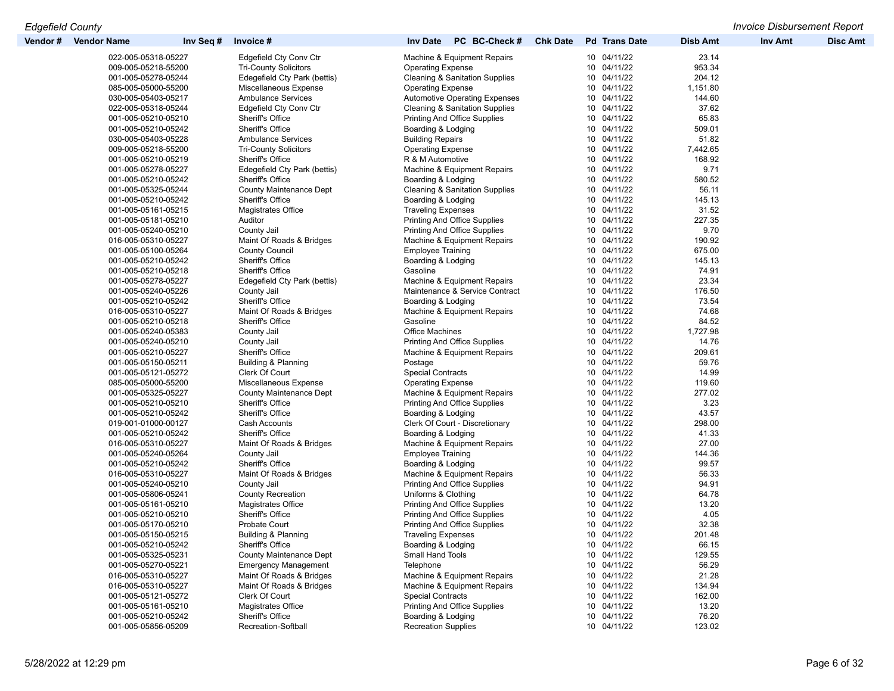| Vendor # | Vendor Name | Inv Seq # | Invoice # | Inv Date | PC | BC-Check # | Chk Date | Pd | Trans Date | Disb Amt | Inv Amt | Disc Amt |
|---|---|---|---|---|---|---|---|---|---|---|---|---|
| | 022-005-05318-05227 | | Edgefield Cty Conv Ctr | Machine & Equipment Repairs | | | | 10 | 04/11/22 | 23.14 | | |
| | 009-005-05218-55200 | | Tri-County Solicitors | Operating Expense | | | | 10 | 04/11/22 | 953.34 | | |
| | 001-005-05278-05244 | | Edegefield Cty Park (bettis) | Cleaning & Sanitation Supplies | | | | 10 | 04/11/22 | 204.12 | | |
| | 085-005-05000-55200 | | Miscellaneous Expense | Operating Expense | | | | 10 | 04/11/22 | 1,151.80 | | |
| | 030-005-05403-05217 | | Ambulance Services | Automotive Operating Expenses | | | | 10 | 04/11/22 | 144.60 | | |
| | 022-005-05318-05244 | | Edgefield Cty Conv Ctr | Cleaning & Sanitation Supplies | | | | 10 | 04/11/22 | 37.62 | | |
| | 001-005-05210-05210 | | Sheriff's Office | Printing And Office Supplies | | | | 10 | 04/11/22 | 65.83 | | |
| | 001-005-05210-05242 | | Sheriff's Office | Boarding & Lodging | | | | 10 | 04/11/22 | 509.01 | | |
| | 030-005-05403-05228 | | Ambulance Services | Building Repairs | | | | 10 | 04/11/22 | 51.82 | | |
| | 009-005-05218-55200 | | Tri-County Solicitors | Operating Expense | | | | 10 | 04/11/22 | 7,442.65 | | |
| | 001-005-05210-05219 | | Sheriff's Office | R & M Automotive | | | | 10 | 04/11/22 | 168.92 | | |
| | 001-005-05278-05227 | | Edegefield Cty Park (bettis) | Machine & Equipment Repairs | | | | 10 | 04/11/22 | 9.71 | | |
| | 001-005-05210-05242 | | Sheriff's Office | Boarding & Lodging | | | | 10 | 04/11/22 | 580.52 | | |
| | 001-005-05325-05244 | | County Maintenance Dept | Cleaning & Sanitation Supplies | | | | 10 | 04/11/22 | 56.11 | | |
| | 001-005-05210-05242 | | Sheriff's Office | Boarding & Lodging | | | | 10 | 04/11/22 | 145.13 | | |
| | 001-005-05161-05215 | | Magistrates Office | Traveling Expenses | | | | 10 | 04/11/22 | 31.52 | | |
| | 001-005-05181-05210 | | Auditor | Printing And Office Supplies | | | | 10 | 04/11/22 | 227.35 | | |
| | 001-005-05240-05210 | | County Jail | Printing And Office Supplies | | | | 10 | 04/11/22 | 9.70 | | |
| | 016-005-05310-05227 | | Maint Of Roads & Bridges | Machine & Equipment Repairs | | | | 10 | 04/11/22 | 190.92 | | |
| | 001-005-05100-05264 | | County Council | Employee Training | | | | 10 | 04/11/22 | 675.00 | | |
| | 001-005-05210-05242 | | Sheriff's Office | Boarding & Lodging | | | | 10 | 04/11/22 | 145.13 | | |
| | 001-005-05210-05218 | | Sheriff's Office | Gasoline | | | | 10 | 04/11/22 | 74.91 | | |
| | 001-005-05278-05227 | | Edegefield Cty Park (bettis) | Machine & Equipment Repairs | | | | 10 | 04/11/22 | 23.34 | | |
| | 001-005-05240-05226 | | County Jail | Maintenance & Service Contract | | | | 10 | 04/11/22 | 176.50 | | |
| | 001-005-05210-05242 | | Sheriff's Office | Boarding & Lodging | | | | 10 | 04/11/22 | 73.54 | | |
| | 016-005-05310-05227 | | Maint Of Roads & Bridges | Machine & Equipment Repairs | | | | 10 | 04/11/22 | 74.68 | | |
| | 001-005-05210-05218 | | Sheriff's Office | Gasoline | | | | 10 | 04/11/22 | 84.52 | | |
| | 001-005-05240-05383 | | County Jail | Office Machines | | | | 10 | 04/11/22 | 1,727.98 | | |
| | 001-005-05240-05210 | | County Jail | Printing And Office Supplies | | | | 10 | 04/11/22 | 14.76 | | |
| | 001-005-05210-05227 | | Sheriff's Office | Machine & Equipment Repairs | | | | 10 | 04/11/22 | 209.61 | | |
| | 001-005-05150-05211 | | Building & Planning | Postage | | | | 10 | 04/11/22 | 59.76 | | |
| | 001-005-05121-05272 | | Clerk Of Court | Special Contracts | | | | 10 | 04/11/22 | 14.99 | | |
| | 085-005-05000-55200 | | Miscellaneous Expense | Operating Expense | | | | 10 | 04/11/22 | 119.60 | | |
| | 001-005-05325-05227 | | County Maintenance Dept | Machine & Equipment Repairs | | | | 10 | 04/11/22 | 277.02 | | |
| | 001-005-05210-05210 | | Sheriff's Office | Printing And Office Supplies | | | | 10 | 04/11/22 | 3.23 | | |
| | 001-005-05210-05242 | | Sheriff's Office | Boarding & Lodging | | | | 10 | 04/11/22 | 43.57 | | |
| | 019-001-01000-00127 | | Cash Accounts | Clerk Of Court - Discretionary | | | | 10 | 04/11/22 | 298.00 | | |
| | 001-005-05210-05242 | | Sheriff's Office | Boarding & Lodging | | | | 10 | 04/11/22 | 41.33 | | |
| | 016-005-05310-05227 | | Maint Of Roads & Bridges | Machine & Equipment Repairs | | | | 10 | 04/11/22 | 27.00 | | |
| | 001-005-05240-05264 | | County Jail | Employee Training | | | | 10 | 04/11/22 | 144.36 | | |
| | 001-005-05210-05242 | | Sheriff's Office | Boarding & Lodging | | | | 10 | 04/11/22 | 99.57 | | |
| | 016-005-05310-05227 | | Maint Of Roads & Bridges | Machine & Equipment Repairs | | | | 10 | 04/11/22 | 56.33 | | |
| | 001-005-05240-05210 | | County Jail | Printing And Office Supplies | | | | 10 | 04/11/22 | 94.91 | | |
| | 001-005-05806-05241 | | County Recreation | Uniforms & Clothing | | | | 10 | 04/11/22 | 64.78 | | |
| | 001-005-05161-05210 | | Magistrates Office | Printing And Office Supplies | | | | 10 | 04/11/22 | 13.20 | | |
| | 001-005-05210-05210 | | Sheriff's Office | Printing And Office Supplies | | | | 10 | 04/11/22 | 4.05 | | |
| | 001-005-05170-05210 | | Probate Court | Printing And Office Supplies | | | | 10 | 04/11/22 | 32.38 | | |
| | 001-005-05150-05215 | | Building & Planning | Traveling Expenses | | | | 10 | 04/11/22 | 201.48 | | |
| | 001-005-05210-05242 | | Sheriff's Office | Boarding & Lodging | | | | 10 | 04/11/22 | 66.15 | | |
| | 001-005-05325-05231 | | County Maintenance Dept | Small Hand Tools | | | | 10 | 04/11/22 | 129.55 | | |
| | 001-005-05270-05221 | | Emergency Management | Telephone | | | | 10 | 04/11/22 | 56.29 | | |
| | 016-005-05310-05227 | | Maint Of Roads & Bridges | Machine & Equipment Repairs | | | | 10 | 04/11/22 | 21.28 | | |
| | 016-005-05310-05227 | | Maint Of Roads & Bridges | Machine & Equipment Repairs | | | | 10 | 04/11/22 | 134.94 | | |
| | 001-005-05121-05272 | | Clerk Of Court | Special Contracts | | | | 10 | 04/11/22 | 162.00 | | |
| | 001-005-05161-05210 | | Magistrates Office | Printing And Office Supplies | | | | 10 | 04/11/22 | 13.20 | | |
| | 001-005-05210-05242 | | Sheriff's Office | Boarding & Lodging | | | | 10 | 04/11/22 | 76.20 | | |
| | 001-005-05856-05209 | | Recreation-Softball | Recreation Supplies | | | | 10 | 04/11/22 | 123.02 | | |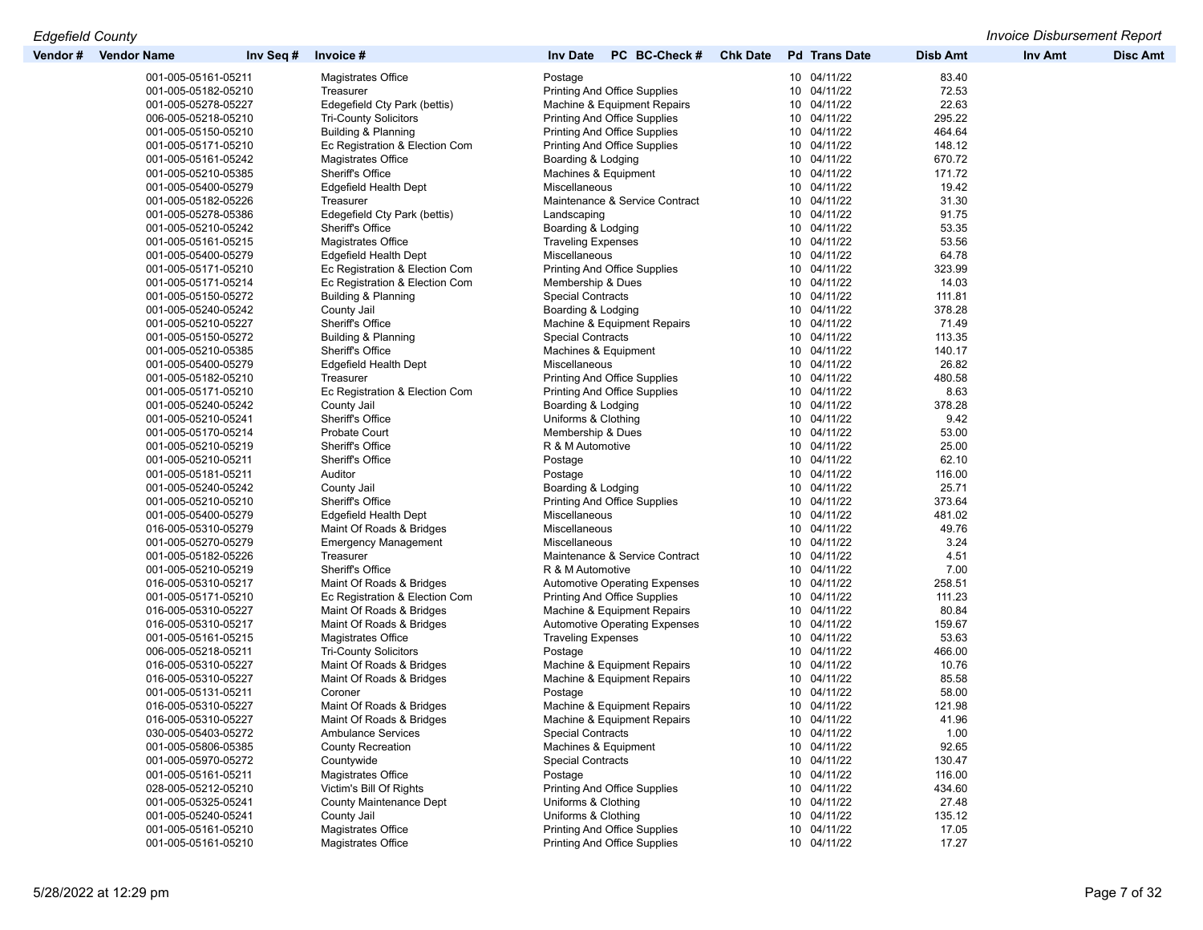| Vendor # | Vendor Name | Inv Seq # | Invoice # | Inv Date | PC | BC-Check # | Chk Date | Pd | Trans Date | Disb Amt | Inv Amt | Disc Amt |
|---|---|---|---|---|---|---|---|---|---|---|---|---|
| | 001-005-05161-05211 | | Magistrates Office | Postage | | | | 10 | 04/11/22 | 83.40 | | |
| | 001-005-05182-05210 | | Treasurer | Printing And Office Supplies | | | | 10 | 04/11/22 | 72.53 | | |
| | 001-005-05278-05227 | | Edegefield Cty Park (bettis) | Machine & Equipment Repairs | | | | 10 | 04/11/22 | 22.63 | | |
| | 006-005-05218-05210 | | Tri-County Solicitors | Printing And Office Supplies | | | | 10 | 04/11/22 | 295.22 | | |
| | 001-005-05150-05210 | | Building & Planning | Printing And Office Supplies | | | | 10 | 04/11/22 | 464.64 | | |
| | 001-005-05171-05210 | | Ec Registration & Election Com | Printing And Office Supplies | | | | 10 | 04/11/22 | 148.12 | | |
| | 001-005-05161-05242 | | Magistrates Office | Boarding & Lodging | | | | 10 | 04/11/22 | 670.72 | | |
| | 001-005-05210-05385 | | Sheriff's Office | Machines & Equipment | | | | 10 | 04/11/22 | 171.72 | | |
| | 001-005-05400-05279 | | Edgefield Health Dept | Miscellaneous | | | | 10 | 04/11/22 | 19.42 | | |
| | 001-005-05182-05226 | | Treasurer | Maintenance & Service Contract | | | | 10 | 04/11/22 | 31.30 | | |
| | 001-005-05278-05386 | | Edegefield Cty Park (bettis) | Landscaping | | | | 10 | 04/11/22 | 91.75 | | |
| | 001-005-05210-05242 | | Sheriff's Office | Boarding & Lodging | | | | 10 | 04/11/22 | 53.35 | | |
| | 001-005-05161-05215 | | Magistrates Office | Traveling Expenses | | | | 10 | 04/11/22 | 53.56 | | |
| | 001-005-05400-05279 | | Edgefield Health Dept | Miscellaneous | | | | 10 | 04/11/22 | 64.78 | | |
| | 001-005-05171-05210 | | Ec Registration & Election Com | Printing And Office Supplies | | | | 10 | 04/11/22 | 323.99 | | |
| | 001-005-05171-05214 | | Ec Registration & Election Com | Membership & Dues | | | | 10 | 04/11/22 | 14.03 | | |
| | 001-005-05150-05272 | | Building & Planning | Special Contracts | | | | 10 | 04/11/22 | 111.81 | | |
| | 001-005-05240-05242 | | County Jail | Boarding & Lodging | | | | 10 | 04/11/22 | 378.28 | | |
| | 001-005-05210-05227 | | Sheriff's Office | Machine & Equipment Repairs | | | | 10 | 04/11/22 | 71.49 | | |
| | 001-005-05150-05272 | | Building & Planning | Special Contracts | | | | 10 | 04/11/22 | 113.35 | | |
| | 001-005-05210-05385 | | Sheriff's Office | Machines & Equipment | | | | 10 | 04/11/22 | 140.17 | | |
| | 001-005-05400-05279 | | Edgefield Health Dept | Miscellaneous | | | | 10 | 04/11/22 | 26.82 | | |
| | 001-005-05182-05210 | | Treasurer | Printing And Office Supplies | | | | 10 | 04/11/22 | 480.58 | | |
| | 001-005-05171-05210 | | Ec Registration & Election Com | Printing And Office Supplies | | | | 10 | 04/11/22 | 8.63 | | |
| | 001-005-05240-05242 | | County Jail | Boarding & Lodging | | | | 10 | 04/11/22 | 378.28 | | |
| | 001-005-05210-05241 | | Sheriff's Office | Uniforms & Clothing | | | | 10 | 04/11/22 | 9.42 | | |
| | 001-005-05170-05214 | | Probate Court | Membership & Dues | | | | 10 | 04/11/22 | 53.00 | | |
| | 001-005-05210-05219 | | Sheriff's Office | R & M Automotive | | | | 10 | 04/11/22 | 25.00 | | |
| | 001-005-05210-05211 | | Sheriff's Office | Postage | | | | 10 | 04/11/22 | 62.10 | | |
| | 001-005-05181-05211 | | Auditor | Postage | | | | 10 | 04/11/22 | 116.00 | | |
| | 001-005-05240-05242 | | County Jail | Boarding & Lodging | | | | 10 | 04/11/22 | 25.71 | | |
| | 001-005-05210-05210 | | Sheriff's Office | Printing And Office Supplies | | | | 10 | 04/11/22 | 373.64 | | |
| | 001-005-05400-05279 | | Edgefield Health Dept | Miscellaneous | | | | 10 | 04/11/22 | 481.02 | | |
| | 016-005-05310-05279 | | Maint Of Roads & Bridges | Miscellaneous | | | | 10 | 04/11/22 | 49.76 | | |
| | 001-005-05270-05279 | | Emergency Management | Miscellaneous | | | | 10 | 04/11/22 | 3.24 | | |
| | 001-005-05182-05226 | | Treasurer | Maintenance & Service Contract | | | | 10 | 04/11/22 | 4.51 | | |
| | 001-005-05210-05219 | | Sheriff's Office | R & M Automotive | | | | 10 | 04/11/22 | 7.00 | | |
| | 016-005-05310-05217 | | Maint Of Roads & Bridges | Automotive Operating Expenses | | | | 10 | 04/11/22 | 258.51 | | |
| | 001-005-05171-05210 | | Ec Registration & Election Com | Printing And Office Supplies | | | | 10 | 04/11/22 | 111.23 | | |
| | 016-005-05310-05227 | | Maint Of Roads & Bridges | Machine & Equipment Repairs | | | | 10 | 04/11/22 | 80.84 | | |
| | 016-005-05310-05217 | | Maint Of Roads & Bridges | Automotive Operating Expenses | | | | 10 | 04/11/22 | 159.67 | | |
| | 001-005-05161-05215 | | Magistrates Office | Traveling Expenses | | | | 10 | 04/11/22 | 53.63 | | |
| | 006-005-05218-05211 | | Tri-County Solicitors | Postage | | | | 10 | 04/11/22 | 466.00 | | |
| | 016-005-05310-05227 | | Maint Of Roads & Bridges | Machine & Equipment Repairs | | | | 10 | 04/11/22 | 10.76 | | |
| | 016-005-05310-05227 | | Maint Of Roads & Bridges | Machine & Equipment Repairs | | | | 10 | 04/11/22 | 85.58 | | |
| | 001-005-05131-05211 | | Coroner | Postage | | | | 10 | 04/11/22 | 58.00 | | |
| | 016-005-05310-05227 | | Maint Of Roads & Bridges | Machine & Equipment Repairs | | | | 10 | 04/11/22 | 121.98 | | |
| | 016-005-05310-05227 | | Maint Of Roads & Bridges | Machine & Equipment Repairs | | | | 10 | 04/11/22 | 41.96 | | |
| | 030-005-05403-05272 | | Ambulance Services | Special Contracts | | | | 10 | 04/11/22 | 1.00 | | |
| | 001-005-05806-05385 | | County Recreation | Machines & Equipment | | | | 10 | 04/11/22 | 92.65 | | |
| | 001-005-05970-05272 | | Countywide | Special Contracts | | | | 10 | 04/11/22 | 130.47 | | |
| | 001-005-05161-05211 | | Magistrates Office | Postage | | | | 10 | 04/11/22 | 116.00 | | |
| | 028-005-05212-05210 | | Victim's Bill Of Rights | Printing And Office Supplies | | | | 10 | 04/11/22 | 434.60 | | |
| | 001-005-05325-05241 | | County Maintenance Dept | Uniforms & Clothing | | | | 10 | 04/11/22 | 27.48 | | |
| | 001-005-05240-05241 | | County Jail | Uniforms & Clothing | | | | 10 | 04/11/22 | 135.12 | | |
| | 001-005-05161-05210 | | Magistrates Office | Printing And Office Supplies | | | | 10 | 04/11/22 | 17.05 | | |
| | 001-005-05161-05210 | | Magistrates Office | Printing And Office Supplies | | | | 10 | 04/11/22 | 17.27 | | |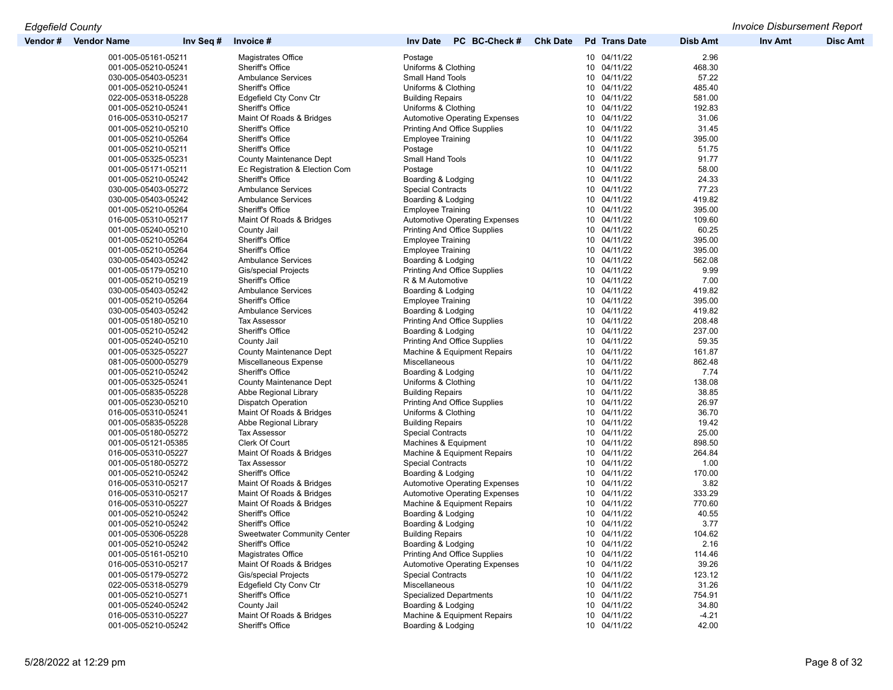| Vendor # | Vendor Name | Inv Seq # | Invoice # | Inv Date | PC | BC-Check # | Chk Date | Pd | Trans Date | Disb Amt | Inv Amt | Disc Amt |
|---|---|---|---|---|---|---|---|---|---|---|---|---|
| | 001-005-05161-05211 | | Magistrates Office | Postage | | | | 10 | 04/11/22 | 2.96 | | |
| | 001-005-05210-05241 | | Sheriff's Office | Uniforms & Clothing | | | | 10 | 04/11/22 | 468.30 | | |
| | 030-005-05403-05231 | | Ambulance Services | Small Hand Tools | | | | 10 | 04/11/22 | 57.22 | | |
| | 001-005-05210-05241 | | Sheriff's Office | Uniforms & Clothing | | | | 10 | 04/11/22 | 485.40 | | |
| | 022-005-05318-05228 | | Edgefield Cty Conv Ctr | Building Repairs | | | | 10 | 04/11/22 | 581.00 | | |
| | 001-005-05210-05241 | | Sheriff's Office | Uniforms & Clothing | | | | 10 | 04/11/22 | 192.83 | | |
| | 016-005-05310-05217 | | Maint Of Roads & Bridges | Automotive Operating Expenses | | | | 10 | 04/11/22 | 31.06 | | |
| | 001-005-05210-05210 | | Sheriff's Office | Printing And Office Supplies | | | | 10 | 04/11/22 | 31.45 | | |
| | 001-005-05210-05264 | | Sheriff's Office | Employee Training | | | | 10 | 04/11/22 | 395.00 | | |
| | 001-005-05210-05211 | | Sheriff's Office | Postage | | | | 10 | 04/11/22 | 51.75 | | |
| | 001-005-05325-05231 | | County Maintenance Dept | Small Hand Tools | | | | 10 | 04/11/22 | 91.77 | | |
| | 001-005-05171-05211 | | Ec Registration & Election Com | Postage | | | | 10 | 04/11/22 | 58.00 | | |
| | 001-005-05210-05242 | | Sheriff's Office | Boarding & Lodging | | | | 10 | 04/11/22 | 24.33 | | |
| | 030-005-05403-05272 | | Ambulance Services | Special Contracts | | | | 10 | 04/11/22 | 77.23 | | |
| | 030-005-05403-05242 | | Ambulance Services | Boarding & Lodging | | | | 10 | 04/11/22 | 419.82 | | |
| | 001-005-05210-05264 | | Sheriff's Office | Employee Training | | | | 10 | 04/11/22 | 395.00 | | |
| | 016-005-05310-05217 | | Maint Of Roads & Bridges | Automotive Operating Expenses | | | | 10 | 04/11/22 | 109.60 | | |
| | 001-005-05240-05210 | | County Jail | Printing And Office Supplies | | | | 10 | 04/11/22 | 60.25 | | |
| | 001-005-05210-05264 | | Sheriff's Office | Employee Training | | | | 10 | 04/11/22 | 395.00 | | |
| | 001-005-05210-05264 | | Sheriff's Office | Employee Training | | | | 10 | 04/11/22 | 395.00 | | |
| | 030-005-05403-05242 | | Ambulance Services | Boarding & Lodging | | | | 10 | 04/11/22 | 562.08 | | |
| | 001-005-05179-05210 | | Gis/special Projects | Printing And Office Supplies | | | | 10 | 04/11/22 | 9.99 | | |
| | 001-005-05210-05219 | | Sheriff's Office | R & M Automotive | | | | 10 | 04/11/22 | 7.00 | | |
| | 030-005-05403-05242 | | Ambulance Services | Boarding & Lodging | | | | 10 | 04/11/22 | 419.82 | | |
| | 001-005-05210-05264 | | Sheriff's Office | Employee Training | | | | 10 | 04/11/22 | 395.00 | | |
| | 030-005-05403-05242 | | Ambulance Services | Boarding & Lodging | | | | 10 | 04/11/22 | 419.82 | | |
| | 001-005-05180-05210 | | Tax Assessor | Printing And Office Supplies | | | | 10 | 04/11/22 | 208.48 | | |
| | 001-005-05210-05242 | | Sheriff's Office | Boarding & Lodging | | | | 10 | 04/11/22 | 237.00 | | |
| | 001-005-05240-05210 | | County Jail | Printing And Office Supplies | | | | 10 | 04/11/22 | 59.35 | | |
| | 001-005-05325-05227 | | County Maintenance Dept | Machine & Equipment Repairs | | | | 10 | 04/11/22 | 161.87 | | |
| | 081-005-05000-05279 | | Miscellaneous Expense | Miscellaneous | | | | 10 | 04/11/22 | 862.48 | | |
| | 001-005-05210-05242 | | Sheriff's Office | Boarding & Lodging | | | | 10 | 04/11/22 | 7.74 | | |
| | 001-005-05325-05241 | | County Maintenance Dept | Uniforms & Clothing | | | | 10 | 04/11/22 | 138.08 | | |
| | 001-005-05835-05228 | | Abbe Regional Library | Building Repairs | | | | 10 | 04/11/22 | 38.85 | | |
| | 001-005-05230-05210 | | Dispatch Operation | Printing And Office Supplies | | | | 10 | 04/11/22 | 26.97 | | |
| | 016-005-05310-05241 | | Maint Of Roads & Bridges | Uniforms & Clothing | | | | 10 | 04/11/22 | 36.70 | | |
| | 001-005-05835-05228 | | Abbe Regional Library | Building Repairs | | | | 10 | 04/11/22 | 19.42 | | |
| | 001-005-05180-05272 | | Tax Assessor | Special Contracts | | | | 10 | 04/11/22 | 25.00 | | |
| | 001-005-05121-05385 | | Clerk Of Court | Machines & Equipment | | | | 10 | 04/11/22 | 898.50 | | |
| | 016-005-05310-05227 | | Maint Of Roads & Bridges | Machine & Equipment Repairs | | | | 10 | 04/11/22 | 264.84 | | |
| | 001-005-05180-05272 | | Tax Assessor | Special Contracts | | | | 10 | 04/11/22 | 1.00 | | |
| | 001-005-05210-05242 | | Sheriff's Office | Boarding & Lodging | | | | 10 | 04/11/22 | 170.00 | | |
| | 016-005-05310-05217 | | Maint Of Roads & Bridges | Automotive Operating Expenses | | | | 10 | 04/11/22 | 3.82 | | |
| | 016-005-05310-05217 | | Maint Of Roads & Bridges | Automotive Operating Expenses | | | | 10 | 04/11/22 | 333.29 | | |
| | 016-005-05310-05227 | | Maint Of Roads & Bridges | Machine & Equipment Repairs | | | | 10 | 04/11/22 | 770.60 | | |
| | 001-005-05210-05242 | | Sheriff's Office | Boarding & Lodging | | | | 10 | 04/11/22 | 40.55 | | |
| | 001-005-05210-05242 | | Sheriff's Office | Boarding & Lodging | | | | 10 | 04/11/22 | 3.77 | | |
| | 001-005-05306-05228 | | Sweetwater Community Center | Building Repairs | | | | 10 | 04/11/22 | 104.62 | | |
| | 001-005-05210-05242 | | Sheriff's Office | Boarding & Lodging | | | | 10 | 04/11/22 | 2.16 | | |
| | 001-005-05161-05210 | | Magistrates Office | Printing And Office Supplies | | | | 10 | 04/11/22 | 114.46 | | |
| | 016-005-05310-05217 | | Maint Of Roads & Bridges | Automotive Operating Expenses | | | | 10 | 04/11/22 | 39.26 | | |
| | 001-005-05179-05272 | | Gis/special Projects | Special Contracts | | | | 10 | 04/11/22 | 123.12 | | |
| | 022-005-05318-05279 | | Edgefield Cty Conv Ctr | Miscellaneous | | | | 10 | 04/11/22 | 31.26 | | |
| | 001-005-05210-05271 | | Sheriff's Office | Specialized Departments | | | | 10 | 04/11/22 | 754.91 | | |
| | 001-005-05240-05242 | | County Jail | Boarding & Lodging | | | | 10 | 04/11/22 | 34.80 | | |
| | 016-005-05310-05227 | | Maint Of Roads & Bridges | Machine & Equipment Repairs | | | | 10 | 04/11/22 | -4.21 | | |
| | 001-005-05210-05242 | | Sheriff's Office | Boarding & Lodging | | | | 10 | 04/11/22 | 42.00 | | |

5/28/2022 at 12:29 pm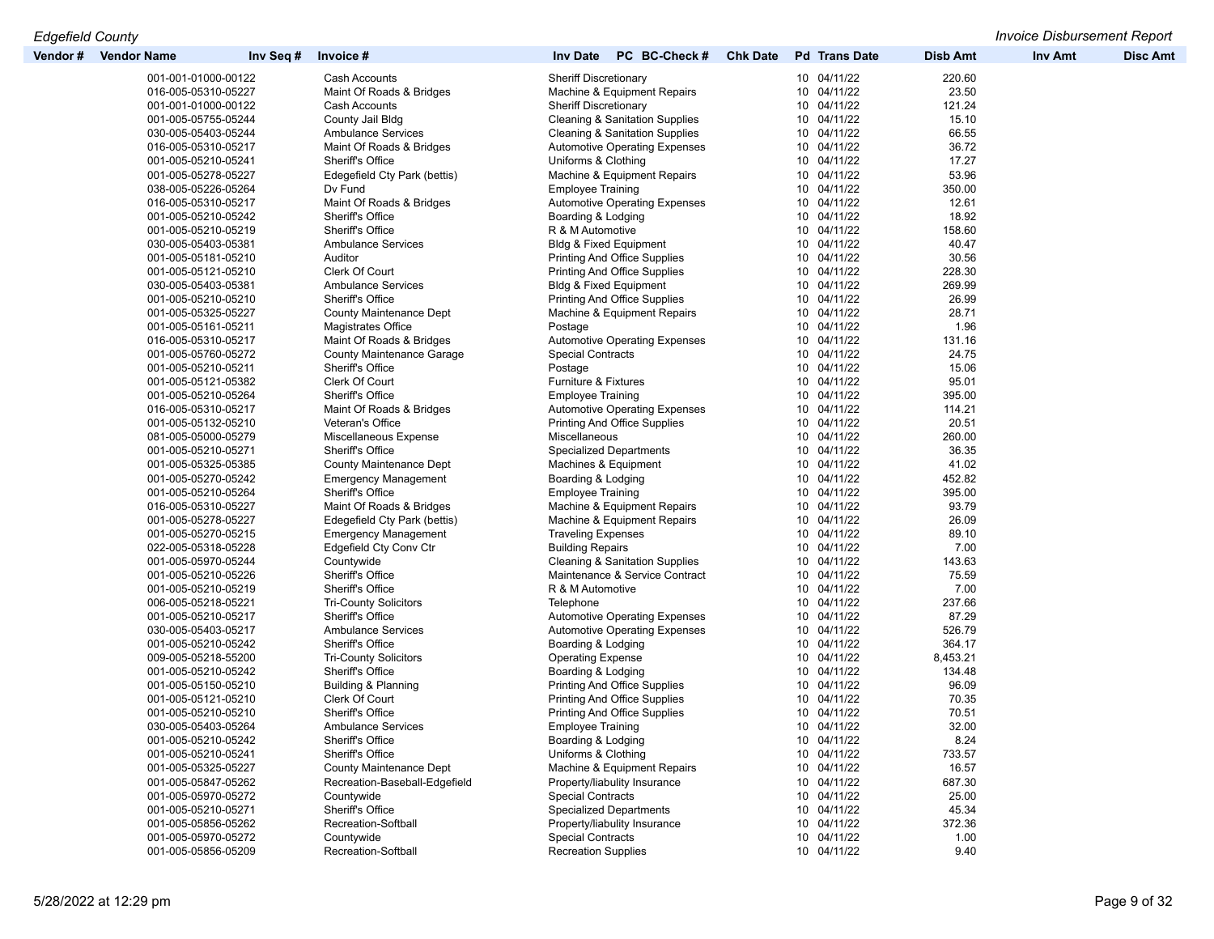| Vendor # | Vendor Name | Inv Seq # | Invoice # | Inv Date | PC | BC-Check # | Chk Date | Pd | Trans Date | Disb Amt | Inv Amt | Disc Amt |
|---|---|---|---|---|---|---|---|---|---|---|---|---|
| | 001-001-01000-00122 | | Cash Accounts | Sheriff Discretionary | | | | 10 | 04/11/22 | 220.60 | | |
| | 016-005-05310-05227 | | Maint Of Roads & Bridges | Machine & Equipment Repairs | | | | 10 | 04/11/22 | 23.50 | | |
| | 001-001-01000-00122 | | Cash Accounts | Sheriff Discretionary | | | | 10 | 04/11/22 | 121.24 | | |
| | 001-005-05755-05244 | | County Jail Bldg | Cleaning & Sanitation Supplies | | | | 10 | 04/11/22 | 15.10 | | |
| | 030-005-05403-05244 | | Ambulance Services | Cleaning & Sanitation Supplies | | | | 10 | 04/11/22 | 66.55 | | |
| | 016-005-05310-05217 | | Maint Of Roads & Bridges | Automotive Operating Expenses | | | | 10 | 04/11/22 | 36.72 | | |
| | 001-005-05210-05241 | | Sheriff's Office | Uniforms & Clothing | | | | 10 | 04/11/22 | 17.27 | | |
| | 001-005-05278-05227 | | Edegefield Cty Park (bettis) | Machine & Equipment Repairs | | | | 10 | 04/11/22 | 53.96 | | |
| | 038-005-05226-05264 | | Dv Fund | Employee Training | | | | 10 | 04/11/22 | 350.00 | | |
| | 016-005-05310-05217 | | Maint Of Roads & Bridges | Automotive Operating Expenses | | | | 10 | 04/11/22 | 12.61 | | |
| | 001-005-05210-05242 | | Sheriff's Office | Boarding & Lodging | | | | 10 | 04/11/22 | 18.92 | | |
| | 001-005-05210-05219 | | Sheriff's Office | R & M Automotive | | | | 10 | 04/11/22 | 158.60 | | |
| | 030-005-05403-05381 | | Ambulance Services | Bldg & Fixed Equipment | | | | 10 | 04/11/22 | 40.47 | | |
| | 001-005-05181-05210 | | Auditor | Printing And Office Supplies | | | | 10 | 04/11/22 | 30.56 | | |
| | 001-005-05121-05210 | | Clerk Of Court | Printing And Office Supplies | | | | 10 | 04/11/22 | 228.30 | | |
| | 030-005-05403-05381 | | Ambulance Services | Bldg & Fixed Equipment | | | | 10 | 04/11/22 | 269.99 | | |
| | 001-005-05210-05210 | | Sheriff's Office | Printing And Office Supplies | | | | 10 | 04/11/22 | 26.99 | | |
| | 001-005-05325-05227 | | County Maintenance Dept | Machine & Equipment Repairs | | | | 10 | 04/11/22 | 28.71 | | |
| | 001-005-05161-05211 | | Magistrates Office | Postage | | | | 10 | 04/11/22 | 1.96 | | |
| | 016-005-05310-05217 | | Maint Of Roads & Bridges | Automotive Operating Expenses | | | | 10 | 04/11/22 | 131.16 | | |
| | 001-005-05760-05272 | | County Maintenance Garage | Special Contracts | | | | 10 | 04/11/22 | 24.75 | | |
| | 001-005-05210-05211 | | Sheriff's Office | Postage | | | | 10 | 04/11/22 | 15.06 | | |
| | 001-005-05121-05382 | | Clerk Of Court | Furniture & Fixtures | | | | 10 | 04/11/22 | 95.01 | | |
| | 001-005-05210-05264 | | Sheriff's Office | Employee Training | | | | 10 | 04/11/22 | 395.00 | | |
| | 016-005-05310-05217 | | Maint Of Roads & Bridges | Automotive Operating Expenses | | | | 10 | 04/11/22 | 114.21 | | |
| | 001-005-05132-05210 | | Veteran's Office | Printing And Office Supplies | | | | 10 | 04/11/22 | 20.51 | | |
| | 081-005-05000-05279 | | Miscellaneous Expense | Miscellaneous | | | | 10 | 04/11/22 | 260.00 | | |
| | 001-005-05210-05271 | | Sheriff's Office | Specialized Departments | | | | 10 | 04/11/22 | 36.35 | | |
| | 001-005-05325-05385 | | County Maintenance Dept | Machines & Equipment | | | | 10 | 04/11/22 | 41.02 | | |
| | 001-005-05270-05242 | | Emergency Management | Boarding & Lodging | | | | 10 | 04/11/22 | 452.82 | | |
| | 001-005-05210-05264 | | Sheriff's Office | Employee Training | | | | 10 | 04/11/22 | 395.00 | | |
| | 016-005-05310-05227 | | Maint Of Roads & Bridges | Machine & Equipment Repairs | | | | 10 | 04/11/22 | 93.79 | | |
| | 001-005-05278-05227 | | Edegefield Cty Park (bettis) | Machine & Equipment Repairs | | | | 10 | 04/11/22 | 26.09 | | |
| | 001-005-05270-05215 | | Emergency Management | Traveling Expenses | | | | 10 | 04/11/22 | 89.10 | | |
| | 022-005-05318-05228 | | Edgefield Cty Conv Ctr | Building Repairs | | | | 10 | 04/11/22 | 7.00 | | |
| | 001-005-05970-05244 | | Countywide | Cleaning & Sanitation Supplies | | | | 10 | 04/11/22 | 143.63 | | |
| | 001-005-05210-05226 | | Sheriff's Office | Maintenance & Service Contract | | | | 10 | 04/11/22 | 75.59 | | |
| | 001-005-05210-05219 | | Sheriff's Office | R & M Automotive | | | | 10 | 04/11/22 | 7.00 | | |
| | 006-005-05218-05221 | | Tri-County Solicitors | Telephone | | | | 10 | 04/11/22 | 237.66 | | |
| | 001-005-05210-05217 | | Sheriff's Office | Automotive Operating Expenses | | | | 10 | 04/11/22 | 87.29 | | |
| | 030-005-05403-05217 | | Ambulance Services | Automotive Operating Expenses | | | | 10 | 04/11/22 | 526.79 | | |
| | 001-005-05210-05242 | | Sheriff's Office | Boarding & Lodging | | | | 10 | 04/11/22 | 364.17 | | |
| | 009-005-05218-55200 | | Tri-County Solicitors | Operating Expense | | | | 10 | 04/11/22 | 8,453.21 | | |
| | 001-005-05210-05242 | | Sheriff's Office | Boarding & Lodging | | | | 10 | 04/11/22 | 134.48 | | |
| | 001-005-05150-05210 | | Building & Planning | Printing And Office Supplies | | | | 10 | 04/11/22 | 96.09 | | |
| | 001-005-05121-05210 | | Clerk Of Court | Printing And Office Supplies | | | | 10 | 04/11/22 | 70.35 | | |
| | 001-005-05210-05210 | | Sheriff's Office | Printing And Office Supplies | | | | 10 | 04/11/22 | 70.51 | | |
| | 030-005-05403-05264 | | Ambulance Services | Employee Training | | | | 10 | 04/11/22 | 32.00 | | |
| | 001-005-05210-05242 | | Sheriff's Office | Boarding & Lodging | | | | 10 | 04/11/22 | 8.24 | | |
| | 001-005-05210-05241 | | Sheriff's Office | Uniforms & Clothing | | | | 10 | 04/11/22 | 733.57 | | |
| | 001-005-05325-05227 | | County Maintenance Dept | Machine & Equipment Repairs | | | | 10 | 04/11/22 | 16.57 | | |
| | 001-005-05847-05262 | | Recreation-Baseball-Edgefield | Property/liability Insurance | | | | 10 | 04/11/22 | 687.30 | | |
| | 001-005-05970-05272 | | Countywide | Special Contracts | | | | 10 | 04/11/22 | 25.00 | | |
| | 001-005-05210-05271 | | Sheriff's Office | Specialized Departments | | | | 10 | 04/11/22 | 45.34 | | |
| | 001-005-05856-05262 | | Recreation-Softball | Property/liability Insurance | | | | 10 | 04/11/22 | 372.36 | | |
| | 001-005-05970-05272 | | Countywide | Special Contracts | | | | 10 | 04/11/22 | 1.00 | | |
| | 001-005-05856-05209 | | Recreation-Softball | Recreation Supplies | | | | 10 | 04/11/22 | 9.40 | | |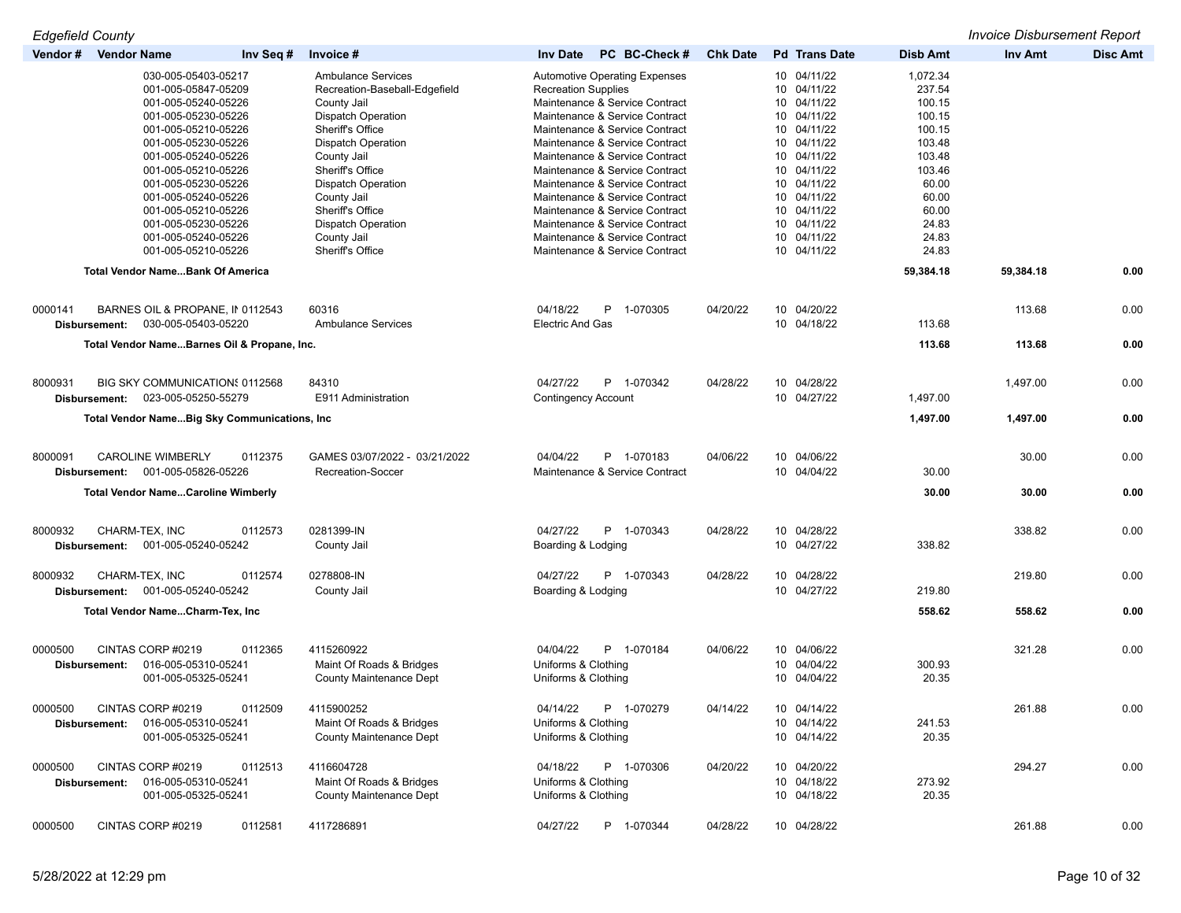*Edgefield County* — *Invoice Disbursement Report*

| Vendor # | Vendor Name | Inv Seq # | Invoice # | Inv Date | PC | BC-Check # | Chk Date | Pd | Trans Date | Disb Amt | Inv Amt | Disc Amt |
|---|---|---|---|---|---|---|---|---|---|---|---|---|
| | 030-005-05403-05217 | | Ambulance Services | Automotive Operating Expenses | | | | 10 | 04/11/22 | 1,072.34 | | |
| | 001-005-05847-05209 | | Recreation-Baseball-Edgefield | Recreation Supplies | | | | 10 | 04/11/22 | 237.54 | | |
| | 001-005-05240-05226 | | County Jail | Maintenance & Service Contract | | | | 10 | 04/11/22 | 100.15 | | |
| | 001-005-05230-05226 | | Dispatch Operation | Maintenance & Service Contract | | | | 10 | 04/11/22 | 100.15 | | |
| | 001-005-05210-05226 | | Sheriff's Office | Maintenance & Service Contract | | | | 10 | 04/11/22 | 100.15 | | |
| | 001-005-05230-05226 | | Dispatch Operation | Maintenance & Service Contract | | | | 10 | 04/11/22 | 103.48 | | |
| | 001-005-05240-05226 | | County Jail | Maintenance & Service Contract | | | | 10 | 04/11/22 | 103.48 | | |
| | 001-005-05210-05226 | | Sheriff's Office | Maintenance & Service Contract | | | | 10 | 04/11/22 | 103.46 | | |
| | 001-005-05230-05226 | | Dispatch Operation | Maintenance & Service Contract | | | | 10 | 04/11/22 | 60.00 | | |
| | 001-005-05240-05226 | | County Jail | Maintenance & Service Contract | | | | 10 | 04/11/22 | 60.00 | | |
| | 001-005-05210-05226 | | Sheriff's Office | Maintenance & Service Contract | | | | 10 | 04/11/22 | 60.00 | | |
| | 001-005-05230-05226 | | Dispatch Operation | Maintenance & Service Contract | | | | 10 | 04/11/22 | 24.83 | | |
| | 001-005-05240-05226 | | County Jail | Maintenance & Service Contract | | | | 10 | 04/11/22 | 24.83 | | |
| | 001-005-05210-05226 | | Sheriff's Office | Maintenance & Service Contract | | | | 10 | 04/11/22 | 24.83 | | |
| | **Total Vendor Name...Bank Of America** | | | | | | | | | **59,384.18** | **59,384.18** | **0.00** |
| 0000141 | BARNES OIL & PROPANE, IN | 0112543 | 60316 | 04/18/22 | P | 1-070305 | 04/20/22 | 10 | 04/20/22 | | 113.68 | 0.00 |
| **Disbursement:** | 030-005-05403-05220 | | Ambulance Services | Electric And Gas | | | | 10 | 04/18/22 | 113.68 | | |
| | **Total Vendor Name...Barnes Oil & Propane, Inc.** | | | | | | | | | **113.68** | **113.68** | **0.00** |
| 8000931 | BIG SKY COMMUNICATIONS | 0112568 | 84310 | 04/27/22 | P | 1-070342 | 04/28/22 | 10 | 04/28/22 | | 1,497.00 | 0.00 |
| **Disbursement:** | 023-005-05250-55279 | | E911 Administration | Contingency Account | | | | 10 | 04/27/22 | 1,497.00 | | |
| | **Total Vendor Name...Big Sky Communications, Inc** | | | | | | | | | **1,497.00** | **1,497.00** | **0.00** |
| 8000091 | CAROLINE WIMBERLY | 0112375 | GAMES 03/07/2022 - 03/21/2022 | 04/04/22 | P | 1-070183 | 04/06/22 | 10 | 04/06/22 | | 30.00 | 0.00 |
| **Disbursement:** | 001-005-05826-05226 | | Recreation-Soccer | Maintenance & Service Contract | | | | 10 | 04/04/22 | 30.00 | | |
| | **Total Vendor Name...Caroline Wimberly** | | | | | | | | | **30.00** | **30.00** | **0.00** |
| 8000932 | CHARM-TEX, INC | 0112573 | 0281399-IN | 04/27/22 | P | 1-070343 | 04/28/22 | 10 | 04/28/22 | | 338.82 | 0.00 |
| **Disbursement:** | 001-005-05240-05242 | | County Jail | Boarding & Lodging | | | | 10 | 04/27/22 | 338.82 | | |
| 8000932 | CHARM-TEX, INC | 0112574 | 0278808-IN | 04/27/22 | P | 1-070343 | 04/28/22 | 10 | 04/28/22 | | 219.80 | 0.00 |
| **Disbursement:** | 001-005-05240-05242 | | County Jail | Boarding & Lodging | | | | 10 | 04/27/22 | 219.80 | | |
| | **Total Vendor Name...Charm-Tex, Inc** | | | | | | | | | **558.62** | **558.62** | **0.00** |
| 0000500 | CINTAS CORP #0219 | 0112365 | 4115260922 | 04/04/22 | P | 1-070184 | 04/06/22 | 10 | 04/06/22 | | 321.28 | 0.00 |
| **Disbursement:** | 016-005-05310-05241 | | Maint Of Roads & Bridges | Uniforms & Clothing | | | | 10 | 04/04/22 | 300.93 | | |
| | 001-005-05325-05241 | | County Maintenance Dept | Uniforms & Clothing | | | | 10 | 04/04/22 | 20.35 | | |
| 0000500 | CINTAS CORP #0219 | 0112509 | 4115900252 | 04/14/22 | P | 1-070279 | 04/14/22 | 10 | 04/14/22 | | 261.88 | 0.00 |
| **Disbursement:** | 016-005-05310-05241 | | Maint Of Roads & Bridges | Uniforms & Clothing | | | | 10 | 04/14/22 | 241.53 | | |
| | 001-005-05325-05241 | | County Maintenance Dept | Uniforms & Clothing | | | | 10 | 04/14/22 | 20.35 | | |
| 0000500 | CINTAS CORP #0219 | 0112513 | 4116604728 | 04/18/22 | P | 1-070306 | 04/20/22 | 10 | 04/20/22 | | 294.27 | 0.00 |
| **Disbursement:** | 016-005-05310-05241 | | Maint Of Roads & Bridges | Uniforms & Clothing | | | | 10 | 04/18/22 | 273.92 | | |
| | 001-005-05325-05241 | | County Maintenance Dept | Uniforms & Clothing | | | | 10 | 04/18/22 | 20.35 | | |
| 0000500 | CINTAS CORP #0219 | 0112581 | 4117286891 | 04/27/22 | P | 1-070344 | 04/28/22 | 10 | 04/28/22 | | 261.88 | 0.00 |

5/28/2022 at 12:29 pm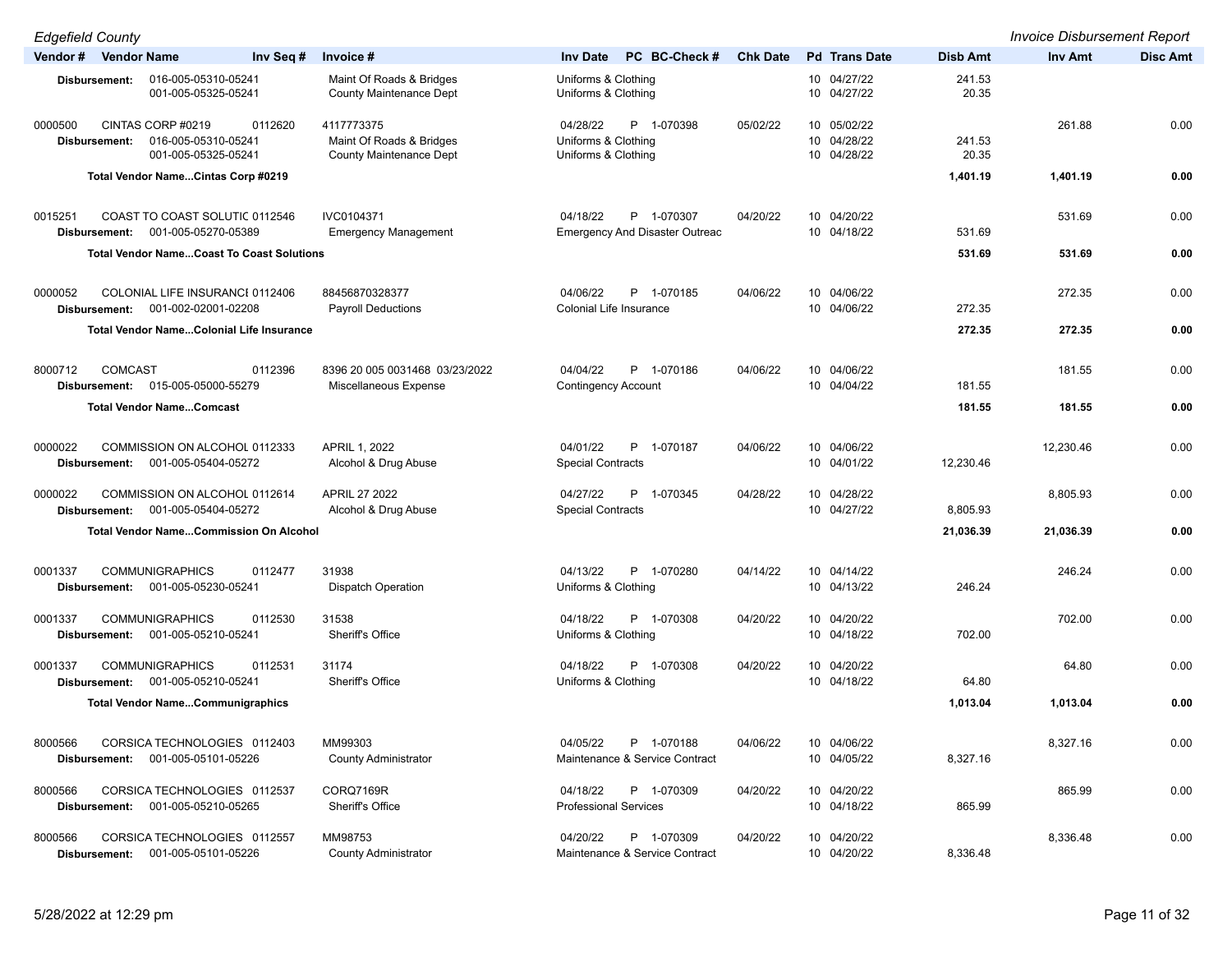| Vendor # | Vendor Name | Inv Seq # | Invoice # | Inv Date | PC | BC-Check # | Chk Date | Pd | Trans Date | Disb Amt | Inv Amt | Disc Amt |
|---|---|---|---|---|---|---|---|---|---|---|---|---|
| Disbursement: | 016-005-05310-05241 | | Maint Of Roads & Bridges | Uniforms & Clothing | | | | 10 | 04/27/22 | 241.53 | | |
| | 001-005-05325-05241 | | County Maintenance Dept | Uniforms & Clothing | | | | 10 | 04/27/22 | 20.35 | | |
| 0000500 | CINTAS CORP #0219 | 0112620 | 4117773375 | 04/28/22 | P | 1-070398 | 05/02/22 | 10 | 05/02/22 | | 261.88 | 0.00 |
| Disbursement: | 016-005-05310-05241 | | Maint Of Roads & Bridges | Uniforms & Clothing | | | | 10 | 04/28/22 | 241.53 | | |
| | 001-005-05325-05241 | | County Maintenance Dept | Uniforms & Clothing | | | | 10 | 04/28/22 | 20.35 | | |
| | **Total Vendor Name...Cintas Corp #0219** | | | | | | | | | **1,401.19** | **1,401.19** | **0.00** |
| 0015251 | COAST TO COAST SOLUTIC | 0112546 | IVC0104371 | 04/18/22 | P | 1-070307 | 04/20/22 | 10 | 04/20/22 | | 531.69 | 0.00 |
| Disbursement: | 001-005-05270-05389 | | Emergency Management | Emergency And Disaster Outreac | | | | 10 | 04/18/22 | 531.69 | | |
| | **Total Vendor Name...Coast To Coast Solutions** | | | | | | | | | **531.69** | **531.69** | **0.00** |
| 0000052 | COLONIAL LIFE INSURANCI | 0112406 | 88456870328377 | 04/06/22 | P | 1-070185 | 04/06/22 | 10 | 04/06/22 | | 272.35 | 0.00 |
| Disbursement: | 001-002-02001-02208 | | Payroll Deductions | Colonial Life Insurance | | | | 10 | 04/06/22 | 272.35 | | |
| | **Total Vendor Name...Colonial Life Insurance** | | | | | | | | | **272.35** | **272.35** | **0.00** |
| 8000712 | COMCAST | 0112396 | 8396 20 005 0031468 03/23/2022 | 04/04/22 | P | 1-070186 | 04/06/22 | 10 | 04/06/22 | | 181.55 | 0.00 |
| Disbursement: | 015-005-05000-55279 | | Miscellaneous Expense | Contingency Account | | | | 10 | 04/04/22 | 181.55 | | |
| | **Total Vendor Name...Comcast** | | | | | | | | | **181.55** | **181.55** | **0.00** |
| 0000022 | COMMISSION ON ALCOHOL | 0112333 | APRIL 1, 2022 | 04/01/22 | P | 1-070187 | 04/06/22 | 10 | 04/06/22 | | 12,230.46 | 0.00 |
| Disbursement: | 001-005-05404-05272 | | Alcohol & Drug Abuse | Special Contracts | | | | 10 | 04/01/22 | 12,230.46 | | |
| 0000022 | COMMISSION ON ALCOHOL | 0112614 | APRIL 27 2022 | 04/27/22 | P | 1-070345 | 04/28/22 | 10 | 04/28/22 | | 8,805.93 | 0.00 |
| Disbursement: | 001-005-05404-05272 | | Alcohol & Drug Abuse | Special Contracts | | | | 10 | 04/27/22 | 8,805.93 | | |
| | **Total Vendor Name...Commission On Alcohol** | | | | | | | | | **21,036.39** | **21,036.39** | **0.00** |
| 0001337 | COMMUNIGRAPHICS | 0112477 | 31938 | 04/13/22 | P | 1-070280 | 04/14/22 | 10 | 04/14/22 | | 246.24 | 0.00 |
| Disbursement: | 001-005-05230-05241 | | Dispatch Operation | Uniforms & Clothing | | | | 10 | 04/13/22 | 246.24 | | |
| 0001337 | COMMUNIGRAPHICS | 0112530 | 31538 | 04/18/22 | P | 1-070308 | 04/20/22 | 10 | 04/20/22 | | 702.00 | 0.00 |
| Disbursement: | 001-005-05210-05241 | | Sheriff's Office | Uniforms & Clothing | | | | 10 | 04/18/22 | 702.00 | | |
| 0001337 | COMMUNIGRAPHICS | 0112531 | 31174 | 04/18/22 | P | 1-070308 | 04/20/22 | 10 | 04/20/22 | | 64.80 | 0.00 |
| Disbursement: | 001-005-05210-05241 | | Sheriff's Office | Uniforms & Clothing | | | | 10 | 04/18/22 | 64.80 | | |
| | **Total Vendor Name...Communigraphics** | | | | | | | | | **1,013.04** | **1,013.04** | **0.00** |
| 8000566 | CORSICA TECHNOLOGIES | 0112403 | MM99303 | 04/05/22 | P | 1-070188 | 04/06/22 | 10 | 04/06/22 | | 8,327.16 | 0.00 |
| Disbursement: | 001-005-05101-05226 | | County Administrator | Maintenance & Service Contract | | | | 10 | 04/05/22 | 8,327.16 | | |
| 8000566 | CORSICA TECHNOLOGIES | 0112537 | CORQ7169R | 04/18/22 | P | 1-070309 | 04/20/22 | 10 | 04/20/22 | | 865.99 | 0.00 |
| Disbursement: | 001-005-05210-05265 | | Sheriff's Office | Professional Services | | | | 10 | 04/18/22 | 865.99 | | |
| 8000566 | CORSICA TECHNOLOGIES | 0112557 | MM98753 | 04/20/22 | P | 1-070309 | 04/20/22 | 10 | 04/20/22 | | 8,336.48 | 0.00 |
| Disbursement: | 001-005-05101-05226 | | County Administrator | Maintenance & Service Contract | | | | 10 | 04/20/22 | 8,336.48 | | |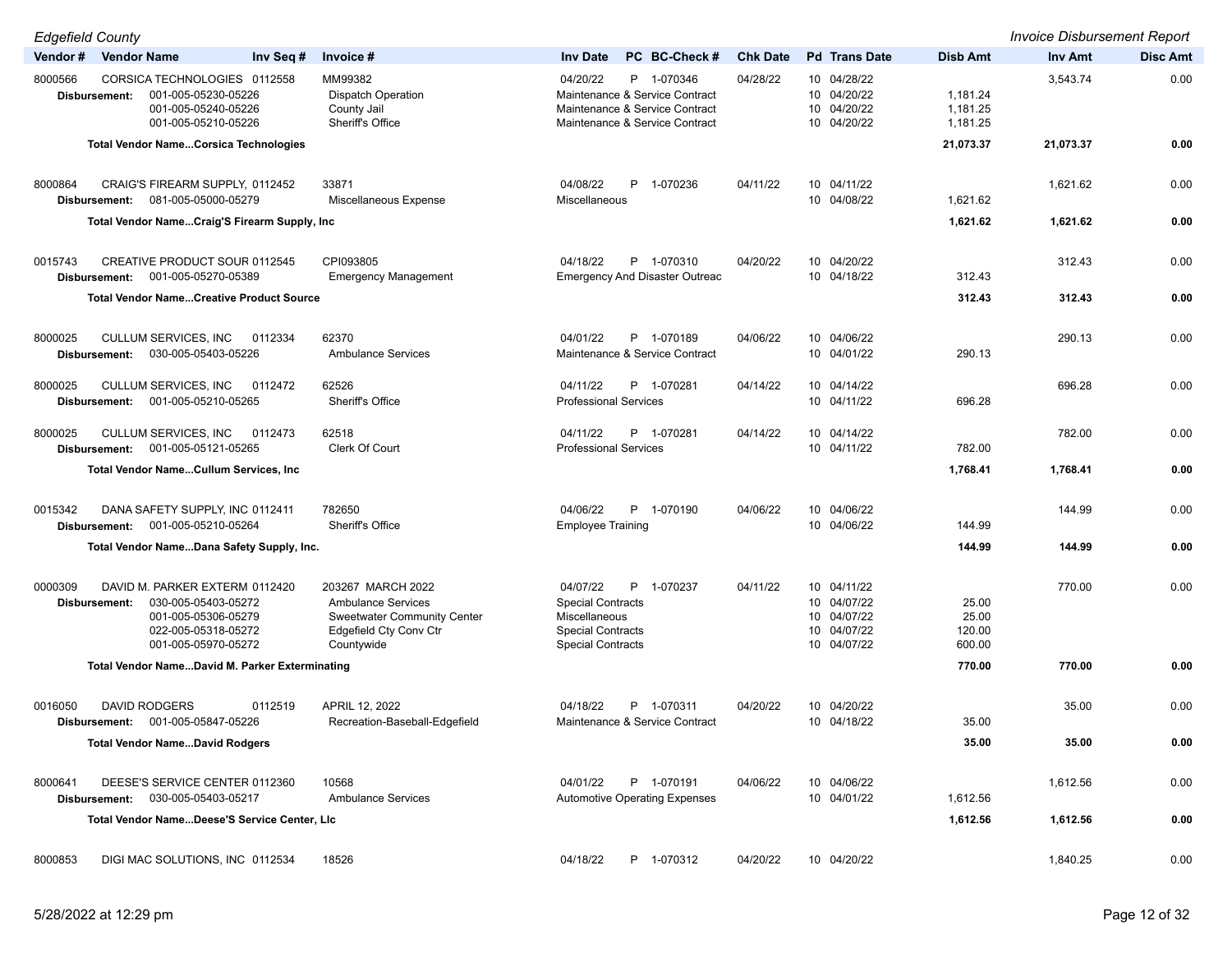| Vendor # | Vendor Name | Inv Seq # | Invoice # | Inv Date | PC | BC-Check # | Chk Date | Pd | Trans Date | Disb Amt | Inv Amt | Disc Amt |
|---|---|---|---|---|---|---|---|---|---|---|---|---|
| 8000566 | CORSICA TECHNOLOGIES | 0112558 | MM99382 | 04/20/22 | P | 1-070346 | 04/28/22 | 10 | 04/28/22 | | 3,543.74 | 0.00 |
| Disbursement: | 001-005-05230-05226 | | Dispatch Operation | Maintenance & Service Contract | | | | 10 | 04/20/22 | 1,181.24 | | |
| | 001-005-05240-05226 | | County Jail | Maintenance & Service Contract | | | | 10 | 04/20/22 | 1,181.25 | | |
| | 001-005-05210-05226 | | Sheriff's Office | Maintenance & Service Contract | | | | 10 | 04/20/22 | 1,181.25 | | |
| **Total Vendor Name...Corsica Technologies** | | | | | | | | | | **21,073.37** | **21,073.37** | **0.00** |
| 8000864 | CRAIG'S FIREARM SUPPLY, | 0112452 | 33871 | 04/08/22 | P | 1-070236 | 04/11/22 | 10 | 04/11/22 | | 1,621.62 | 0.00 |
| Disbursement: | 081-005-05000-05279 | | Miscellaneous Expense | Miscellaneous | | | | 10 | 04/08/22 | 1,621.62 | | |
| **Total Vendor Name...Craig'S Firearm Supply, Inc** | | | | | | | | | | **1,621.62** | **1,621.62** | **0.00** |
| 0015743 | CREATIVE PRODUCT SOUR | 0112545 | CPI093805 | 04/18/22 | P | 1-070310 | 04/20/22 | 10 | 04/20/22 | | 312.43 | 0.00 |
| Disbursement: | 001-005-05270-05389 | | Emergency Management | Emergency And Disaster Outreac | | | | 10 | 04/18/22 | 312.43 | | |
| **Total Vendor Name...Creative Product Source** | | | | | | | | | | **312.43** | **312.43** | **0.00** |
| 8000025 | CULLUM SERVICES, INC | 0112334 | 62370 | 04/01/22 | P | 1-070189 | 04/06/22 | 10 | 04/06/22 | | 290.13 | 0.00 |
| Disbursement: | 030-005-05403-05226 | | Ambulance Services | Maintenance & Service Contract | | | | 10 | 04/01/22 | 290.13 | | |
| 8000025 | CULLUM SERVICES, INC | 0112472 | 62526 | 04/11/22 | P | 1-070281 | 04/14/22 | 10 | 04/14/22 | | 696.28 | 0.00 |
| Disbursement: | 001-005-05210-05265 | | Sheriff's Office | Professional Services | | | | 10 | 04/11/22 | 696.28 | | |
| 8000025 | CULLUM SERVICES, INC | 0112473 | 62518 | 04/11/22 | P | 1-070281 | 04/14/22 | 10 | 04/14/22 | | 782.00 | 0.00 |
| Disbursement: | 001-005-05121-05265 | | Clerk Of Court | Professional Services | | | | 10 | 04/11/22 | 782.00 | | |
| **Total Vendor Name...Cullum Services, Inc** | | | | | | | | | | **1,768.41** | **1,768.41** | **0.00** |
| 0015342 | DANA SAFETY SUPPLY, INC | 0112411 | 782650 | 04/06/22 | P | 1-070190 | 04/06/22 | 10 | 04/06/22 | | 144.99 | 0.00 |
| Disbursement: | 001-005-05210-05264 | | Sheriff's Office | Employee Training | | | | 10 | 04/06/22 | 144.99 | | |
| **Total Vendor Name...Dana Safety Supply, Inc.** | | | | | | | | | | **144.99** | **144.99** | **0.00** |
| 0000309 | DAVID M. PARKER EXTERM | 0112420 | 203267 MARCH 2022 | 04/07/22 | P | 1-070237 | 04/11/22 | 10 | 04/11/22 | | 770.00 | 0.00 |
| Disbursement: | 030-005-05403-05272 | | Ambulance Services | Special Contracts | | | | 10 | 04/07/22 | 25.00 | | |
| | 001-005-05306-05279 | | Sweetwater Community Center | Miscellaneous | | | | 10 | 04/07/22 | 25.00 | | |
| | 022-005-05318-05272 | | Edgefield Cty Conv Ctr | Special Contracts | | | | 10 | 04/07/22 | 120.00 | | |
| | 001-005-05970-05272 | | Countywide | Special Contracts | | | | 10 | 04/07/22 | 600.00 | | |
| **Total Vendor Name...David M. Parker Exterminating** | | | | | | | | | | **770.00** | **770.00** | **0.00** |
| 0016050 | DAVID RODGERS | 0112519 | APRIL 12, 2022 | 04/18/22 | P | 1-070311 | 04/20/22 | 10 | 04/20/22 | | 35.00 | 0.00 |
| Disbursement: | 001-005-05847-05226 | | Recreation-Baseball-Edgefield | Maintenance & Service Contract | | | | 10 | 04/18/22 | 35.00 | | |
| **Total Vendor Name...David Rodgers** | | | | | | | | | | **35.00** | **35.00** | **0.00** |
| 8000641 | DEESE'S SERVICE CENTER | 0112360 | 10568 | 04/01/22 | P | 1-070191 | 04/06/22 | 10 | 04/06/22 | | 1,612.56 | 0.00 |
| Disbursement: | 030-005-05403-05217 | | Ambulance Services | Automotive Operating Expenses | | | | 10 | 04/01/22 | 1,612.56 | | |
| **Total Vendor Name...Deese'S Service Center, Llc** | | | | | | | | | | **1,612.56** | **1,612.56** | **0.00** |
| 8000853 | DIGI MAC SOLUTIONS, INC | 0112534 | 18526 | 04/18/22 | P | 1-070312 | 04/20/22 | 10 | 04/20/22 | | 1,840.25 | 0.00 |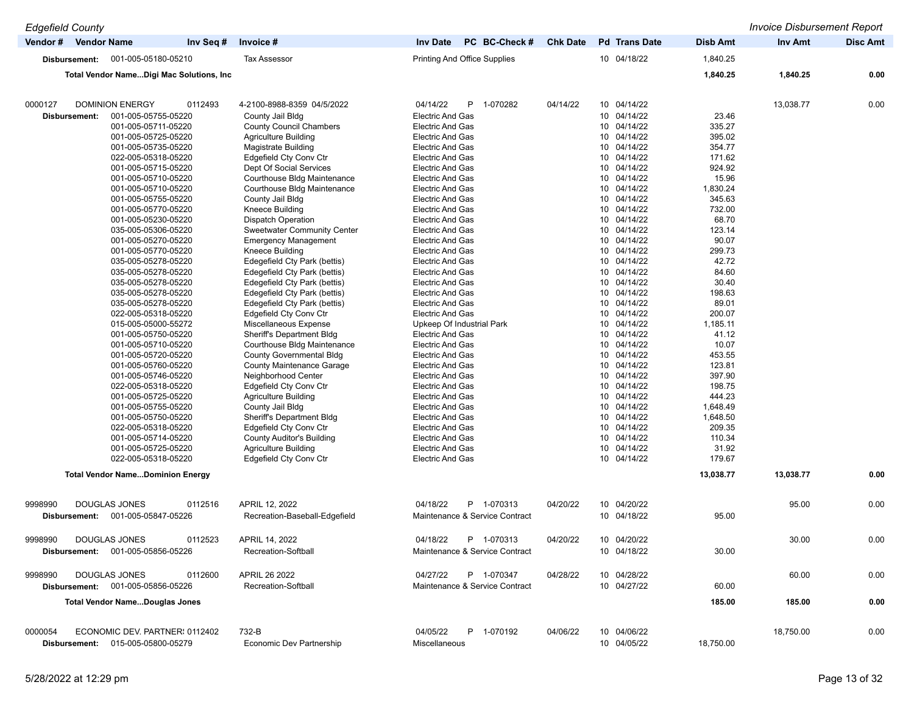| Vendor # | Vendor Name | Inv Seq # | Invoice # | Inv Date | PC | BC-Check # | Chk Date | Pd | Trans Date | Disb Amt | Inv Amt | Disc Amt |
|---|---|---|---|---|---|---|---|---|---|---|---|---|
| Disbursement: | 001-005-05180-05210 | | Tax Assessor | Printing And Office Supplies | | | | 10 | 04/18/22 | 1,840.25 | | |
| **Total Vendor Name...Digi Mac Solutions, Inc** | | | | | | | | | | **1,840.25** | **1,840.25** | **0.00** |
| 0000127 | DOMINION ENERGY | 0112493 | 4-2100-8988-8359 04/5/2022 | 04/14/22 | P | 1-070282 | 04/14/22 | 10 | 04/14/22 | | 13,038.77 | 0.00 |
| Disbursement: | 001-005-05755-05220 | | County Jail Bldg | Electric And Gas | | | | 10 | 04/14/22 | 23.46 | | |
| | 001-005-05711-05220 | | County Council Chambers | Electric And Gas | | | | 10 | 04/14/22 | 335.27 | | |
| | 001-005-05725-05220 | | Agriculture Building | Electric And Gas | | | | 10 | 04/14/22 | 395.02 | | |
| | 001-005-05735-05220 | | Magistrate Building | Electric And Gas | | | | 10 | 04/14/22 | 354.77 | | |
| | 022-005-05318-05220 | | Edgefield Cty Conv Ctr | Electric And Gas | | | | 10 | 04/14/22 | 171.62 | | |
| | 001-005-05715-05220 | | Dept Of Social Services | Electric And Gas | | | | 10 | 04/14/22 | 924.92 | | |
| | 001-005-05710-05220 | | Courthouse Bldg Maintenance | Electric And Gas | | | | 10 | 04/14/22 | 15.96 | | |
| | 001-005-05710-05220 | | Courthouse Bldg Maintenance | Electric And Gas | | | | 10 | 04/14/22 | 1,830.24 | | |
| | 001-005-05755-05220 | | County Jail Bldg | Electric And Gas | | | | 10 | 04/14/22 | 345.63 | | |
| | 001-005-05770-05220 | | Kneece Building | Electric And Gas | | | | 10 | 04/14/22 | 732.00 | | |
| | 001-005-05230-05220 | | Dispatch Operation | Electric And Gas | | | | 10 | 04/14/22 | 68.70 | | |
| | 035-005-05306-05220 | | Sweetwater Community Center | Electric And Gas | | | | 10 | 04/14/22 | 123.14 | | |
| | 001-005-05270-05220 | | Emergency Management | Electric And Gas | | | | 10 | 04/14/22 | 90.07 | | |
| | 001-005-05770-05220 | | Kneece Building | Electric And Gas | | | | 10 | 04/14/22 | 299.73 | | |
| | 035-005-05278-05220 | | Edegefield Cty Park (bettis) | Electric And Gas | | | | 10 | 04/14/22 | 42.72 | | |
| | 035-005-05278-05220 | | Edegefield Cty Park (bettis) | Electric And Gas | | | | 10 | 04/14/22 | 84.60 | | |
| | 035-005-05278-05220 | | Edegefield Cty Park (bettis) | Electric And Gas | | | | 10 | 04/14/22 | 30.40 | | |
| | 035-005-05278-05220 | | Edegefield Cty Park (bettis) | Electric And Gas | | | | 10 | 04/14/22 | 198.63 | | |
| | 035-005-05278-05220 | | Edegefield Cty Park (bettis) | Electric And Gas | | | | 10 | 04/14/22 | 89.01 | | |
| | 022-005-05318-05220 | | Edgefild Cty Conv Ctr | Electric And Gas | | | | 10 | 04/14/22 | 200.07 | | |
| | 015-005-05000-55272 | | Miscellaneous Expense | Upkeep Of Industrial Park | | | | 10 | 04/14/22 | 1,185.11 | | |
| | 001-005-05750-05220 | | Sheriff's Department Bldg | Electric And Gas | | | | 10 | 04/14/22 | 41.12 | | |
| | 001-005-05710-05220 | | Courthouse Bldg Maintenance | Electric And Gas | | | | 10 | 04/14/22 | 10.07 | | |
| | 001-005-05720-05220 | | County Governmental Bldg | Electric And Gas | | | | 10 | 04/14/22 | 453.55 | | |
| | 001-005-05760-05220 | | County Maintenance Garage | Electric And Gas | | | | 10 | 04/14/22 | 123.81 | | |
| | 001-005-05746-05220 | | Neighborhood Center | Electric And Gas | | | | 10 | 04/14/22 | 397.90 | | |
| | 022-005-05318-05220 | | Edgefield Cty Conv Ctr | Electric And Gas | | | | 10 | 04/14/22 | 198.75 | | |
| | 001-005-05725-05220 | | Agriculture Building | Electric And Gas | | | | 10 | 04/14/22 | 444.23 | | |
| | 001-005-05755-05220 | | County Jail Bldg | Electric And Gas | | | | 10 | 04/14/22 | 1,648.49 | | |
| | 001-005-05750-05220 | | Sheriff's Department Bldg | Electric And Gas | | | | 10 | 04/14/22 | 1,648.50 | | |
| | 022-005-05318-05220 | | Edgefield Cty Conv Ctr | Electric And Gas | | | | 10 | 04/14/22 | 209.35 | | |
| | 001-005-05714-05220 | | County Auditor's Building | Electric And Gas | | | | 10 | 04/14/22 | 110.34 | | |
| | 001-005-05725-05220 | | Agriculture Building | Electric And Gas | | | | 10 | 04/14/22 | 31.92 | | |
| | 022-005-05318-05220 | | Edgefield Cty Conv Ctr | Electric And Gas | | | | 10 | 04/14/22 | 179.67 | | |
| **Total Vendor Name...Dominion Energy** | | | | | | | | | | **13,038.77** | **13,038.77** | **0.00** |
| 9998990 | DOUGLAS JONES | 0112516 | APRIL 12, 2022 | 04/18/22 | P | 1-070313 | 04/20/22 | 10 | 04/20/22 | | 95.00 | 0.00 |
| Disbursement: | 001-005-05847-05226 | | Recreation-Baseball-Edgefield | Maintenance & Service Contract | | | | 10 | 04/18/22 | 95.00 | | |
| 9998990 | DOUGLAS JONES | 0112523 | APRIL 14, 2022 | 04/18/22 | P | 1-070313 | 04/20/22 | 10 | 04/20/22 | | 30.00 | 0.00 |
| Disbursement: | 001-005-05856-05226 | | Recreation-Softball | Maintenance & Service Contract | | | | 10 | 04/18/22 | 30.00 | | |
| 9998990 | DOUGLAS JONES | 0112600 | APRIL 26 2022 | 04/27/22 | P | 1-070347 | 04/28/22 | 10 | 04/28/22 | | 60.00 | 0.00 |
| Disbursement: | 001-005-05856-05226 | | Recreation-Softball | Maintenance & Service Contract | | | | 10 | 04/27/22 | 60.00 | | |
| **Total Vendor Name...Douglas Jones** | | | | | | | | | | **185.00** | **185.00** | **0.00** |
| 0000054 | ECONOMIC DEV. PARTNERS | 0112402 | 732-B | 04/05/22 | P | 1-070192 | 04/06/22 | 10 | 04/06/22 | | 18,750.00 | 0.00 |
| Disbursement: | 015-005-05800-05279 | | Economic Dev Partnership | Miscellaneous | | | | 10 | 04/05/22 | 18,750.00 | | |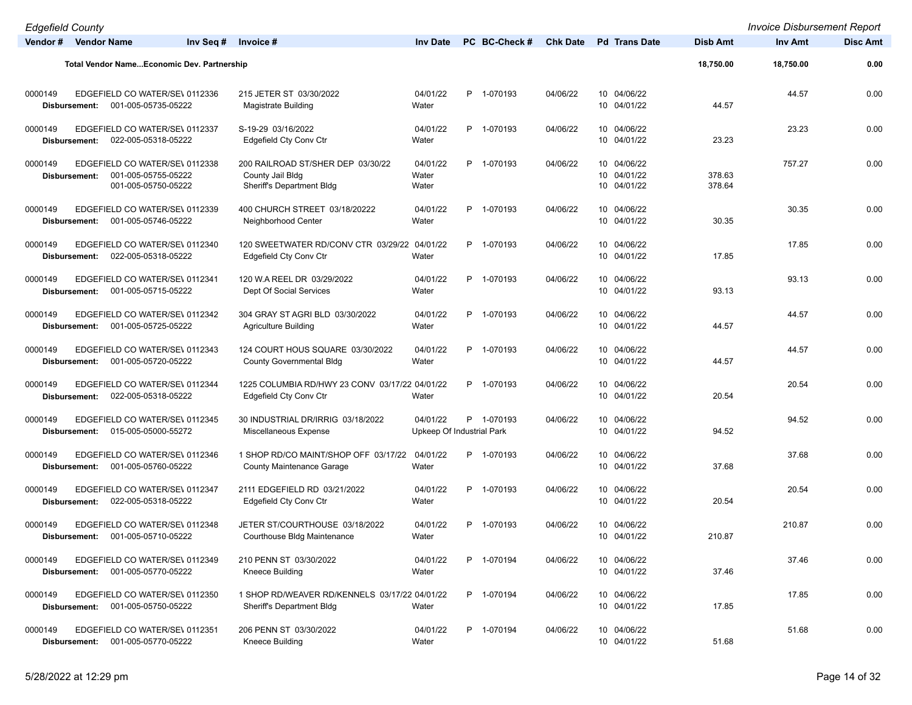| Vendor # | Vendor Name | Inv Seq # | Invoice # | Inv Date | PC | BC-Check # | Chk Date | Pd | Trans Date | Disb Amt | Inv Amt | Disc Amt |
|---|---|---|---|---|---|---|---|---|---|---|---|---|
| **Total Vendor Name...Economic Dev. Partnership** | | | | | | | | | | **18,750.00** | **18,750.00** | **0.00** |
| 0000149 | EDGEFIELD CO WATER/SE\ | 0112336 | 215 JETER ST 03/30/2022 | 04/01/22 | P | 1-070193 | 04/06/22 | 10 | 04/06/22 | | 44.57 | 0.00 |
| **Disbursement:** | 001-005-05735-05222 | | Magistrate Building | Water | | | | 10 | 04/01/22 | 44.57 | | |
| 0000149 | EDGEFIELD CO WATER/SE\ | 0112337 | S-19-29 03/16/2022 | 04/01/22 | P | 1-070193 | 04/06/22 | 10 | 04/06/22 | | 23.23 | 0.00 |
| **Disbursement:** | 022-005-05318-05222 | | Edgefield Cty Conv Ctr | Water | | | | 10 | 04/01/22 | 23.23 | | |
| 0000149 | EDGEFIELD CO WATER/SE\ | 0112338 | 200 RAILROAD ST/SHER DEP 03/30/22 | 04/01/22 | P | 1-070193 | 04/06/22 | 10 | 04/06/22 | | 757.27 | 0.00 |
| **Disbursement:** | 001-005-05755-05222 | | County Jail Bldg | Water | | | | 10 | 04/01/22 | 378.63 | | |
| | 001-005-05750-05222 | | Sheriff's Department Bldg | Water | | | | 10 | 04/01/22 | 378.64 | | |
| 0000149 | EDGEFIELD CO WATER/SE\ | 0112339 | 400 CHURCH STREET 03/18/20222 | 04/01/22 | P | 1-070193 | 04/06/22 | 10 | 04/06/22 | | 30.35 | 0.00 |
| **Disbursement:** | 001-005-05746-05222 | | Neighborhood Center | Water | | | | 10 | 04/01/22 | 30.35 | | |
| 0000149 | EDGEFIELD CO WATER/SE\ | 0112340 | 120 SWEETWATER RD/CONV CTR 03/29/22 | 04/01/22 | P | 1-070193 | 04/06/22 | 10 | 04/06/22 | | 17.85 | 0.00 |
| **Disbursement:** | 022-005-05318-05222 | | Edgefield Cty Conv Ctr | Water | | | | 10 | 04/01/22 | 17.85 | | |
| 0000149 | EDGEFIELD CO WATER/SE\ | 0112341 | 120 W.A REEL DR 03/29/2022 | 04/01/22 | P | 1-070193 | 04/06/22 | 10 | 04/06/22 | | 93.13 | 0.00 |
| **Disbursement:** | 001-005-05715-05222 | | Dept Of Social Services | Water | | | | 10 | 04/01/22 | 93.13 | | |
| 0000149 | EDGEFIELD CO WATER/SE\ | 0112342 | 304 GRAY ST AGRI BLD 03/30/2022 | 04/01/22 | P | 1-070193 | 04/06/22 | 10 | 04/06/22 | | 44.57 | 0.00 |
| **Disbursement:** | 001-005-05725-05222 | | Agriculture Building | Water | | | | 10 | 04/01/22 | 44.57 | | |
| 0000149 | EDGEFIELD CO WATER/SE\ | 0112343 | 124 COURT HOUS SQUARE 03/30/2022 | 04/01/22 | P | 1-070193 | 04/06/22 | 10 | 04/06/22 | | 44.57 | 0.00 |
| **Disbursement:** | 001-005-05720-05222 | | County Governmental Bldg | Water | | | | 10 | 04/01/22 | 44.57 | | |
| 0000149 | EDGEFIELD CO WATER/SE\ | 0112344 | 1225 COLUMBIA RD/HWY 23 CONV 03/17/22 | 04/01/22 | P | 1-070193 | 04/06/22 | 10 | 04/06/22 | | 20.54 | 0.00 |
| **Disbursement:** | 022-005-05318-05222 | | Edgefield Cty Conv Ctr | Water | | | | 10 | 04/01/22 | 20.54 | | |
| 0000149 | EDGEFIELD CO WATER/SE\ | 0112345 | 30 INDUSTRIAL DR/IRRIG 03/18/2022 | 04/01/22 | P | 1-070193 | 04/06/22 | 10 | 04/06/22 | | 94.52 | 0.00 |
| **Disbursement:** | 015-005-05000-55272 | | Miscellaneous Expense | Upkeep Of Industrial Park | | | | 10 | 04/01/22 | 94.52 | | |
| 0000149 | EDGEFIELD CO WATER/SE\ | 0112346 | 1 SHOP RD/CO MAINT/SHOP OFF 03/17/22 | 04/01/22 | P | 1-070193 | 04/06/22 | 10 | 04/06/22 | | 37.68 | 0.00 |
| **Disbursement:** | 001-005-05760-05222 | | County Maintenance Garage | Water | | | | 10 | 04/01/22 | 37.68 | | |
| 0000149 | EDGEFIELD CO WATER/SE\ | 0112347 | 2111 EDGEFIELD RD 03/21/2022 | 04/01/22 | P | 1-070193 | 04/06/22 | 10 | 04/06/22 | | 20.54 | 0.00 |
| **Disbursement:** | 022-005-05318-05222 | | Edgefield Cty Conv Ctr | Water | | | | 10 | 04/01/22 | 20.54 | | |
| 0000149 | EDGEFIELD CO WATER/SE\ | 0112348 | JETER ST/COURTHOUSE 03/18/2022 | 04/01/22 | P | 1-070193 | 04/06/22 | 10 | 04/06/22 | | 210.87 | 0.00 |
| **Disbursement:** | 001-005-05710-05222 | | Courthouse Bldg Maintenance | Water | | | | 10 | 04/01/22 | 210.87 | | |
| 0000149 | EDGEFIELD CO WATER/SE\ | 0112349 | 210 PENN ST 03/30/2022 | 04/01/22 | P | 1-070194 | 04/06/22 | 10 | 04/06/22 | | 37.46 | 0.00 |
| **Disbursement:** | 001-005-05770-05222 | | Kneece Building | Water | | | | 10 | 04/01/22 | 37.46 | | |
| 0000149 | EDGEFIELD CO WATER/SE\ | 0112350 | 1 SHOP RD/WEAVER RD/KENNELS 03/17/22 | 04/01/22 | P | 1-070194 | 04/06/22 | 10 | 04/06/22 | | 17.85 | 0.00 |
| **Disbursement:** | 001-005-05750-05222 | | Sheriff's Department Bldg | Water | | | | 10 | 04/01/22 | 17.85 | | |
| 0000149 | EDGEFIELD CO WATER/SE\ | 0112351 | 206 PENN ST 03/30/2022 | 04/01/22 | P | 1-070194 | 04/06/22 | 10 | 04/06/22 | | 51.68 | 0.00 |
| **Disbursement:** | 001-005-05770-05222 | | Kneece Building | Water | | | | 10 | 04/01/22 | 51.68 | | |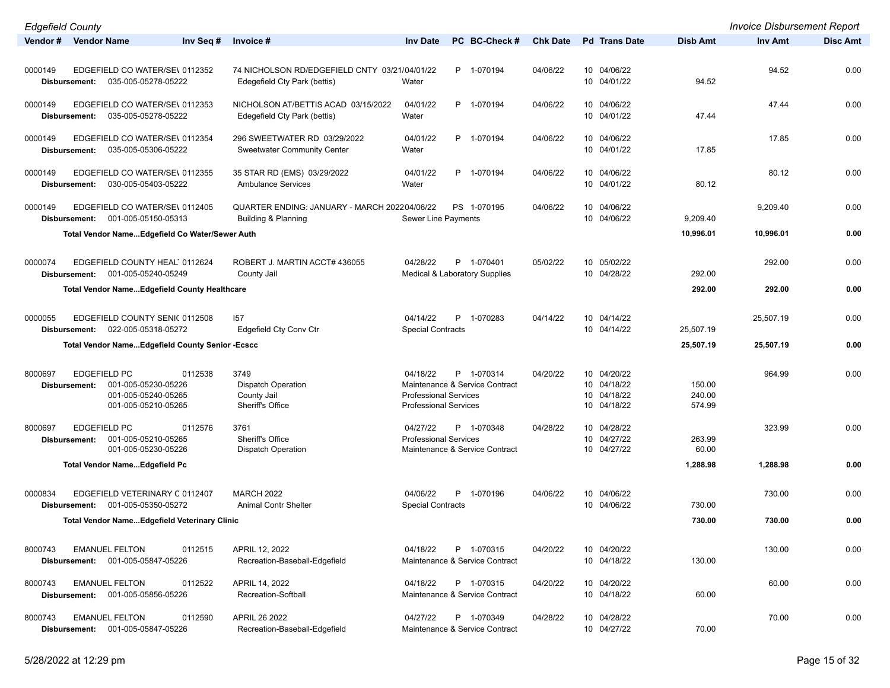| Vendor # | Vendor Name | Inv Seq # | Invoice # | Inv Date | PC | BC-Check # | Chk Date | Pd | Trans Date | Disb Amt | Inv Amt | Disc Amt |
|---|---|---|---|---|---|---|---|---|---|---|---|---|
| 0000149 | EDGEFIELD CO WATER/SE\ | 0112352 | 74 NICHOLSON RD/EDGEFIELD CNTY 03/21/ | 04/01/22 | P | 1-070194 | 04/06/22 | 10 | 04/06/22 | | 94.52 | 0.00 |
| Disbursement: | 035-005-05278-05222 | | Edegefield Cty Park (bettis) | Water | | | | 10 | 04/01/22 | 94.52 | | |
| 0000149 | EDGEFIELD CO WATER/SE\ | 0112353 | NICHOLSON AT/BETTIS ACAD 03/15/2022 | 04/01/22 | P | 1-070194 | 04/06/22 | 10 | 04/06/22 | | 47.44 | 0.00 |
| Disbursement: | 035-005-05278-05222 | | Edegefield Cty Park (bettis) | Water | | | | 10 | 04/01/22 | 47.44 | | |
| 0000149 | EDGEFIELD CO WATER/SE\ | 0112354 | 296 SWEETWATER RD 03/29/2022 | 04/01/22 | P | 1-070194 | 04/06/22 | 10 | 04/06/22 | | 17.85 | 0.00 |
| Disbursement: | 035-005-05306-05222 | | Sweetwater Community Center | Water | | | | 10 | 04/01/22 | 17.85 | | |
| 0000149 | EDGEFIELD CO WATER/SE\ | 0112355 | 35 STAR RD (EMS) 03/29/2022 | 04/01/22 | P | 1-070194 | 04/06/22 | 10 | 04/06/22 | | 80.12 | 0.00 |
| Disbursement: | 030-005-05403-05222 | | Ambulance Services | Water | | | | 10 | 04/01/22 | 80.12 | | |
| 0000149 | EDGEFIELD CO WATER/SE\ | 0112405 | QUARTER ENDING: JANUARY - MARCH 2022 | 04/06/22 | PS | 1-070195 | 04/06/22 | 10 | 04/06/22 | | 9,209.40 | 0.00 |
| Disbursement: | 001-005-05150-05313 | | Building & Planning | Sewer Line Payments | | | | 10 | 04/06/22 | 9,209.40 | | |
| **Total Vendor Name...Edgefield Co Water/Sewer Auth** | | | | | | | | | | **10,996.01** | **10,996.01** | **0.00** |
| 0000074 | EDGEFIELD COUNTY HEAL | 0112624 | ROBERT J. MARTIN ACCT# 436055 | 04/28/22 | P | 1-070401 | 05/02/22 | 10 | 05/02/22 | | 292.00 | 0.00 |
| Disbursement: | 001-005-05240-05249 | | County Jail | Medical & Laboratory Supplies | | | | 10 | 04/28/22 | 292.00 | | |
| **Total Vendor Name...Edgefield County Healthcare** | | | | | | | | | | **292.00** | **292.00** | **0.00** |
| 0000055 | EDGEFIELD COUNTY SENI( | 0112508 | I57 | 04/14/22 | P | 1-070283 | 04/14/22 | 10 | 04/14/22 | | 25,507.19 | 0.00 |
| Disbursement: | 022-005-05318-05272 | | Edgefield Cty Conv Ctr | Special Contracts | | | | 10 | 04/14/22 | 25,507.19 | | |
| **Total Vendor Name...Edgefield County Senior -Ecscc** | | | | | | | | | | **25,507.19** | **25,507.19** | **0.00** |
| 8000697 | EDGEFIELD PC | 0112538 | 3749 | 04/18/22 | P | 1-070314 | 04/20/22 | 10 | 04/20/22 | | 964.99 | 0.00 |
| Disbursement: | 001-005-05230-05226 | | Dispatch Operation | Maintenance & Service Contract | | | | 10 | 04/18/22 | 150.00 | | |
| | 001-005-05240-05265 | | County Jail | Professional Services | | | | 10 | 04/18/22 | 240.00 | | |
| | 001-005-05210-05265 | | Sheriff's Office | Professional Services | | | | 10 | 04/18/22 | 574.99 | | |
| 8000697 | EDGEFIELD PC | 0112576 | 3761 | 04/27/22 | P | 1-070348 | 04/28/22 | 10 | 04/28/22 | | 323.99 | 0.00 |
| Disbursement: | 001-005-05210-05265 | | Sheriff's Office | Professional Services | | | | 10 | 04/27/22 | 263.99 | | |
| | 001-005-05230-05226 | | Dispatch Operation | Maintenance & Service Contract | | | | 10 | 04/27/22 | 60.00 | | |
| **Total Vendor Name...Edgefield Pc** | | | | | | | | | | **1,288.98** | **1,288.98** | **0.00** |
| 0000834 | EDGEFIELD VETERINARY C | 0112407 | MARCH 2022 | 04/06/22 | P | 1-070196 | 04/06/22 | 10 | 04/06/22 | | 730.00 | 0.00 |
| Disbursement: | 001-005-05350-05272 | | Animal Contr Shelter | Special Contracts | | | | 10 | 04/06/22 | 730.00 | | |
| **Total Vendor Name...Edgefield Veterinary Clinic** | | | | | | | | | | **730.00** | **730.00** | **0.00** |
| 8000743 | EMANUEL FELTON | 0112515 | APRIL 12, 2022 | 04/18/22 | P | 1-070315 | 04/20/22 | 10 | 04/20/22 | | 130.00 | 0.00 |
| Disbursement: | 001-005-05847-05226 | | Recreation-Baseball-Edgefield | Maintenance & Service Contract | | | | 10 | 04/18/22 | 130.00 | | |
| 8000743 | EMANUEL FELTON | 0112522 | APRIL 14, 2022 | 04/18/22 | P | 1-070315 | 04/20/22 | 10 | 04/20/22 | | 60.00 | 0.00 |
| Disbursement: | 001-005-05856-05226 | | Recreation-Softball | Maintenance & Service Contract | | | | 10 | 04/18/22 | 60.00 | | |
| 8000743 | EMANUEL FELTON | 0112590 | APRIL 26 2022 | 04/27/22 | P | 1-070349 | 04/28/22 | 10 | 04/28/22 | | 70.00 | 0.00 |
| Disbursement: | 001-005-05847-05226 | | Recreation-Baseball-Edgefield | Maintenance & Service Contract | | | | 10 | 04/27/22 | 70.00 | | |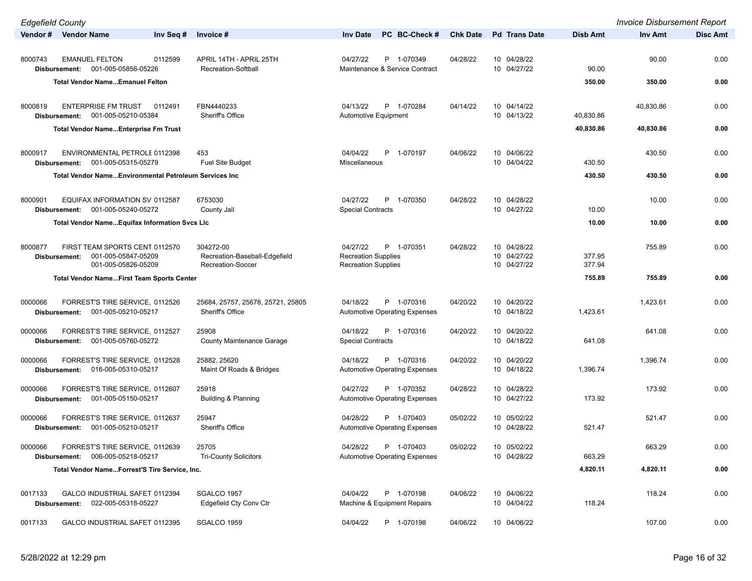| Vendor # | Vendor Name | Inv Seq # | Invoice # | Inv Date | PC | BC-Check # | Chk Date | Pd | Trans Date | Disb Amt | Inv Amt | Disc Amt |
|---|---|---|---|---|---|---|---|---|---|---|---|---|
| 8000743 | EMANUEL FELTON | 0112599 | APRIL 14TH - APRIL 25TH | 04/27/22 | P | 1-070349 | 04/28/22 | 10 | 04/28/22 | | 90.00 | 0.00 |
| Disbursement: | 001-005-05856-05226 | | Recreation-Softball | Maintenance & Service Contract | | | | 10 | 04/27/22 | 90.00 | | |
| | **Total Vendor Name...Emanuel Felton** | | | | | | | | | **350.00** | **350.00** | **0.00** |
| 8000819 | ENTERPRISE FM TRUST | 0112491 | FBN4440233 | 04/13/22 | P | 1-070284 | 04/14/22 | 10 | 04/14/22 | | 40,830.86 | 0.00 |
| Disbursement: | 001-005-05210-05384 | | Sheriff's Office | Automotive Equipment | | | | 10 | 04/13/22 | 40,830.86 | | |
| | **Total Vendor Name...Enterprise Fm Trust** | | | | | | | | | **40,830.86** | **40,830.86** | **0.00** |
| 8000917 | ENVIRONMENTAL PETROLE | 0112398 | 453 | 04/04/22 | P | 1-070197 | 04/06/22 | 10 | 04/06/22 | | 430.50 | 0.00 |
| Disbursement: | 001-005-05315-05279 | | Fuel Site Budget | Miscellaneous | | | | 10 | 04/04/22 | 430.50 | | |
| | **Total Vendor Name...Environmental Petroleum Services Inc** | | | | | | | | | **430.50** | **430.50** | **0.00** |
| 8000901 | EQUIFAX INFORMATION SV | 0112587 | 6753030 | 04/27/22 | P | 1-070350 | 04/28/22 | 10 | 04/28/22 | | 10.00 | 0.00 |
| Disbursement: | 001-005-05240-05272 | | County Jail | Special Contracts | | | | 10 | 04/27/22 | 10.00 | | |
| | **Total Vendor Name...Equifax Information Svcs Llc** | | | | | | | | | **10.00** | **10.00** | **0.00** |
| 8000877 | FIRST TEAM SPORTS CENT | 0112570 | 304272-00 | 04/27/22 | P | 1-070351 | 04/28/22 | 10 | 04/28/22 | | 755.89 | 0.00 |
| Disbursement: | 001-005-05847-05209 | | Recreation-Baseball-Edgefield | Recreation Supplies | | | | 10 | 04/27/22 | 377.95 | | |
| | 001-005-05826-05209 | | Recreation-Soccer | Recreation Supplies | | | | 10 | 04/27/22 | 377.94 | | |
| | **Total Vendor Name...First Team Sports Center** | | | | | | | | | **755.89** | **755.89** | **0.00** |
| 0000066 | FORREST'S TIRE SERVICE, | 0112526 | 25684, 25757, 25678, 25721, 25805 | 04/18/22 | P | 1-070316 | 04/20/22 | 10 | 04/20/22 | | 1,423.61 | 0.00 |
| Disbursement: | 001-005-05210-05217 | | Sheriff's Office | Automotive Operating Expenses | | | | 10 | 04/18/22 | 1,423.61 | | |
| 0000066 | FORREST'S TIRE SERVICE, | 0112527 | 25908 | 04/18/22 | P | 1-070316 | 04/20/22 | 10 | 04/20/22 | | 641.08 | 0.00 |
| Disbursement: | 001-005-05760-05272 | | County Maintenance Garage | Special Contracts | | | | 10 | 04/18/22 | 641.08 | | |
| 0000066 | FORREST'S TIRE SERVICE, | 0112528 | 25882, 25620 | 04/18/22 | P | 1-070316 | 04/20/22 | 10 | 04/20/22 | | 1,396.74 | 0.00 |
| Disbursement: | 016-005-05310-05217 | | Maint Of Roads & Bridges | Automotive Operating Expenses | | | | 10 | 04/18/22 | 1,396.74 | | |
| 0000066 | FORREST'S TIRE SERVICE, | 0112607 | 25918 | 04/27/22 | P | 1-070352 | 04/28/22 | 10 | 04/28/22 | | 173.92 | 0.00 |
| Disbursement: | 001-005-05150-05217 | | Building & Planning | Automotive Operating Expenses | | | | 10 | 04/27/22 | 173.92 | | |
| 0000066 | FORREST'S TIRE SERVICE, | 0112637 | 25947 | 04/28/22 | P | 1-070403 | 05/02/22 | 10 | 05/02/22 | | 521.47 | 0.00 |
| Disbursement: | 001-005-05210-05217 | | Sheriff's Office | Automotive Operating Expenses | | | | 10 | 04/28/22 | 521.47 | | |
| 0000066 | FORREST'S TIRE SERVICE, | 0112639 | 25705 | 04/28/22 | P | 1-070403 | 05/02/22 | 10 | 05/02/22 | | 663.29 | 0.00 |
| Disbursement: | 006-005-05218-05217 | | Tri-County Solicitors | Automotive Operating Expenses | | | | 10 | 04/28/22 | 663.29 | | |
| | **Total Vendor Name...Forrest'S Tire Service, Inc.** | | | | | | | | | **4,820.11** | **4,820.11** | **0.00** |
| 0017133 | GALCO INDUSTRIAL SAFET | 0112394 | SGALCO 1957 | 04/04/22 | P | 1-070198 | 04/06/22 | 10 | 04/06/22 | | 118.24 | 0.00 |
| Disbursement: | 022-005-05318-05227 | | Edgefield Cty Conv Ctr | Machine & Equipment Repairs | | | | 10 | 04/04/22 | 118.24 | | |
| 0017133 | GALCO INDUSTRIAL SAFET | 0112395 | SGALCO 1959 | 04/04/22 | P | 1-070198 | 04/06/22 | 10 | 04/06/22 | | 107.00 | 0.00 |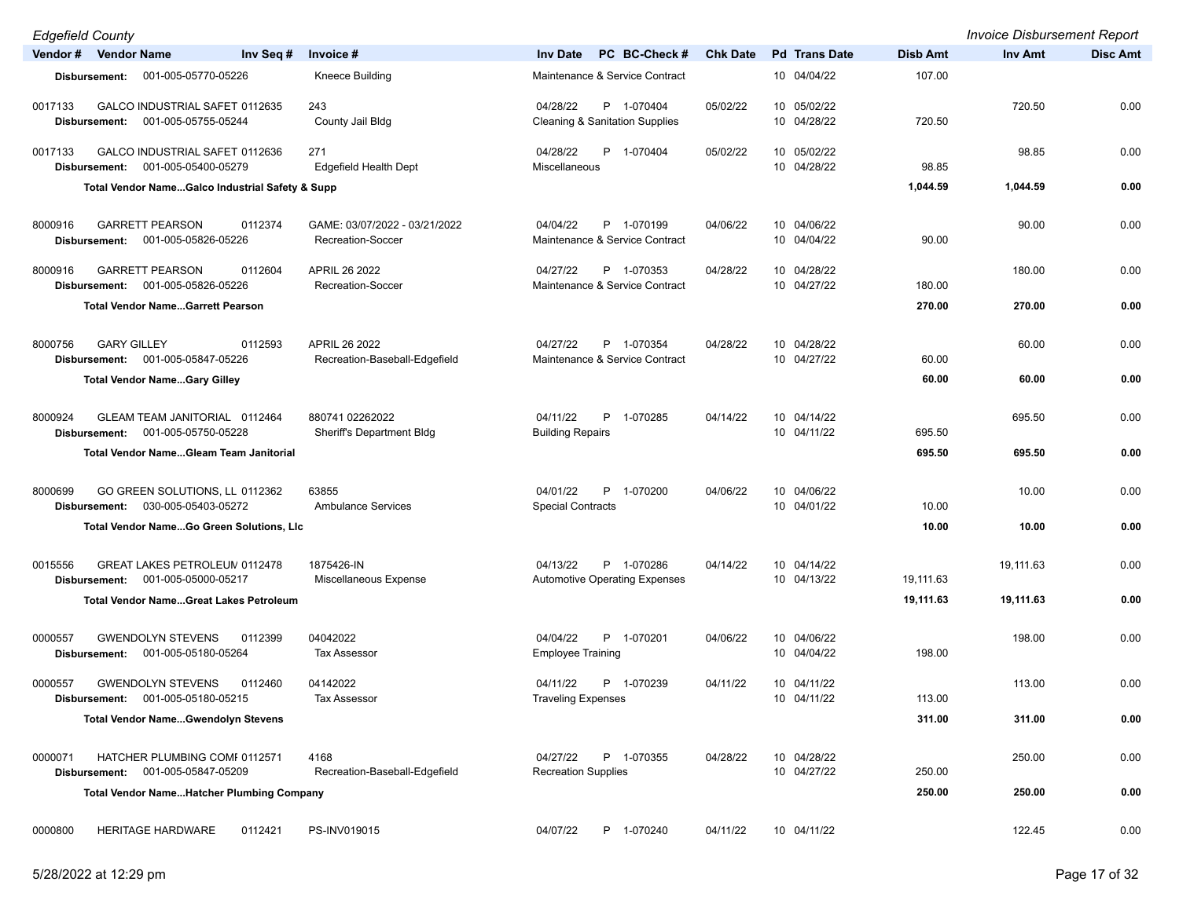| Vendor # | Vendor Name | Inv Seq # | Invoice # | Inv Date | PC | BC-Check # | Chk Date | Pd | Trans Date | Disb Amt | Inv Amt | Disc Amt |
|---|---|---|---|---|---|---|---|---|---|---|---|---|
| Disbursement: | 001-005-05770-05226 | | Kneece Building | Maintenance & Service Contract | | | | 10 | 04/04/22 | 107.00 | | |
| 0017133 | GALCO INDUSTRIAL SAFET | 0112635 | 243 | 04/28/22 | P | 1-070404 | 05/02/22 | 10 | 05/02/22 | | 720.50 | 0.00 |
| Disbursement: | 001-005-05755-05244 | | County Jail Bldg | Cleaning & Sanitation Supplies | | | | 10 | 04/28/22 | 720.50 | | |
| 0017133 | GALCO INDUSTRIAL SAFET | 0112636 | 271 | 04/28/22 | P | 1-070404 | 05/02/22 | 10 | 05/02/22 | | 98.85 | 0.00 |
| Disbursement: | 001-005-05400-05279 | | Edgefield Health Dept | Miscellaneous | | | | 10 | 04/28/22 | 98.85 | | |
| **Total Vendor Name...Galco Industrial Safety & Supp** | | | | | | | | | | **1,044.59** | **1,044.59** | **0.00** |
| 8000916 | GARRETT PEARSON | 0112374 | GAME: 03/07/2022 - 03/21/2022 | 04/04/22 | P | 1-070199 | 04/06/22 | 10 | 04/06/22 | | 90.00 | 0.00 |
| Disbursement: | 001-005-05826-05226 | | Recreation-Soccer | Maintenance & Service Contract | | | | 10 | 04/04/22 | 90.00 | | |
| 8000916 | GARRETT PEARSON | 0112604 | APRIL 26 2022 | 04/27/22 | P | 1-070353 | 04/28/22 | 10 | 04/28/22 | | 180.00 | 0.00 |
| Disbursement: | 001-005-05826-05226 | | Recreation-Soccer | Maintenance & Service Contract | | | | 10 | 04/27/22 | 180.00 | | |
| **Total Vendor Name...Garrett Pearson** | | | | | | | | | | **270.00** | **270.00** | **0.00** |
| 8000756 | GARY GILLEY | 0112593 | APRIL 26 2022 | 04/27/22 | P | 1-070354 | 04/28/22 | 10 | 04/28/22 | | 60.00 | 0.00 |
| Disbursement: | 001-005-05847-05226 | | Recreation-Baseball-Edgefield | Maintenance & Service Contract | | | | 10 | 04/27/22 | 60.00 | | |
| **Total Vendor Name...Gary Gilley** | | | | | | | | | | **60.00** | **60.00** | **0.00** |
| 8000924 | GLEAM TEAM JANITORIAL | 0112464 | 880741 02262022 | 04/11/22 | P | 1-070285 | 04/14/22 | 10 | 04/14/22 | | 695.50 | 0.00 |
| Disbursement: | 001-005-05750-05228 | | Sheriff's Department Bldg | Building Repairs | | | | 10 | 04/11/22 | 695.50 | | |
| **Total Vendor Name...Gleam Team Janitorial** | | | | | | | | | | **695.50** | **695.50** | **0.00** |
| 8000699 | GO GREEN SOLUTIONS, LL | 0112362 | 63855 | 04/01/22 | P | 1-070200 | 04/06/22 | 10 | 04/06/22 | | 10.00 | 0.00 |
| Disbursement: | 030-005-05403-05272 | | Ambulance Services | Special Contracts | | | | 10 | 04/01/22 | 10.00 | | |
| **Total Vendor Name...Go Green Solutions, Llc** | | | | | | | | | | **10.00** | **10.00** | **0.00** |
| 0015556 | GREAT LAKES PETROLEUM | 0112478 | 1875426-IN | 04/13/22 | P | 1-070286 | 04/14/22 | 10 | 04/14/22 | | 19,111.63 | 0.00 |
| Disbursement: | 001-005-05000-05217 | | Miscellaneous Expense | Automotive Operating Expenses | | | | 10 | 04/13/22 | 19,111.63 | | |
| **Total Vendor Name...Great Lakes Petroleum** | | | | | | | | | | **19,111.63** | **19,111.63** | **0.00** |
| 0000557 | GWENDOLYN STEVENS | 0112399 | 04042022 | 04/04/22 | P | 1-070201 | 04/06/22 | 10 | 04/06/22 | | 198.00 | 0.00 |
| Disbursement: | 001-005-05180-05264 | | Tax Assessor | Employee Training | | | | 10 | 04/04/22 | 198.00 | | |
| 0000557 | GWENDOLYN STEVENS | 0112460 | 04142022 | 04/11/22 | P | 1-070239 | 04/11/22 | 10 | 04/11/22 | | 113.00 | 0.00 |
| Disbursement: | 001-005-05180-05215 | | Tax Assessor | Traveling Expenses | | | | 10 | 04/11/22 | 113.00 | | |
| **Total Vendor Name...Gwendolyn Stevens** | | | | | | | | | | **311.00** | **311.00** | **0.00** |
| 0000071 | HATCHER PLUMBING COMI | 0112571 | 4168 | 04/27/22 | P | 1-070355 | 04/28/22 | 10 | 04/28/22 | | 250.00 | 0.00 |
| Disbursement: | 001-005-05847-05209 | | Recreation-Baseball-Edgefield | Recreation Supplies | | | | 10 | 04/27/22 | 250.00 | | |
| **Total Vendor Name...Hatcher Plumbing Company** | | | | | | | | | | **250.00** | **250.00** | **0.00** |
| 0000800 | HERITAGE HARDWARE | 0112421 | PS-INV019015 | 04/07/22 | P | 1-070240 | 04/11/22 | 10 | 04/11/22 | | 122.45 | 0.00 |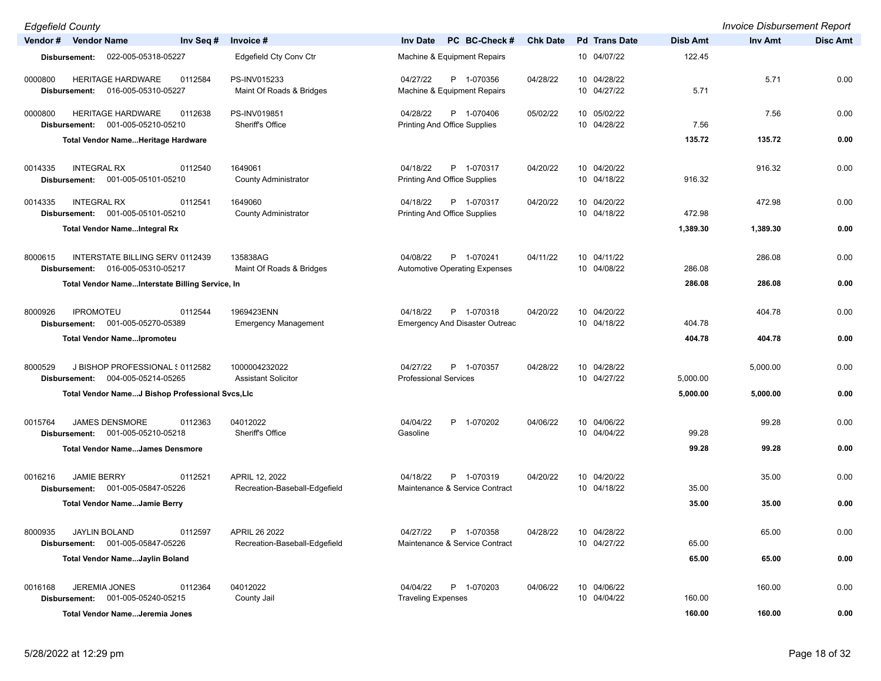*Edgefield County* *Invoice Disbursement Report*

| Vendor # | Vendor Name | Inv Seq # | Invoice # | Inv Date | PC | BC-Check # | Chk Date | Pd | Trans Date | Disb Amt | Inv Amt | Disc Amt |
|---|---|---|---|---|---|---|---|---|---|---|---|---|
| **Disbursement:** | 022-005-05318-05227 | | Edgefield Cty Conv Ctr | Machine & Equipment Repairs | | | | 10 | 04/07/22 | 122.45 | | |
| 0000800 | HERITAGE HARDWARE | 0112584 | PS-INV015233 | 04/27/22 | P | 1-070356 | 04/28/22 | 10 | 04/28/22 | | 5.71 | 0.00 |
| **Disbursement:** | 016-005-05310-05227 | | Maint Of Roads & Bridges | Machine & Equipment Repairs | | | | 10 | 04/27/22 | 5.71 | | |
| 0000800 | HERITAGE HARDWARE | 0112638 | PS-INV019851 | 04/28/22 | P | 1-070406 | 05/02/22 | 10 | 05/02/22 | | 7.56 | 0.00 |
| **Disbursement:** | 001-005-05210-05210 | | Sheriff's Office | Printing And Office Supplies | | | | 10 | 04/28/22 | 7.56 | | |
| | **Total Vendor Name...Heritage Hardware** | | | | | | | | | **135.72** | **135.72** | **0.00** |
| 0014335 | INTEGRAL RX | 0112540 | 1649061 | 04/18/22 | P | 1-070317 | 04/20/22 | 10 | 04/20/22 | | 916.32 | 0.00 |
| **Disbursement:** | 001-005-05101-05210 | | County Administrator | Printing And Office Supplies | | | | 10 | 04/18/22 | 916.32 | | |
| 0014335 | INTEGRAL RX | 0112541 | 1649060 | 04/18/22 | P | 1-070317 | 04/20/22 | 10 | 04/20/22 | | 472.98 | 0.00 |
| **Disbursement:** | 001-005-05101-05210 | | County Administrator | Printing And Office Supplies | | | | 10 | 04/18/22 | 472.98 | | |
| | **Total Vendor Name...Integral Rx** | | | | | | | | | **1,389.30** | **1,389.30** | **0.00** |
| 8000615 | INTERSTATE BILLING SERV | 0112439 | 135838AG | 04/08/22 | P | 1-070241 | 04/11/22 | 10 | 04/11/22 | | 286.08 | 0.00 |
| **Disbursement:** | 016-005-05310-05217 | | Maint Of Roads & Bridges | Automotive Operating Expenses | | | | 10 | 04/08/22 | 286.08 | | |
| | **Total Vendor Name...Interstate Billing Service, In** | | | | | | | | | **286.08** | **286.08** | **0.00** |
| 8000926 | IPROMOTEU | 0112544 | 1969423ENN | 04/18/22 | P | 1-070318 | 04/20/22 | 10 | 04/20/22 | | 404.78 | 0.00 |
| **Disbursement:** | 001-005-05270-05389 | | Emergency Management | Emergency And Disaster Outreac | | | | 10 | 04/18/22 | 404.78 | | |
| | **Total Vendor Name...Ipromoteu** | | | | | | | | | **404.78** | **404.78** | **0.00** |
| 8000529 | J BISHOP PROFESSIONAL S | 0112582 | 1000004232022 | 04/27/22 | P | 1-070357 | 04/28/22 | 10 | 04/28/22 | | 5,000.00 | 0.00 |
| **Disbursement:** | 004-005-05214-05265 | | Assistant Solicitor | Professional Services | | | | 10 | 04/27/22 | 5,000.00 | | |
| | **Total Vendor Name...J Bishop Professional Svcs,Llc** | | | | | | | | | **5,000.00** | **5,000.00** | **0.00** |
| 0015764 | JAMES DENSMORE | 0112363 | 04012022 | 04/04/22 | P | 1-070202 | 04/06/22 | 10 | 04/06/22 | | 99.28 | 0.00 |
| **Disbursement:** | 001-005-05210-05218 | | Sheriff's Office | Gasoline | | | | 10 | 04/04/22 | 99.28 | | |
| | **Total Vendor Name...James Densmore** | | | | | | | | | **99.28** | **99.28** | **0.00** |
| 0016216 | JAMIE BERRY | 0112521 | APRIL 12, 2022 | 04/18/22 | P | 1-070319 | 04/20/22 | 10 | 04/20/22 | | 35.00 | 0.00 |
| **Disbursement:** | 001-005-05847-05226 | | Recreation-Baseball-Edgefield | Maintenance & Service Contract | | | | 10 | 04/18/22 | 35.00 | | |
| | **Total Vendor Name...Jamie Berry** | | | | | | | | | **35.00** | **35.00** | **0.00** |
| 8000935 | JAYLIN BOLAND | 0112597 | APRIL 26 2022 | 04/27/22 | P | 1-070358 | 04/28/22 | 10 | 04/28/22 | | 65.00 | 0.00 |
| **Disbursement:** | 001-005-05847-05226 | | Recreation-Baseball-Edgefield | Maintenance & Service Contract | | | | 10 | 04/27/22 | 65.00 | | |
| | **Total Vendor Name...Jaylin Boland** | | | | | | | | | **65.00** | **65.00** | **0.00** |
| 0016168 | JEREMIA JONES | 0112364 | 04012022 | 04/04/22 | P | 1-070203 | 04/06/22 | 10 | 04/06/22 | | 160.00 | 0.00 |
| **Disbursement:** | 001-005-05240-05215 | | County Jail | Traveling Expenses | | | | 10 | 04/04/22 | 160.00 | | |
| | **Total Vendor Name...Jeremia Jones** | | | | | | | | | **160.00** | **160.00** | **0.00** |

5/28/2022 at 12:29 pm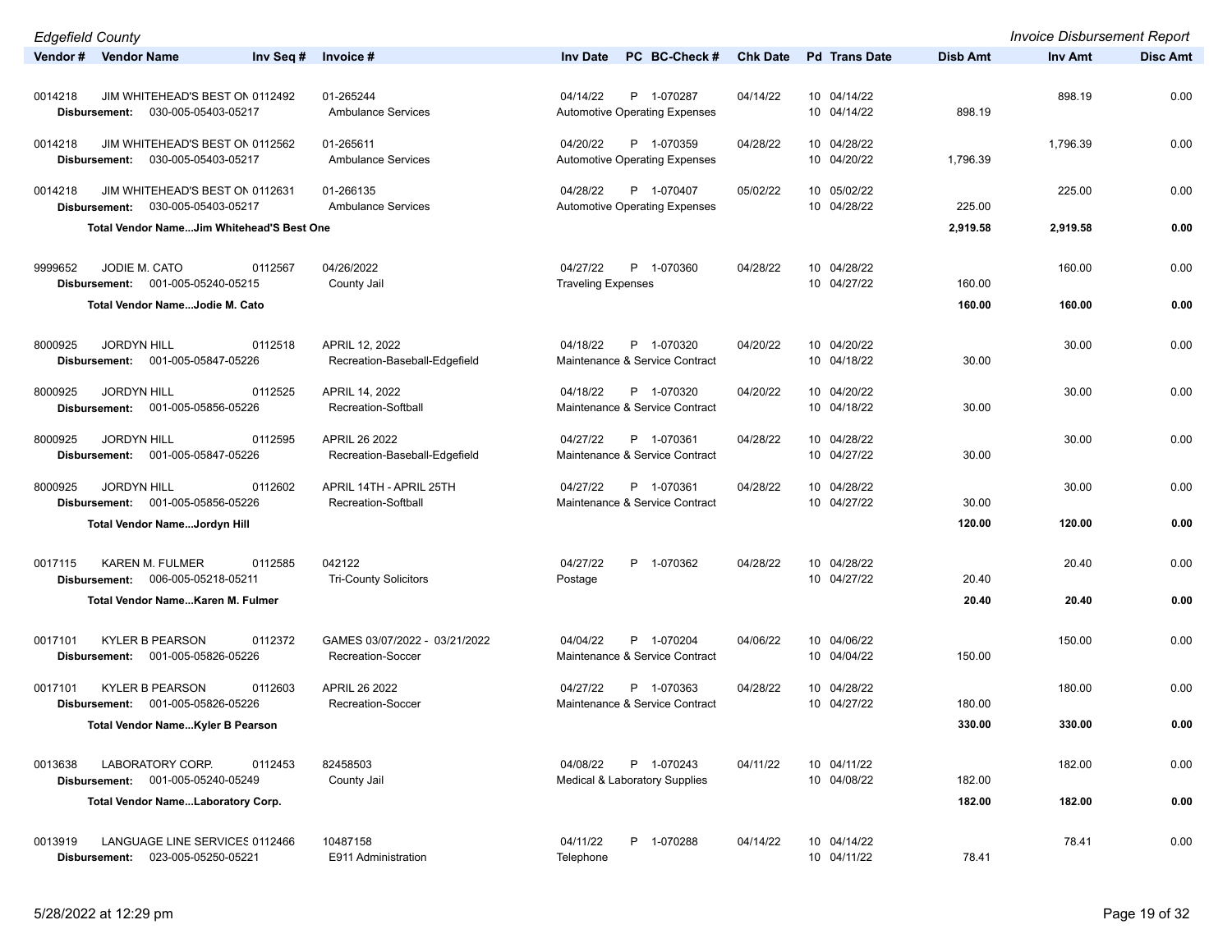| Vendor # | Vendor Name | Inv Seq # | Invoice # | Inv Date | PC | BC-Check # | Chk Date | Pd | Trans Date | Disb Amt | Inv Amt | Disc Amt |
|---|---|---|---|---|---|---|---|---|---|---|---|---|
| 0014218 | JIM WHITEHEAD'S BEST ON | 0112492 | 01-265244 | 04/14/22 | P | 1-070287 | 04/14/22 | 10 | 04/14/22 | | 898.19 | 0.00 |
| Disbursement: | 030-005-05403-05217 | | Ambulance Services | Automotive Operating Expenses | | | | 10 | 04/14/22 | 898.19 | | |
| 0014218 | JIM WHITEHEAD'S BEST ON | 0112562 | 01-265611 | 04/20/22 | P | 1-070359 | 04/28/22 | 10 | 04/28/22 | | 1,796.39 | 0.00 |
| Disbursement: | 030-005-05403-05217 | | Ambulance Services | Automotive Operating Expenses | | | | 10 | 04/20/22 | 1,796.39 | | |
| 0014218 | JIM WHITEHEAD'S BEST ON | 0112631 | 01-266135 | 04/28/22 | P | 1-070407 | 05/02/22 | 10 | 05/02/22 | | 225.00 | 0.00 |
| Disbursement: | 030-005-05403-05217 | | Ambulance Services | Automotive Operating Expenses | | | | 10 | 04/28/22 | 225.00 | | |
| | **Total Vendor Name...Jim Whitehead'S Best One** | | | | | | | | | **2,919.58** | **2,919.58** | **0.00** |
| 9999652 | JODIE M. CATO | 0112567 | 04/26/2022 | 04/27/22 | P | 1-070360 | 04/28/22 | 10 | 04/28/22 | | 160.00 | 0.00 |
| Disbursement: | 001-005-05240-05215 | | County Jail | Traveling Expenses | | | | 10 | 04/27/22 | 160.00 | | |
| | **Total Vendor Name...Jodie M. Cato** | | | | | | | | | **160.00** | **160.00** | **0.00** |
| 8000925 | JORDYN HILL | 0112518 | APRIL 12, 2022 | 04/18/22 | P | 1-070320 | 04/20/22 | 10 | 04/20/22 | | 30.00 | 0.00 |
| Disbursement: | 001-005-05847-05226 | | Recreation-Baseball-Edgefield | Maintenance & Service Contract | | | | 10 | 04/18/22 | 30.00 | | |
| 8000925 | JORDYN HILL | 0112525 | APRIL 14, 2022 | 04/18/22 | P | 1-070320 | 04/20/22 | 10 | 04/20/22 | | 30.00 | 0.00 |
| Disbursement: | 001-005-05856-05226 | | Recreation-Softball | Maintenance & Service Contract | | | | 10 | 04/18/22 | 30.00 | | |
| 8000925 | JORDYN HILL | 0112595 | APRIL 26 2022 | 04/27/22 | P | 1-070361 | 04/28/22 | 10 | 04/28/22 | | 30.00 | 0.00 |
| Disbursement: | 001-005-05847-05226 | | Recreation-Baseball-Edgefield | Maintenance & Service Contract | | | | 10 | 04/27/22 | 30.00 | | |
| 8000925 | JORDYN HILL | 0112602 | APRIL 14TH - APRIL 25TH | 04/27/22 | P | 1-070361 | 04/28/22 | 10 | 04/28/22 | | 30.00 | 0.00 |
| Disbursement: | 001-005-05856-05226 | | Recreation-Softball | Maintenance & Service Contract | | | | 10 | 04/27/22 | 30.00 | | |
| | **Total Vendor Name...Jordyn Hill** | | | | | | | | | **120.00** | **120.00** | **0.00** |
| 0017115 | KAREN M. FULMER | 0112585 | 042122 | 04/27/22 | P | 1-070362 | 04/28/22 | 10 | 04/28/22 | | 20.40 | 0.00 |
| Disbursement: | 006-005-05218-05211 | | Tri-County Solicitors | Postage | | | | 10 | 04/27/22 | 20.40 | | |
| | **Total Vendor Name...Karen M. Fulmer** | | | | | | | | | **20.40** | **20.40** | **0.00** |
| 0017101 | KYLER B PEARSON | 0112372 | GAMES 03/07/2022 - 03/21/2022 | 04/04/22 | P | 1-070204 | 04/06/22 | 10 | 04/06/22 | | 150.00 | 0.00 |
| Disbursement: | 001-005-05826-05226 | | Recreation-Soccer | Maintenance & Service Contract | | | | 10 | 04/04/22 | 150.00 | | |
| 0017101 | KYLER B PEARSON | 0112603 | APRIL 26 2022 | 04/27/22 | P | 1-070363 | 04/28/22 | 10 | 04/28/22 | | 180.00 | 0.00 |
| Disbursement: | 001-005-05826-05226 | | Recreation-Soccer | Maintenance & Service Contract | | | | 10 | 04/27/22 | 180.00 | | |
| | **Total Vendor Name...Kyler B Pearson** | | | | | | | | | **330.00** | **330.00** | **0.00** |
| 0013638 | LABORATORY CORP. | 0112453 | 82458503 | 04/08/22 | P | 1-070243 | 04/11/22 | 10 | 04/11/22 | | 182.00 | 0.00 |
| Disbursement: | 001-005-05240-05249 | | County Jail | Medical & Laboratory Supplies | | | | 10 | 04/08/22 | 182.00 | | |
| | **Total Vendor Name...Laboratory Corp.** | | | | | | | | | **182.00** | **182.00** | **0.00** |
| 0013919 | LANGUAGE LINE SERVICES | 0112466 | 10487158 | 04/11/22 | P | 1-070288 | 04/14/22 | 10 | 04/14/22 | | 78.41 | 0.00 |
| Disbursement: | 023-005-05250-05221 | | E911 Administration | Telephone | | | | 10 | 04/11/22 | 78.41 | | |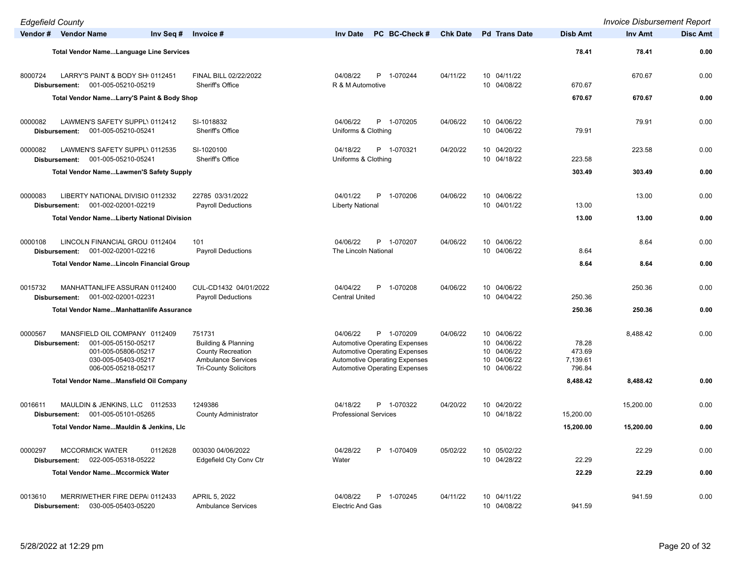| Vendor # | Vendor Name | Inv Seq # | Invoice # | Inv Date | PC | BC-Check # | Chk Date | Pd | Trans Date | Disb Amt | Inv Amt | Disc Amt |
|---|---|---|---|---|---|---|---|---|---|---|---|---|
| | **Total Vendor Name...Language Line Services** | | | | | | | | | **78.41** | **78.41** | **0.00** |
| 8000724 | LARRY'S PAINT & BODY SH( | 0112451 | FINAL BILL 02/22/2022 | 04/08/22 | P | 1-070244 | 04/11/22 | 10 | 04/11/22 | | 670.67 | 0.00 |
| | **Disbursement:** 001-005-05210-05219 | | Sheriff's Office | R & M Automotive | | | | 10 | 04/08/22 | 670.67 | | |
| | **Total Vendor Name...Larry'S Paint & Body Shop** | | | | | | | | | **670.67** | **670.67** | **0.00** |
| 0000082 | LAWMEN'S SAFETY SUPPLY | 0112412 | SI-1018832 | 04/06/22 | P | 1-070205 | 04/06/22 | 10 | 04/06/22 | | 79.91 | 0.00 |
| | **Disbursement:** 001-005-05210-05241 | | Sheriff's Office | Uniforms & Clothing | | | | 10 | 04/06/22 | 79.91 | | |
| 0000082 | LAWMEN'S SAFETY SUPPLY | 0112535 | SI-1020100 | 04/18/22 | P | 1-070321 | 04/20/22 | 10 | 04/20/22 | | 223.58 | 0.00 |
| | **Disbursement:** 001-005-05210-05241 | | Sheriff's Office | Uniforms & Clothing | | | | 10 | 04/18/22 | 223.58 | | |
| | **Total Vendor Name...Lawmen'S Safety Supply** | | | | | | | | | **303.49** | **303.49** | **0.00** |
| 0000083 | LIBERTY NATIONAL DIVISIO | 0112332 | 22785 03/31/2022 | 04/01/22 | P | 1-070206 | 04/06/22 | 10 | 04/06/22 | | 13.00 | 0.00 |
| | **Disbursement:** 001-002-02001-02219 | | Payroll Deductions | Liberty National | | | | 10 | 04/01/22 | 13.00 | | |
| | **Total Vendor Name...Liberty National Division** | | | | | | | | | **13.00** | **13.00** | **0.00** |
| 0000108 | LINCOLN FINANCIAL GROU | 0112404 | 101 | 04/06/22 | P | 1-070207 | 04/06/22 | 10 | 04/06/22 | | 8.64 | 0.00 |
| | **Disbursement:** 001-002-02001-02216 | | Payroll Deductions | The Lincoln National | | | | 10 | 04/06/22 | 8.64 | | |
| | **Total Vendor Name...Lincoln Financial Group** | | | | | | | | | **8.64** | **8.64** | **0.00** |
| 0015732 | MANHATTANLIFE ASSURAN | 0112400 | CUL-CD1432 04/01/2022 | 04/04/22 | P | 1-070208 | 04/06/22 | 10 | 04/06/22 | | 250.36 | 0.00 |
| | **Disbursement:** 001-002-02001-02231 | | Payroll Deductions | Central United | | | | 10 | 04/04/22 | 250.36 | | |
| | **Total Vendor Name...Manhattanlife Assurance** | | | | | | | | | **250.36** | **250.36** | **0.00** |
| 0000567 | MANSFIELD OIL COMPANY | 0112409 | 751731 | 04/06/22 | P | 1-070209 | 04/06/22 | 10 | 04/06/22 | | 8,488.42 | 0.00 |
| | **Disbursement:** 001-005-05150-05217 | | Building & Planning | Automotive Operating Expenses | | | | 10 | 04/06/22 | 78.28 | | |
| | 001-005-05806-05217 | | County Recreation | Automotive Operating Expenses | | | | 10 | 04/06/22 | 473.69 | | |
| | 030-005-05403-05217 | | Ambulance Services | Automotive Operating Expenses | | | | 10 | 04/06/22 | 7,139.61 | | |
| | 006-005-05218-05217 | | Tri-County Solicitors | Automotive Operating Expenses | | | | 10 | 04/06/22 | 796.84 | | |
| | **Total Vendor Name...Mansfield Oil Company** | | | | | | | | | **8,488.42** | **8,488.42** | **0.00** |
| 0016611 | MAULDIN & JENKINS, LLC | 0112533 | 1249386 | 04/18/22 | P | 1-070322 | 04/20/22 | 10 | 04/20/22 | | 15,200.00 | 0.00 |
| | **Disbursement:** 001-005-05101-05265 | | County Administrator | Professional Services | | | | 10 | 04/18/22 | 15,200.00 | | |
| | **Total Vendor Name...Mauldin & Jenkins, Llc** | | | | | | | | | **15,200.00** | **15,200.00** | **0.00** |
| 0000297 | MCCORMICK WATER | 0112628 | 003030 04/06/2022 | 04/28/22 | P | 1-070409 | 05/02/22 | 10 | 05/02/22 | | 22.29 | 0.00 |
| | **Disbursement:** 022-005-05318-05222 | | Edgefield Cty Conv Ctr | Water | | | | 10 | 04/28/22 | 22.29 | | |
| | **Total Vendor Name...Mccormick Water** | | | | | | | | | **22.29** | **22.29** | **0.00** |
| 0013610 | MERRIWETHER FIRE DEPA | 0112433 | APRIL 5, 2022 | 04/08/22 | P | 1-070245 | 04/11/22 | 10 | 04/11/22 | | 941.59 | 0.00 |
| | **Disbursement:** 030-005-05403-05220 | | Ambulance Services | Electric And Gas | | | | 10 | 04/08/22 | 941.59 | | |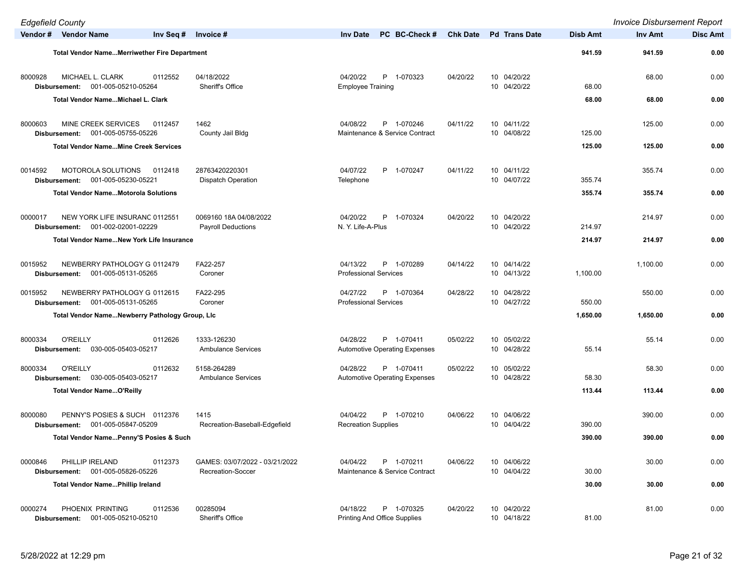| Vendor # | Vendor Name | Inv Seq # | Invoice # | Inv Date | PC | BC-Check # | Chk Date | Pd | Trans Date | Disb Amt | Inv Amt | Disc Amt |
|---|---|---|---|---|---|---|---|---|---|---|---|---|
| | **Total Vendor Name...Merriwether Fire Department** | | | | | | | | | **941.59** | **941.59** | **0.00** |
| 8000928 | MICHAEL L. CLARK | 0112552 | 04/18/2022 | 04/20/22 | P | 1-070323 | 04/20/22 | 10 | 04/20/22 | | 68.00 | 0.00 |
| | **Disbursement:** 001-005-05210-05264 | | Sheriff's Office | Employee Training | | | | 10 | 04/20/22 | 68.00 | | |
| | **Total Vendor Name...Michael L. Clark** | | | | | | | | | **68.00** | **68.00** | **0.00** |
| 8000603 | MINE CREEK SERVICES | 0112457 | 1462 | 04/08/22 | P | 1-070246 | 04/11/22 | 10 | 04/11/22 | | 125.00 | 0.00 |
| | **Disbursement:** 001-005-05755-05226 | | County Jail Bldg | Maintenance & Service Contract | | | | 10 | 04/08/22 | 125.00 | | |
| | **Total Vendor Name...Mine Creek Services** | | | | | | | | | **125.00** | **125.00** | **0.00** |
| 0014592 | MOTOROLA SOLUTIONS | 0112418 | 28763420220301 | 04/07/22 | P | 1-070247 | 04/11/22 | 10 | 04/11/22 | | 355.74 | 0.00 |
| | **Disbursement:** 001-005-05230-05221 | | Dispatch Operation | Telephone | | | | 10 | 04/07/22 | 355.74 | | |
| | **Total Vendor Name...Motorola Solutions** | | | | | | | | | **355.74** | **355.74** | **0.00** |
| 0000017 | NEW YORK LIFE INSURANC | 0112551 | 0069160 18A 04/08/2022 | 04/20/22 | P | 1-070324 | 04/20/22 | 10 | 04/20/22 | | 214.97 | 0.00 |
| | **Disbursement:** 001-002-02001-02229 | | Payroll Deductions | N. Y. Life-A-Plus | | | | 10 | 04/20/22 | 214.97 | | |
| | **Total Vendor Name...New York Life Insurance** | | | | | | | | | **214.97** | **214.97** | **0.00** |
| 0015952 | NEWBERRY PATHOLOGY G | 0112479 | FA22-257 | 04/13/22 | P | 1-070289 | 04/14/22 | 10 | 04/14/22 | | 1,100.00 | 0.00 |
| | **Disbursement:** 001-005-05131-05265 | | Coroner | Professional Services | | | | 10 | 04/13/22 | 1,100.00 | | |
| 0015952 | NEWBERRY PATHOLOGY G | 0112615 | FA22-295 | 04/27/22 | P | 1-070364 | 04/28/22 | 10 | 04/28/22 | | 550.00 | 0.00 |
| | **Disbursement:** 001-005-05131-05265 | | Coroner | Professional Services | | | | 10 | 04/27/22 | 550.00 | | |
| | **Total Vendor Name...Newberry Pathology Group, Llc** | | | | | | | | | **1,650.00** | **1,650.00** | **0.00** |
| 8000334 | O'REILLY | 0112626 | 1333-126230 | 04/28/22 | P | 1-070411 | 05/02/22 | 10 | 05/02/22 | | 55.14 | 0.00 |
| | **Disbursement:** 030-005-05403-05217 | | Ambulance Services | Automotive Operating Expenses | | | | 10 | 04/28/22 | 55.14 | | |
| 8000334 | O'REILLY | 0112632 | 5158-264289 | 04/28/22 | P | 1-070411 | 05/02/22 | 10 | 05/02/22 | | 58.30 | 0.00 |
| | **Disbursement:** 030-005-05403-05217 | | Ambulance Services | Automotive Operating Expenses | | | | 10 | 04/28/22 | 58.30 | | |
| | **Total Vendor Name...O'Reilly** | | | | | | | | | **113.44** | **113.44** | **0.00** |
| 8000080 | PENNY'S POSIES & SUCH | 0112376 | 1415 | 04/04/22 | P | 1-070210 | 04/06/22 | 10 | 04/06/22 | | 390.00 | 0.00 |
| | **Disbursement:** 001-005-05847-05209 | | Recreation-Baseball-Edgefield | Recreation Supplies | | | | 10 | 04/04/22 | 390.00 | | |
| | **Total Vendor Name...Penny'S Posies & Such** | | | | | | | | | **390.00** | **390.00** | **0.00** |
| 0000846 | PHILLIP IRELAND | 0112373 | GAMES: 03/07/2022 - 03/21/2022 | 04/04/22 | P | 1-070211 | 04/06/22 | 10 | 04/06/22 | | 30.00 | 0.00 |
| | **Disbursement:** 001-005-05826-05226 | | Recreation-Soccer | Maintenance & Service Contract | | | | 10 | 04/04/22 | 30.00 | | |
| | **Total Vendor Name...Phillip Ireland** | | | | | | | | | **30.00** | **30.00** | **0.00** |
| 0000274 | PHOENIX PRINTING | 0112536 | 00285094 | 04/18/22 | P | 1-070325 | 04/20/22 | 10 | 04/20/22 | | 81.00 | 0.00 |
| | **Disbursement:** 001-005-05210-05210 | | Sheriff's Office | Printing And Office Supplies | | | | 10 | 04/18/22 | 81.00 | | |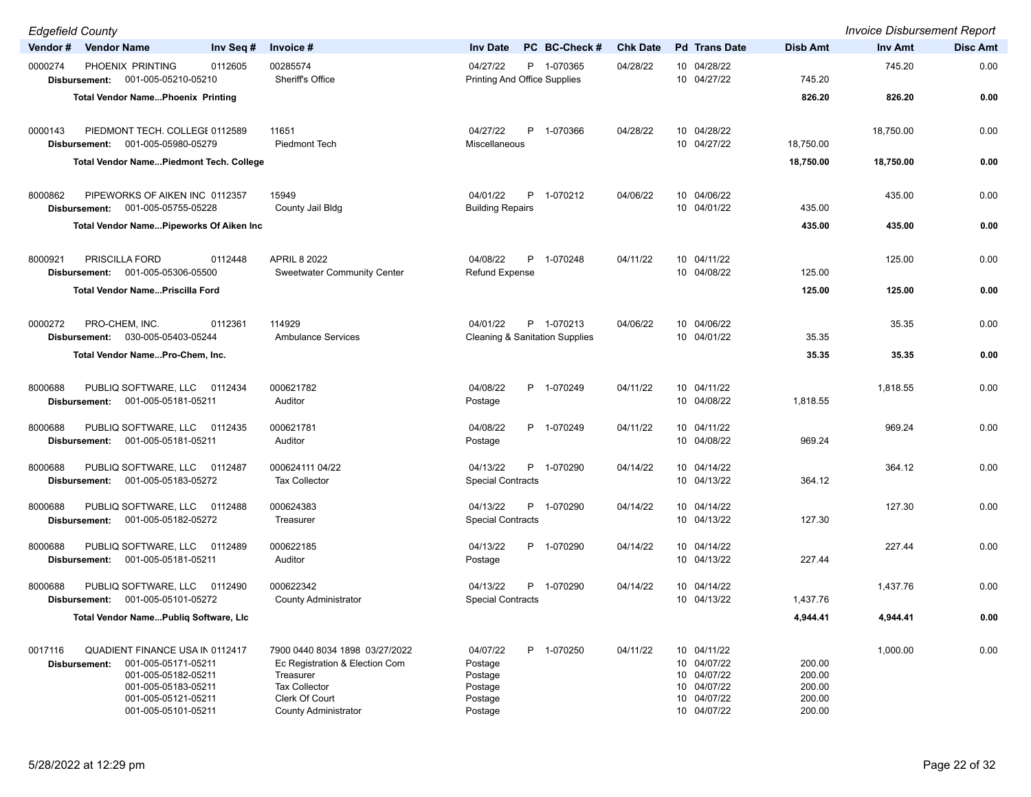*Edgefield County* — *Invoice Disbursement Report*

| Vendor # | Vendor Name | Inv Seq # | Invoice # | Inv Date | PC | BC-Check # | Chk Date | Pd | Trans Date | Disb Amt | Inv Amt | Disc Amt |
|---|---|---|---|---|---|---|---|---|---|---|---|---|
| 0000274 | PHOENIX PRINTING | 0112605 | 00285574 | 04/27/22 | P | 1-070365 | 04/28/22 | 10 | 04/28/22 | | 745.20 | 0.00 |
| Disbursement: | 001-005-05210-05210 | | Sheriff's Office | Printing And Office Supplies | | | | 10 | 04/27/22 | 745.20 | | |
| **Total Vendor Name...Phoenix Printing** | | | | | | | | | | **826.20** | **826.20** | **0.00** |
| 0000143 | PIEDMONT TECH. COLLEGE | 0112589 | 11651 | 04/27/22 | P | 1-070366 | 04/28/22 | 10 | 04/28/22 | | 18,750.00 | 0.00 |
| Disbursement: | 001-005-05980-05279 | | Piedmont Tech | Miscellaneous | | | | 10 | 04/27/22 | 18,750.00 | | |
| **Total Vendor Name...Piedmont Tech. College** | | | | | | | | | | **18,750.00** | **18,750.00** | **0.00** |
| 8000862 | PIPEWORKS OF AIKEN INC | 0112357 | 15949 | 04/01/22 | P | 1-070212 | 04/06/22 | 10 | 04/06/22 | | 435.00 | 0.00 |
| Disbursement: | 001-005-05755-05228 | | County Jail Bldg | Building Repairs | | | | 10 | 04/01/22 | 435.00 | | |
| **Total Vendor Name...Pipeworks Of Aiken Inc** | | | | | | | | | | **435.00** | **435.00** | **0.00** |
| 8000921 | PRISCILLA FORD | 0112448 | APRIL 8 2022 | 04/08/22 | P | 1-070248 | 04/11/22 | 10 | 04/11/22 | | 125.00 | 0.00 |
| Disbursement: | 001-005-05306-05500 | | Sweetwater Community Center | Refund Expense | | | | 10 | 04/08/22 | 125.00 | | |
| **Total Vendor Name...Priscilla Ford** | | | | | | | | | | **125.00** | **125.00** | **0.00** |
| 0000272 | PRO-CHEM, INC. | 0112361 | 114929 | 04/01/22 | P | 1-070213 | 04/06/22 | 10 | 04/06/22 | | 35.35 | 0.00 |
| Disbursement: | 030-005-05403-05244 | | Ambulance Services | Cleaning & Sanitation Supplies | | | | 10 | 04/01/22 | 35.35 | | |
| **Total Vendor Name...Pro-Chem, Inc.** | | | | | | | | | | **35.35** | **35.35** | **0.00** |
| 8000688 | PUBLIQ SOFTWARE, LLC | 0112434 | 000621782 | 04/08/22 | P | 1-070249 | 04/11/22 | 10 | 04/11/22 | | 1,818.55 | 0.00 |
| Disbursement: | 001-005-05181-05211 | | Auditor | Postage | | | | 10 | 04/08/22 | 1,818.55 | | |
| 8000688 | PUBLIQ SOFTWARE, LLC | 0112435 | 000621781 | 04/08/22 | P | 1-070249 | 04/11/22 | 10 | 04/11/22 | | 969.24 | 0.00 |
| Disbursement: | 001-005-05181-05211 | | Auditor | Postage | | | | 10 | 04/08/22 | 969.24 | | |
| 8000688 | PUBLIQ SOFTWARE, LLC | 0112487 | 000624111 04/22 | 04/13/22 | P | 1-070290 | 04/14/22 | 10 | 04/14/22 | | 364.12 | 0.00 |
| Disbursement: | 001-005-05183-05272 | | Tax Collector | Special Contracts | | | | 10 | 04/13/22 | 364.12 | | |
| 8000688 | PUBLIQ SOFTWARE, LLC | 0112488 | 000624383 | 04/13/22 | P | 1-070290 | 04/14/22 | 10 | 04/14/22 | | 127.30 | 0.00 |
| Disbursement: | 001-005-05182-05272 | | Treasurer | Special Contracts | | | | 10 | 04/13/22 | 127.30 | | |
| 8000688 | PUBLIQ SOFTWARE, LLC | 0112489 | 000622185 | 04/13/22 | P | 1-070290 | 04/14/22 | 10 | 04/14/22 | | 227.44 | 0.00 |
| Disbursement: | 001-005-05181-05211 | | Auditor | Postage | | | | 10 | 04/13/22 | 227.44 | | |
| 8000688 | PUBLIQ SOFTWARE, LLC | 0112490 | 000622342 | 04/13/22 | P | 1-070290 | 04/14/22 | 10 | 04/14/22 | | 1,437.76 | 0.00 |
| Disbursement: | 001-005-05101-05272 | | County Administrator | Special Contracts | | | | 10 | 04/13/22 | 1,437.76 | | |
| **Total Vendor Name...Publiq Software, Llc** | | | | | | | | | | **4,944.41** | **4,944.41** | **0.00** |
| 0017116 | QUADIENT FINANCE USA IN | 0112417 | 7900 0440 8034 1898 03/27/2022 | 04/07/22 | P | 1-070250 | 04/11/22 | 10 | 04/11/22 | | 1,000.00 | 0.00 |
| Disbursement: | 001-005-05171-05211 | | Ec Registration & Election Com | Postage | | | | 10 | 04/07/22 | 200.00 | | |
| | 001-005-05182-05211 | | Treasurer | Postage | | | | 10 | 04/07/22 | 200.00 | | |
| | 001-005-05183-05211 | | Tax Collector | Postage | | | | 10 | 04/07/22 | 200.00 | | |
| | 001-005-05121-05211 | | Clerk Of Court | Postage | | | | 10 | 04/07/22 | 200.00 | | |
| | 001-005-05101-05211 | | County Administrator | Postage | | | | 10 | 04/07/22 | 200.00 | | |

5/28/2022 at 12:29 pm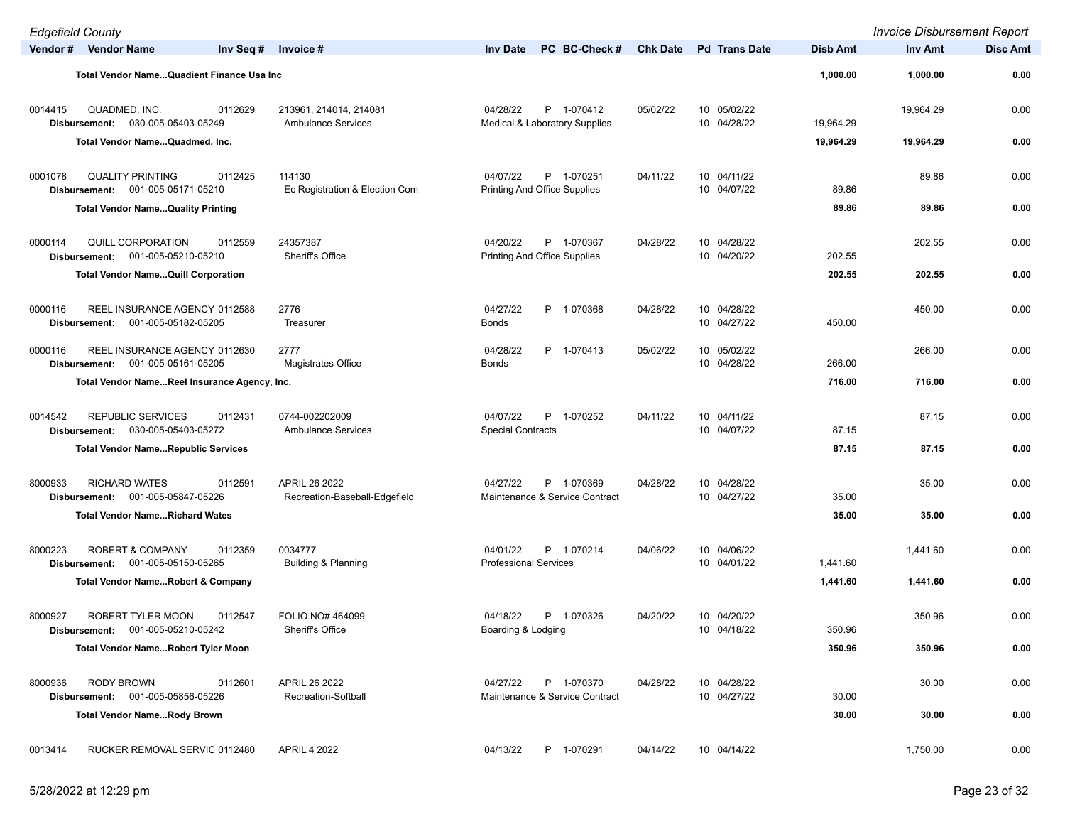| Vendor # | Vendor Name | Inv Seq # | Invoice # | Inv Date | PC | BC-Check # | Chk Date | Pd | Trans Date | Disb Amt | Inv Amt | Disc Amt |
|---|---|---|---|---|---|---|---|---|---|---|---|---|
| | **Total Vendor Name...Quadient Finance Usa Inc** | | | | | | | | | **1,000.00** | **1,000.00** | **0.00** |
| 0014415 | QUADMED, INC. | 0112629 | 213961, 214014, 214081 | 04/28/22 | P | 1-070412 | 05/02/22 | 10 | 05/02/22 | | 19,964.29 | 0.00 |
| | Disbursement: 030-005-05403-05249 | | Ambulance Services | Medical & Laboratory Supplies | | | | 10 | 04/28/22 | 19,964.29 | | |
| | **Total Vendor Name...Quadmed, Inc.** | | | | | | | | | **19,964.29** | **19,964.29** | **0.00** |
| 0001078 | QUALITY PRINTING | 0112425 | 114130 | 04/07/22 | P | 1-070251 | 04/11/22 | 10 | 04/11/22 | | 89.86 | 0.00 |
| | Disbursement: 001-005-05171-05210 | | Ec Registration & Election Com | Printing And Office Supplies | | | | 10 | 04/07/22 | 89.86 | | |
| | **Total Vendor Name...Quality Printing** | | | | | | | | | **89.86** | **89.86** | **0.00** |
| 0000114 | QUILL CORPORATION | 0112559 | 24357387 | 04/20/22 | P | 1-070367 | 04/28/22 | 10 | 04/28/22 | | 202.55 | 0.00 |
| | Disbursement: 001-005-05210-05210 | | Sheriff's Office | Printing And Office Supplies | | | | 10 | 04/20/22 | 202.55 | | |
| | **Total Vendor Name...Quill Corporation** | | | | | | | | | **202.55** | **202.55** | **0.00** |
| 0000116 | REEL INSURANCE AGENCY | 0112588 | 2776 | 04/27/22 | P | 1-070368 | 04/28/22 | 10 | 04/28/22 | | 450.00 | 0.00 |
| | Disbursement: 001-005-05182-05205 | | Treasurer | Bonds | | | | 10 | 04/27/22 | 450.00 | | |
| 0000116 | REEL INSURANCE AGENCY | 0112630 | 2777 | 04/28/22 | P | 1-070413 | 05/02/22 | 10 | 05/02/22 | | 266.00 | 0.00 |
| | Disbursement: 001-005-05161-05205 | | Magistrates Office | Bonds | | | | 10 | 04/28/22 | 266.00 | | |
| | **Total Vendor Name...Reel Insurance Agency, Inc.** | | | | | | | | | **716.00** | **716.00** | **0.00** |
| 0014542 | REPUBLIC SERVICES | 0112431 | 0744-002202009 | 04/07/22 | P | 1-070252 | 04/11/22 | 10 | 04/11/22 | | 87.15 | 0.00 |
| | Disbursement: 030-005-05403-05272 | | Ambulance Services | Special Contracts | | | | 10 | 04/07/22 | 87.15 | | |
| | **Total Vendor Name...Republic Services** | | | | | | | | | **87.15** | **87.15** | **0.00** |
| 8000933 | RICHARD WATES | 0112591 | APRIL 26 2022 | 04/27/22 | P | 1-070369 | 04/28/22 | 10 | 04/28/22 | | 35.00 | 0.00 |
| | Disbursement: 001-005-05847-05226 | | Recreation-Baseball-Edgefield | Maintenance & Service Contract | | | | 10 | 04/27/22 | 35.00 | | |
| | **Total Vendor Name...Richard Wates** | | | | | | | | | **35.00** | **35.00** | **0.00** |
| 8000223 | ROBERT & COMPANY | 0112359 | 0034777 | 04/01/22 | P | 1-070214 | 04/06/22 | 10 | 04/06/22 | | 1,441.60 | 0.00 |
| | Disbursement: 001-005-05150-05265 | | Building & Planning | Professional Services | | | | 10 | 04/01/22 | 1,441.60 | | |
| | **Total Vendor Name...Robert & Company** | | | | | | | | | **1,441.60** | **1,441.60** | **0.00** |
| 8000927 | ROBERT TYLER MOON | 0112547 | FOLIO NO# 464099 | 04/18/22 | P | 1-070326 | 04/20/22 | 10 | 04/20/22 | | 350.96 | 0.00 |
| | Disbursement: 001-005-05210-05242 | | Sheriff's Office | Boarding & Lodging | | | | 10 | 04/18/22 | 350.96 | | |
| | **Total Vendor Name...Robert Tyler Moon** | | | | | | | | | **350.96** | **350.96** | **0.00** |
| 8000936 | RODY BROWN | 0112601 | APRIL 26 2022 | 04/27/22 | P | 1-070370 | 04/28/22 | 10 | 04/28/22 | | 30.00 | 0.00 |
| | Disbursement: 001-005-05856-05226 | | Recreation-Softball | Maintenance & Service Contract | | | | 10 | 04/27/22 | 30.00 | | |
| | **Total Vendor Name...Rody Brown** | | | | | | | | | **30.00** | **30.00** | **0.00** |
| 0013414 | RUCKER REMOVAL SERVIC | 0112480 | APRIL 4 2022 | 04/13/22 | P | 1-070291 | 04/14/22 | 10 | 04/14/22 | | 1,750.00 | 0.00 |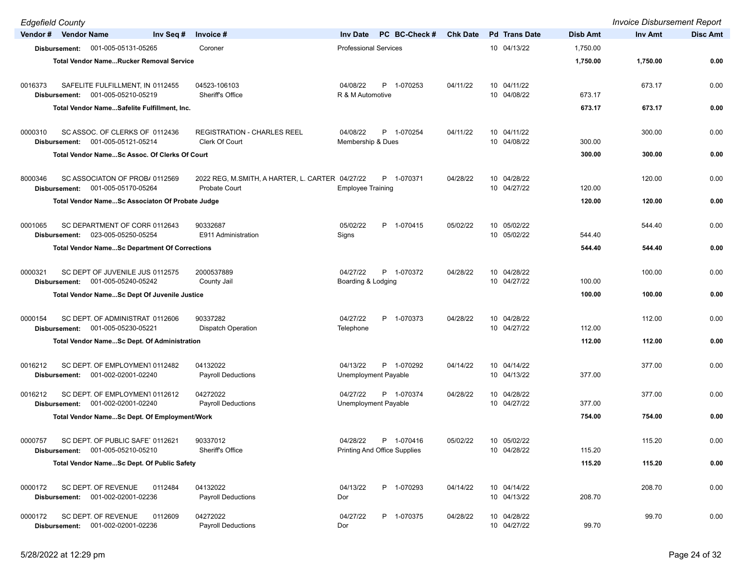*Edgefield County* *Invoice Disbursement Report*

| Vendor # | Vendor Name | Inv Seq # | Invoice # | Inv Date | PC | BC-Check # | Chk Date | Pd | Trans Date | Disb Amt | Inv Amt | Disc Amt |
|---|---|---|---|---|---|---|---|---|---|---|---|---|
| **Disbursement:** | 001-005-05131-05265 | | Coroner | Professional Services | | | | 10 | 04/13/22 | 1,750.00 | | |
| | **Total Vendor Name...Rucker Removal Service** | | | | | | | | | **1,750.00** | **1,750.00** | **0.00** |
| 0016373 | SAFELITE FULFILLMENT, IN | 0112455 | 04523-106103 | 04/08/22 | P | 1-070253 | 04/11/22 | 10 | 04/11/22 | | 673.17 | 0.00 |
| **Disbursement:** | 001-005-05210-05219 | | Sheriff's Office | R & M Automotive | | | | 10 | 04/08/22 | 673.17 | | |
| | **Total Vendor Name...Safelite Fulfillment, Inc.** | | | | | | | | | **673.17** | **673.17** | **0.00** |
| 0000310 | SC ASSOC. OF CLERKS OF | 0112436 | REGISTRATION - CHARLES REEL | 04/08/22 | P | 1-070254 | 04/11/22 | 10 | 04/11/22 | | 300.00 | 0.00 |
| **Disbursement:** | 001-005-05121-05214 | | Clerk Of Court | Membership & Dues | | | | 10 | 04/08/22 | 300.00 | | |
| | **Total Vendor Name...Sc Assoc. Of Clerks Of Court** | | | | | | | | | **300.00** | **300.00** | **0.00** |
| 8000346 | SC ASSOCIATON OF PROB/ | 0112569 | 2022 REG, M.SMITH, A HARTER, L. CARTER | 04/27/22 | P | 1-070371 | 04/28/22 | 10 | 04/28/22 | | 120.00 | 0.00 |
| **Disbursement:** | 001-005-05170-05264 | | Probate Court | Employee Training | | | | 10 | 04/27/22 | 120.00 | | |
| | **Total Vendor Name...Sc Associaton Of Probate Judge** | | | | | | | | | **120.00** | **120.00** | **0.00** |
| 0001065 | SC DEPARTMENT OF CORR | 0112643 | 90332687 | 05/02/22 | P | 1-070415 | 05/02/22 | 10 | 05/02/22 | | 544.40 | 0.00 |
| **Disbursement:** | 023-005-05250-05254 | | E911 Administration | Signs | | | | 10 | 05/02/22 | 544.40 | | |
| | **Total Vendor Name...Sc Department Of Corrections** | | | | | | | | | **544.40** | **544.40** | **0.00** |
| 0000321 | SC DEPT OF JUVENILE JUS | 0112575 | 2000537889 | 04/27/22 | P | 1-070372 | 04/28/22 | 10 | 04/28/22 | | 100.00 | 0.00 |
| **Disbursement:** | 001-005-05240-05242 | | County Jail | Boarding & Lodging | | | | 10 | 04/27/22 | 100.00 | | |
| | **Total Vendor Name...Sc Dept Of Juvenile Justice** | | | | | | | | | **100.00** | **100.00** | **0.00** |
| 0000154 | SC DEPT. OF ADMINISTRAT | 0112606 | 90337282 | 04/27/22 | P | 1-070373 | 04/28/22 | 10 | 04/28/22 | | 112.00 | 0.00 |
| **Disbursement:** | 001-005-05230-05221 | | Dispatch Operation | Telephone | | | | 10 | 04/27/22 | 112.00 | | |
| | **Total Vendor Name...Sc Dept. Of Administration** | | | | | | | | | **112.00** | **112.00** | **0.00** |
| 0016212 | SC DEPT. OF EMPLOYMENT | 0112482 | 04132022 | 04/13/22 | P | 1-070292 | 04/14/22 | 10 | 04/14/22 | | 377.00 | 0.00 |
| **Disbursement:** | 001-002-02001-02240 | | Payroll Deductions | Unemployment Payable | | | | 10 | 04/13/22 | 377.00 | | |
| 0016212 | SC DEPT. OF EMPLOYMENT | 0112612 | 04272022 | 04/27/22 | P | 1-070374 | 04/28/22 | 10 | 04/28/22 | | 377.00 | 0.00 |
| **Disbursement:** | 001-002-02001-02240 | | Payroll Deductions | Unemployment Payable | | | | 10 | 04/27/22 | 377.00 | | |
| | **Total Vendor Name...Sc Dept. Of Employment/Work** | | | | | | | | | **754.00** | **754.00** | **0.00** |
| 0000757 | SC DEPT. OF PUBLIC SAFE | 0112621 | 90337012 | 04/28/22 | P | 1-070416 | 05/02/22 | 10 | 05/02/22 | | 115.20 | 0.00 |
| **Disbursement:** | 001-005-05210-05210 | | Sheriff's Office | Printing And Office Supplies | | | | 10 | 04/28/22 | 115.20 | | |
| | **Total Vendor Name...Sc Dept. Of Public Safety** | | | | | | | | | **115.20** | **115.20** | **0.00** |
| 0000172 | SC DEPT. OF REVENUE | 0112484 | 04132022 | 04/13/22 | P | 1-070293 | 04/14/22 | 10 | 04/14/22 | | 208.70 | 0.00 |
| **Disbursement:** | 001-002-02001-02236 | | Payroll Deductions | Dor | | | | 10 | 04/13/22 | 208.70 | | |
| 0000172 | SC DEPT. OF REVENUE | 0112609 | 04272022 | 04/27/22 | P | 1-070375 | 04/28/22 | 10 | 04/28/22 | | 99.70 | 0.00 |
| **Disbursement:** | 001-002-02001-02236 | | Payroll Deductions | Dor | | | | 10 | 04/27/22 | 99.70 | | |

5/28/2022 at 12:29 pm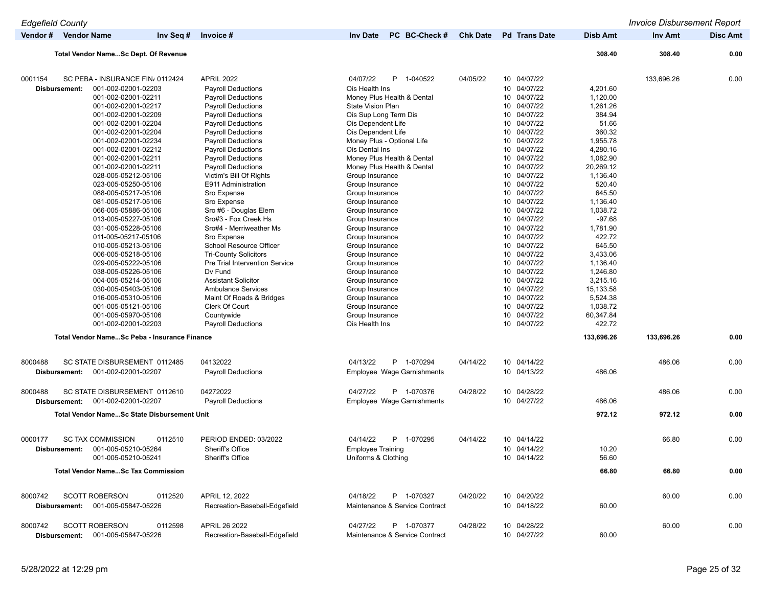| Vendor # | Vendor Name | Inv Seq # | Invoice # | Inv Date | PC | BC-Check # | Chk Date | Pd | Trans Date | Disb Amt | Inv Amt | Disc Amt |
|---|---|---|---|---|---|---|---|---|---|---|---|---|
| | **Total Vendor Name...Sc Dept. Of Revenue** | | | | | | | | | **308.40** | **308.40** | **0.00** |
| 0001154 | SC PEBA - INSURANCE FIN/ | 0112424 | APRIL 2022 | 04/07/22 | P | 1-040522 | 04/05/22 | 10 | 04/07/22 | | 133,696.26 | 0.00 |
| **Disbursement:** | 001-002-02001-02203 | | Payroll Deductions | Ois Health Ins | | | | 10 | 04/07/22 | 4,201.60 | | |
| | 001-002-02001-02211 | | Payroll Deductions | Money Plus Health & Dental | | | | 10 | 04/07/22 | 1,120.00 | | |
| | 001-002-02001-02217 | | Payroll Deductions | State Vision Plan | | | | 10 | 04/07/22 | 1,261.26 | | |
| | 001-002-02001-02209 | | Payroll Deductions | Ois Sup Long Term Dis | | | | 10 | 04/07/22 | 384.94 | | |
| | 001-002-02001-02204 | | Payroll Deductions | Ois Dependent Life | | | | 10 | 04/07/22 | 51.66 | | |
| | 001-002-02001-02204 | | Payroll Deductions | Ois Dependent Life | | | | 10 | 04/07/22 | 360.32 | | |
| | 001-002-02001-02234 | | Payroll Deductions | Money Plus - Optional Life | | | | 10 | 04/07/22 | 1,955.78 | | |
| | 001-002-02001-02212 | | Payroll Deductions | Ois Dental Ins | | | | 10 | 04/07/22 | 4,280.16 | | |
| | 001-002-02001-02211 | | Payroll Deductions | Money Plus Health & Dental | | | | 10 | 04/07/22 | 1,082.90 | | |
| | 001-002-02001-02211 | | Payroll Deductions | Money Plus Health & Dental | | | | 10 | 04/07/22 | 20,269.12 | | |
| | 028-005-05212-05106 | | Victim's Bill Of Rights | Group Insurance | | | | 10 | 04/07/22 | 1,136.40 | | |
| | 023-005-05250-05106 | | E911 Administration | Group Insurance | | | | 10 | 04/07/22 | 520.40 | | |
| | 088-005-05217-05106 | | Sro Expense | Group Insurance | | | | 10 | 04/07/22 | 645.50 | | |
| | 081-005-05217-05106 | | Sro Expense | Group Insurance | | | | 10 | 04/07/22 | 1,136.40 | | |
| | 066-005-05886-05106 | | Sro #6 - Douglas Elem | Group Insurance | | | | 10 | 04/07/22 | 1,038.72 | | |
| | 013-005-05227-05106 | | Sro#3 - Fox Creek Hs | Group Insurance | | | | 10 | 04/07/22 | -97.68 | | |
| | 031-005-05228-05106 | | Sro#4 - Merriweather Ms | Group Insurance | | | | 10 | 04/07/22 | 1,781.90 | | |
| | 011-005-05217-05106 | | Sro Expense | Group Insurance | | | | 10 | 04/07/22 | 422.72 | | |
| | 010-005-05213-05106 | | School Resource Officer | Group Insurance | | | | 10 | 04/07/22 | 645.50 | | |
| | 006-005-05218-05106 | | Tri-County Solicitors | Group Insurance | | | | 10 | 04/07/22 | 3,433.06 | | |
| | 029-005-05222-05106 | | Pre Trial Intervention Service | Group Insurance | | | | 10 | 04/07/22 | 1,136.40 | | |
| | 038-005-05226-05106 | | Dv Fund | Group Insurance | | | | 10 | 04/07/22 | 1,246.80 | | |
| | 004-005-05214-05106 | | Assistant Solicitor | Group Insurance | | | | 10 | 04/07/22 | 3,215.16 | | |
| | 030-005-05403-05106 | | Ambulance Services | Group Insurance | | | | 10 | 04/07/22 | 15,133.58 | | |
| | 016-005-05310-05106 | | Maint Of Roads & Bridges | Group Insurance | | | | 10 | 04/07/22 | 5,524.38 | | |
| | 001-005-05121-05106 | | Clerk Of Court | Group Insurance | | | | 10 | 04/07/22 | 1,038.72 | | |
| | 001-005-05970-05106 | | Countywide | Group Insurance | | | | 10 | 04/07/22 | 60,347.84 | | |
| | 001-002-02001-02203 | | Payroll Deductions | Ois Health Ins | | | | 10 | 04/07/22 | 422.72 | | |
| | **Total Vendor Name...Sc Peba - Insurance Finance** | | | | | | | | | **133,696.26** | **133,696.26** | **0.00** |
| 8000488 | SC STATE DISBURSEMENT | 0112485 | 04132022 | 04/13/22 | P | 1-070294 | 04/14/22 | 10 | 04/14/22 | | 486.06 | 0.00 |
| **Disbursement:** | 001-002-02001-02207 | | Payroll Deductions | Employee Wage Garnishments | | | | 10 | 04/13/22 | 486.06 | | |
| 8000488 | SC STATE DISBURSEMENT | 0112610 | 04272022 | 04/27/22 | P | 1-070376 | 04/28/22 | 10 | 04/28/22 | | 486.06 | 0.00 |
| **Disbursement:** | 001-002-02001-02207 | | Payroll Deductions | Employee Wage Garnishments | | | | 10 | 04/27/22 | 486.06 | | |
| | **Total Vendor Name...Sc State Disbursement Unit** | | | | | | | | | **972.12** | **972.12** | **0.00** |
| 0000177 | SC TAX COMMISSION | 0112510 | PERIOD ENDED: 03/2022 | 04/14/22 | P | 1-070295 | 04/14/22 | 10 | 04/14/22 | | 66.80 | 0.00 |
| **Disbursement:** | 001-005-05210-05264 | | Sheriff's Office | Employee Training | | | | 10 | 04/14/22 | 10.20 | | |
| | 001-005-05210-05241 | | Sheriff's Office | Uniforms & Clothing | | | | 10 | 04/14/22 | 56.60 | | |
| | **Total Vendor Name...Sc Tax Commission** | | | | | | | | | **66.80** | **66.80** | **0.00** |
| 8000742 | SCOTT ROBERSON | 0112520 | APRIL 12, 2022 | 04/18/22 | P | 1-070327 | 04/20/22 | 10 | 04/20/22 | | 60.00 | 0.00 |
| **Disbursement:** | 001-005-05847-05226 | | Recreation-Baseball-Edgefield | Maintenance & Service Contract | | | | 10 | 04/18/22 | 60.00 | | |
| 8000742 | SCOTT ROBERSON | 0112598 | APRIL 26 2022 | 04/27/22 | P | 1-070377 | 04/28/22 | 10 | 04/28/22 | | 60.00 | 0.00 |
| **Disbursement:** | 001-005-05847-05226 | | Recreation-Baseball-Edgefield | Maintenance & Service Contract | | | | 10 | 04/27/22 | 60.00 | | |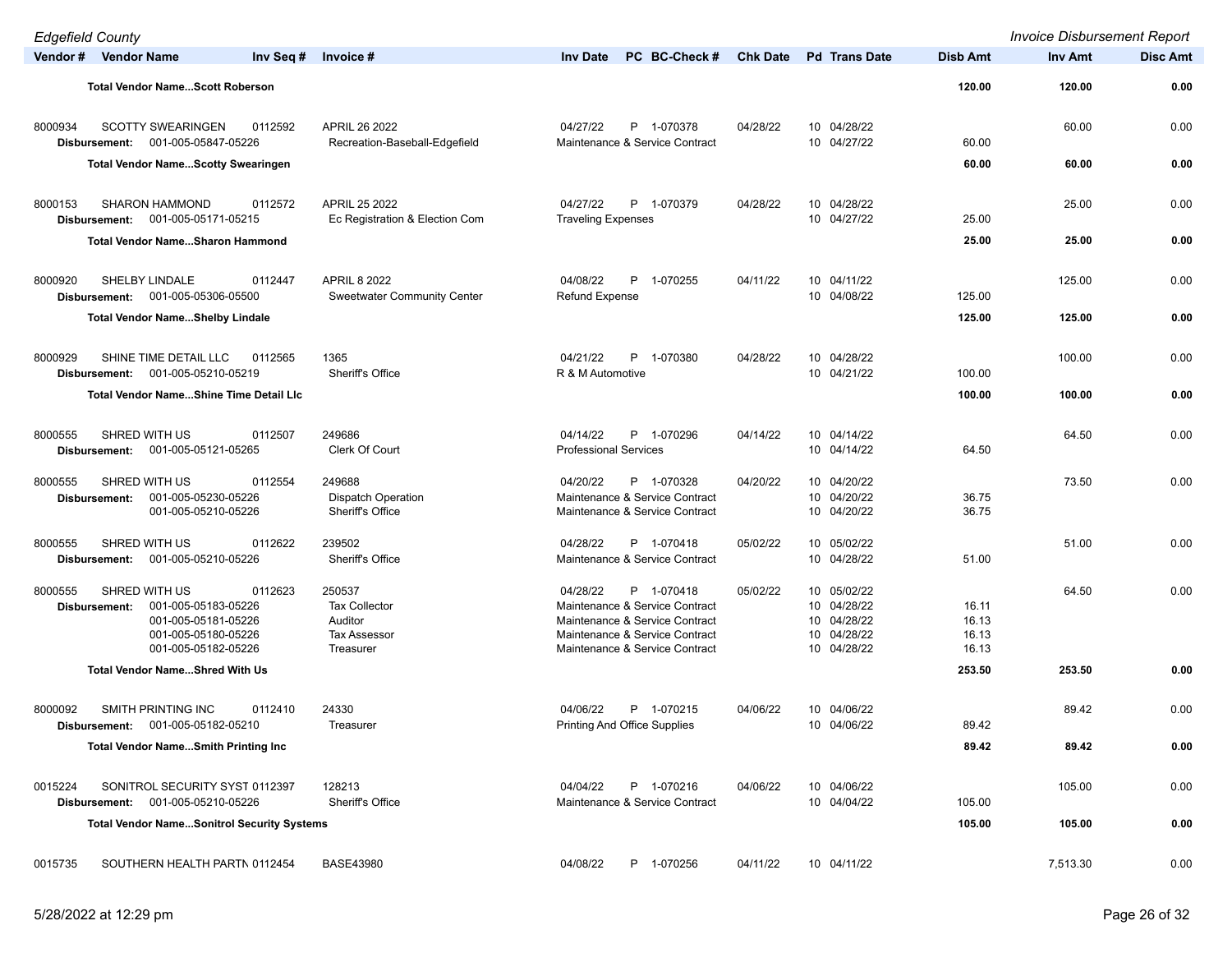| Vendor # | Vendor Name | Inv Seq # | Invoice # | Inv Date | PC | BC-Check # | Chk Date | Pd | Trans Date | Disb Amt | Inv Amt | Disc Amt |
|---|---|---|---|---|---|---|---|---|---|---|---|---|
| | **Total Vendor Name...Scott Roberson** | | | | | | | | | **120.00** | **120.00** | **0.00** |
| 8000934 | SCOTTY SWEARINGEN | 0112592 | APRIL 26 2022 | 04/27/22 | P | 1-070378 | 04/28/22 | 10 | 04/28/22 | | 60.00 | 0.00 |
| Disbursement: | 001-005-05847-05226 | | Recreation-Baseball-Edgefield | Maintenance & Service Contract | | | | 10 | 04/27/22 | 60.00 | | |
| | **Total Vendor Name...Scotty Swearingen** | | | | | | | | | **60.00** | **60.00** | **0.00** |
| 8000153 | SHARON HAMMOND | 0112572 | APRIL 25 2022 | 04/27/22 | P | 1-070379 | 04/28/22 | 10 | 04/28/22 | | 25.00 | 0.00 |
| Disbursement: | 001-005-05171-05215 | | Ec Registration & Election Com | Traveling Expenses | | | | 10 | 04/27/22 | 25.00 | | |
| | **Total Vendor Name...Sharon Hammond** | | | | | | | | | **25.00** | **25.00** | **0.00** |
| 8000920 | SHELBY LINDALE | 0112447 | APRIL 8 2022 | 04/08/22 | P | 1-070255 | 04/11/22 | 10 | 04/11/22 | | 125.00 | 0.00 |
| Disbursement: | 001-005-05306-05500 | | Sweetwater Community Center | Refund Expense | | | | 10 | 04/08/22 | 125.00 | | |
| | **Total Vendor Name...Shelby Lindale** | | | | | | | | | **125.00** | **125.00** | **0.00** |
| 8000929 | SHINE TIME DETAIL LLC | 0112565 | 1365 | 04/21/22 | P | 1-070380 | 04/28/22 | 10 | 04/28/22 | | 100.00 | 0.00 |
| Disbursement: | 001-005-05210-05219 | | Sheriff's Office | R & M Automotive | | | | 10 | 04/21/22 | 100.00 | | |
| | **Total Vendor Name...Shine Time Detail Llc** | | | | | | | | | **100.00** | **100.00** | **0.00** |
| 8000555 | SHRED WITH US | 0112507 | 249686 | 04/14/22 | P | 1-070296 | 04/14/22 | 10 | 04/14/22 | | 64.50 | 0.00 |
| Disbursement: | 001-005-05121-05265 | | Clerk Of Court | Professional Services | | | | 10 | 04/14/22 | 64.50 | | |
| 8000555 | SHRED WITH US | 0112554 | 249688 | 04/20/22 | P | 1-070328 | 04/20/22 | 10 | 04/20/22 | | 73.50 | 0.00 |
| Disbursement: | 001-005-05230-05226 | | Dispatch Operation | Maintenance & Service Contract | | | | 10 | 04/20/22 | 36.75 | | |
| | 001-005-05210-05226 | | Sheriff's Office | Maintenance & Service Contract | | | | 10 | 04/20/22 | 36.75 | | |
| 8000555 | SHRED WITH US | 0112622 | 239502 | 04/28/22 | P | 1-070418 | 05/02/22 | 10 | 05/02/22 | | 51.00 | 0.00 |
| Disbursement: | 001-005-05210-05226 | | Sheriff's Office | Maintenance & Service Contract | | | | 10 | 04/28/22 | 51.00 | | |
| 8000555 | SHRED WITH US | 0112623 | 250537 | 04/28/22 | P | 1-070418 | 05/02/22 | 10 | 05/02/22 | | 64.50 | 0.00 |
| Disbursement: | 001-005-05183-05226 | | Tax Collector | Maintenance & Service Contract | | | | 10 | 04/28/22 | 16.11 | | |
| | 001-005-05181-05226 | | Auditor | Maintenance & Service Contract | | | | 10 | 04/28/22 | 16.13 | | |
| | 001-005-05180-05226 | | Tax Assessor | Maintenance & Service Contract | | | | 10 | 04/28/22 | 16.13 | | |
| | 001-005-05182-05226 | | Treasurer | Maintenance & Service Contract | | | | 10 | 04/28/22 | 16.13 | | |
| | **Total Vendor Name...Shred With Us** | | | | | | | | | **253.50** | **253.50** | **0.00** |
| 8000092 | SMITH PRINTING INC | 0112410 | 24330 | 04/06/22 | P | 1-070215 | 04/06/22 | 10 | 04/06/22 | | 89.42 | 0.00 |
| Disbursement: | 001-005-05182-05210 | | Treasurer | Printing And Office Supplies | | | | 10 | 04/06/22 | 89.42 | | |
| | **Total Vendor Name...Smith Printing Inc** | | | | | | | | | **89.42** | **89.42** | **0.00** |
| 0015224 | SONITROL SECURITY SYST | 0112397 | 128213 | 04/04/22 | P | 1-070216 | 04/06/22 | 10 | 04/06/22 | | 105.00 | 0.00 |
| Disbursement: | 001-005-05210-05226 | | Sheriff's Office | Maintenance & Service Contract | | | | 10 | 04/04/22 | 105.00 | | |
| | **Total Vendor Name...Sonitrol Security Systems** | | | | | | | | | **105.00** | **105.00** | **0.00** |
| 0015735 | SOUTHERN HEALTH PARTN | 0112454 | BASE43980 | 04/08/22 | P | 1-070256 | 04/11/22 | 10 | 04/11/22 | | 7,513.30 | 0.00 |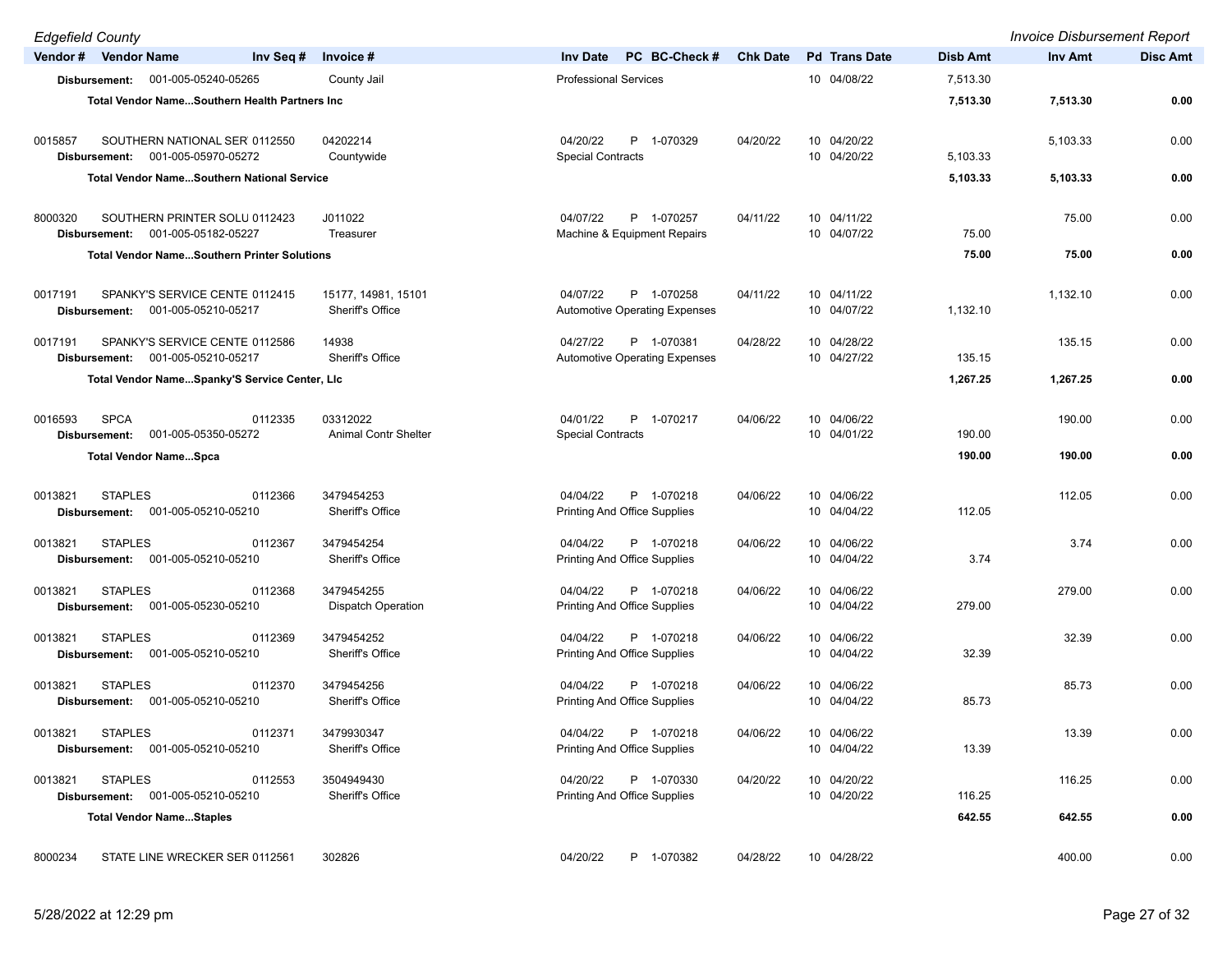| Vendor # | Vendor Name | Inv Seq # | Invoice # | Inv Date | PC | BC-Check # | Chk Date | Pd | Trans Date | Disb Amt | Inv Amt | Disc Amt |
|---|---|---|---|---|---|---|---|---|---|---|---|---|
| Disbursement: | 001-005-05240-05265 | | County Jail | Professional Services | | | | 10 | 04/08/22 | 7,513.30 | | |
| | Total Vendor Name...Southern Health Partners Inc | | | | | | | | | 7,513.30 | 7,513.30 | 0.00 |
| 0015857 | SOUTHERN NATIONAL SER | 0112550 | 04202214 | 04/20/22 | P | 1-070329 | 04/20/22 | 10 | 04/20/22 | | 5,103.33 | 0.00 |
| Disbursement: | 001-005-05970-05272 | | Countywide | Special Contracts | | | | 10 | 04/20/22 | 5,103.33 | | |
| | Total Vendor Name...Southern National Service | | | | | | | | | 5,103.33 | 5,103.33 | 0.00 |
| 8000320 | SOUTHERN PRINTER SOLU | 0112423 | J011022 | 04/07/22 | P | 1-070257 | 04/11/22 | 10 | 04/11/22 | | 75.00 | 0.00 |
| Disbursement: | 001-005-05182-05227 | | Treasurer | Machine & Equipment Repairs | | | | 10 | 04/07/22 | 75.00 | | |
| | Total Vendor Name...Southern Printer Solutions | | | | | | | | | 75.00 | 75.00 | 0.00 |
| 0017191 | SPANKY'S SERVICE CENTE | 0112415 | 15177, 14981, 15101 | 04/07/22 | P | 1-070258 | 04/11/22 | 10 | 04/11/22 | | 1,132.10 | 0.00 |
| Disbursement: | 001-005-05210-05217 | | Sheriff's Office | Automotive Operating Expenses | | | | 10 | 04/07/22 | 1,132.10 | | |
| 0017191 | SPANKY'S SERVICE CENTE | 0112586 | 14938 | 04/27/22 | P | 1-070381 | 04/28/22 | 10 | 04/28/22 | | 135.15 | 0.00 |
| Disbursement: | 001-005-05210-05217 | | Sheriff's Office | Automotive Operating Expenses | | | | 10 | 04/27/22 | 135.15 | | |
| | Total Vendor Name...Spanky'S Service Center, Llc | | | | | | | | | 1,267.25 | 1,267.25 | 0.00 |
| 0016593 | SPCA | 0112335 | 03312022 | 04/01/22 | P | 1-070217 | 04/06/22 | 10 | 04/06/22 | | 190.00 | 0.00 |
| Disbursement: | 001-005-05350-05272 | | Animal Contr Shelter | Special Contracts | | | | 10 | 04/01/22 | 190.00 | | |
| | Total Vendor Name...Spca | | | | | | | | | 190.00 | 190.00 | 0.00 |
| 0013821 | STAPLES | 0112366 | 3479454253 | 04/04/22 | P | 1-070218 | 04/06/22 | 10 | 04/06/22 | | 112.05 | 0.00 |
| Disbursement: | 001-005-05210-05210 | | Sheriff's Office | Printing And Office Supplies | | | | 10 | 04/04/22 | 112.05 | | |
| 0013821 | STAPLES | 0112367 | 3479454254 | 04/04/22 | P | 1-070218 | 04/06/22 | 10 | 04/06/22 | | 3.74 | 0.00 |
| Disbursement: | 001-005-05210-05210 | | Sheriff's Office | Printing And Office Supplies | | | | 10 | 04/04/22 | 3.74 | | |
| 0013821 | STAPLES | 0112368 | 3479454255 | 04/04/22 | P | 1-070218 | 04/06/22 | 10 | 04/06/22 | | 279.00 | 0.00 |
| Disbursement: | 001-005-05230-05210 | | Dispatch Operation | Printing And Office Supplies | | | | 10 | 04/04/22 | 279.00 | | |
| 0013821 | STAPLES | 0112369 | 3479454252 | 04/04/22 | P | 1-070218 | 04/06/22 | 10 | 04/06/22 | | 32.39 | 0.00 |
| Disbursement: | 001-005-05210-05210 | | Sheriff's Office | Printing And Office Supplies | | | | 10 | 04/04/22 | 32.39 | | |
| 0013821 | STAPLES | 0112370 | 3479454256 | 04/04/22 | P | 1-070218 | 04/06/22 | 10 | 04/06/22 | | 85.73 | 0.00 |
| Disbursement: | 001-005-05210-05210 | | Sheriff's Office | Printing And Office Supplies | | | | 10 | 04/04/22 | 85.73 | | |
| 0013821 | STAPLES | 0112371 | 3479930347 | 04/04/22 | P | 1-070218 | 04/06/22 | 10 | 04/06/22 | | 13.39 | 0.00 |
| Disbursement: | 001-005-05210-05210 | | Sheriff's Office | Printing And Office Supplies | | | | 10 | 04/04/22 | 13.39 | | |
| 0013821 | STAPLES | 0112553 | 3504949430 | 04/20/22 | P | 1-070330 | 04/20/22 | 10 | 04/20/22 | | 116.25 | 0.00 |
| Disbursement: | 001-005-05210-05210 | | Sheriff's Office | Printing And Office Supplies | | | | 10 | 04/20/22 | 116.25 | | |
| | Total Vendor Name...Staples | | | | | | | | | 642.55 | 642.55 | 0.00 |
| 8000234 | STATE LINE WRECKER SER | 0112561 | 302826 | 04/20/22 | P | 1-070382 | 04/28/22 | 10 | 04/28/22 | | 400.00 | 0.00 |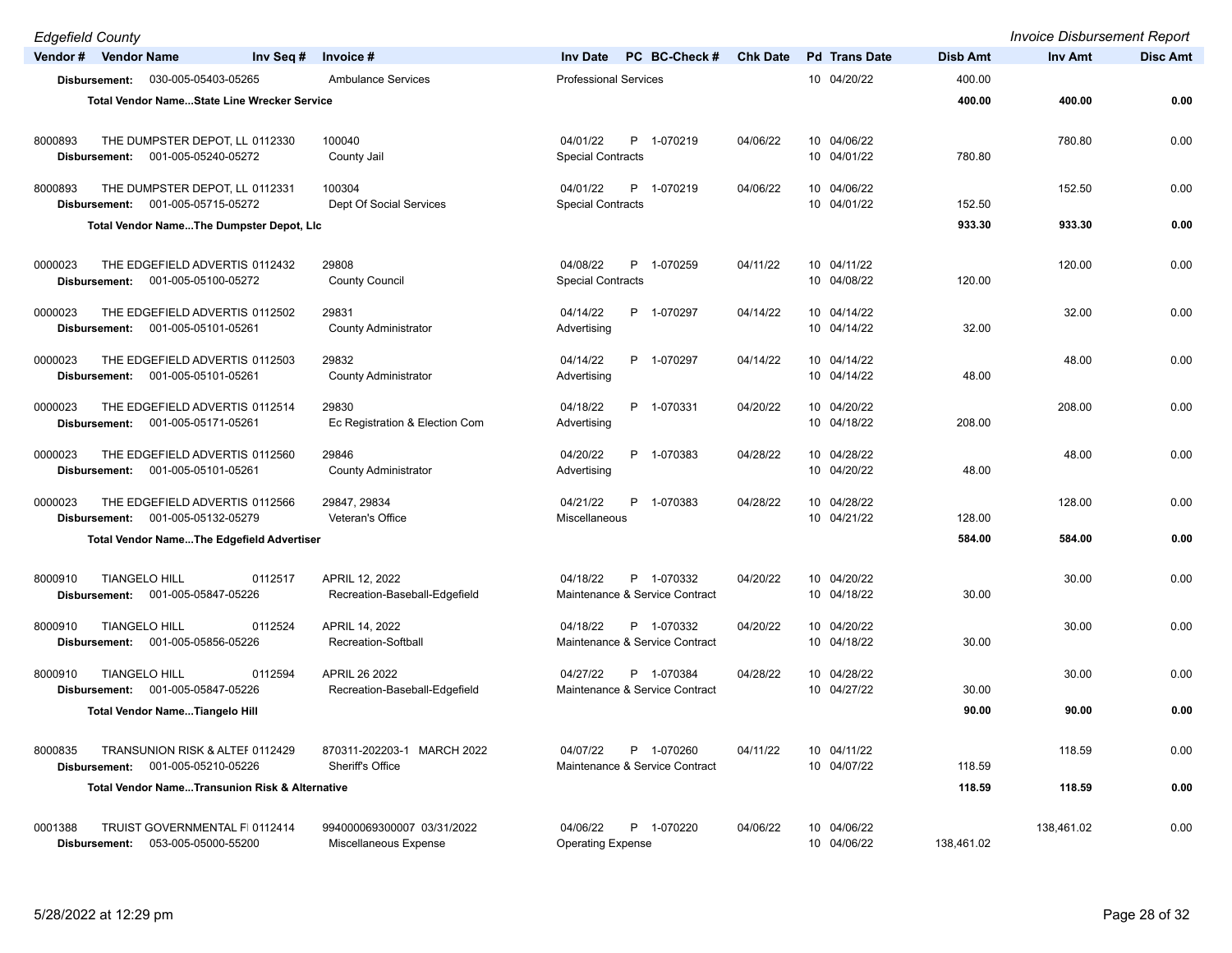| Vendor # | Vendor Name | Inv Seq # | Invoice # | Inv Date | PC | BC-Check # | Chk Date | Pd | Trans Date | Disb Amt | Inv Amt | Disc Amt |
|---|---|---|---|---|---|---|---|---|---|---|---|---|
| Disbursement: | 030-005-05403-05265 | | Ambulance Services | Professional Services | | | | 10 | 04/20/22 | 400.00 | | |
| | Total Vendor Name...State Line Wrecker Service | | | | | | | | | 400.00 | 400.00 | 0.00 |
| 8000893 | THE DUMPSTER DEPOT, LL | 0112330 | 100040 | 04/01/22 | P | 1-070219 | 04/06/22 | 10 | 04/06/22 | | 780.80 | 0.00 |
| Disbursement: | 001-005-05240-05272 | | County Jail | Special Contracts | | | | 10 | 04/01/22 | 780.80 | | |
| 8000893 | THE DUMPSTER DEPOT, LL | 0112331 | 100304 | 04/01/22 | P | 1-070219 | 04/06/22 | 10 | 04/06/22 | | 152.50 | 0.00 |
| Disbursement: | 001-005-05715-05272 | | Dept Of Social Services | Special Contracts | | | | 10 | 04/01/22 | 152.50 | | |
| | Total Vendor Name...The Dumpster Depot, Llc | | | | | | | | | 933.30 | 933.30 | 0.00 |
| 0000023 | THE EDGEFIELD ADVERTIS | 0112432 | 29808 | 04/08/22 | P | 1-070259 | 04/11/22 | 10 | 04/11/22 | | 120.00 | 0.00 |
| Disbursement: | 001-005-05100-05272 | | County Council | Special Contracts | | | | 10 | 04/08/22 | 120.00 | | |
| 0000023 | THE EDGEFIELD ADVERTIS | 0112502 | 29831 | 04/14/22 | P | 1-070297 | 04/14/22 | 10 | 04/14/22 | | 32.00 | 0.00 |
| Disbursement: | 001-005-05101-05261 | | County Administrator | Advertising | | | | 10 | 04/14/22 | 32.00 | | |
| 0000023 | THE EDGEFIELD ADVERTIS | 0112503 | 29832 | 04/14/22 | P | 1-070297 | 04/14/22 | 10 | 04/14/22 | | 48.00 | 0.00 |
| Disbursement: | 001-005-05101-05261 | | County Administrator | Advertising | | | | 10 | 04/14/22 | 48.00 | | |
| 0000023 | THE EDGEFIELD ADVERTIS | 0112514 | 29830 | 04/18/22 | P | 1-070331 | 04/20/22 | 10 | 04/20/22 | | 208.00 | 0.00 |
| Disbursement: | 001-005-05171-05261 | | Ec Registration & Election Com | Advertising | | | | 10 | 04/18/22 | 208.00 | | |
| 0000023 | THE EDGEFIELD ADVERTIS | 0112560 | 29846 | 04/20/22 | P | 1-070383 | 04/28/22 | 10 | 04/28/22 | | 48.00 | 0.00 |
| Disbursement: | 001-005-05101-05261 | | County Administrator | Advertising | | | | 10 | 04/20/22 | 48.00 | | |
| 0000023 | THE EDGEFIELD ADVERTIS | 0112566 | 29847, 29834 | 04/21/22 | P | 1-070383 | 04/28/22 | 10 | 04/28/22 | | 128.00 | 0.00 |
| Disbursement: | 001-005-05132-05279 | | Veteran's Office | Miscellaneous | | | | 10 | 04/21/22 | 128.00 | | |
| | Total Vendor Name...The Edgefield Advertiser | | | | | | | | | 584.00 | 584.00 | 0.00 |
| 8000910 | TIANGELO HILL | 0112517 | APRIL 12, 2022 | 04/18/22 | P | 1-070332 | 04/20/22 | 10 | 04/20/22 | | 30.00 | 0.00 |
| Disbursement: | 001-005-05847-05226 | | Recreation-Baseball-Edgefield | Maintenance & Service Contract | | | | 10 | 04/18/22 | 30.00 | | |
| 8000910 | TIANGELO HILL | 0112524 | APRIL 14, 2022 | 04/18/22 | P | 1-070332 | 04/20/22 | 10 | 04/20/22 | | 30.00 | 0.00 |
| Disbursement: | 001-005-05856-05226 | | Recreation-Softball | Maintenance & Service Contract | | | | 10 | 04/18/22 | 30.00 | | |
| 8000910 | TIANGELO HILL | 0112594 | APRIL 26 2022 | 04/27/22 | P | 1-070384 | 04/28/22 | 10 | 04/28/22 | | 30.00 | 0.00 |
| Disbursement: | 001-005-05847-05226 | | Recreation-Baseball-Edgefield | Maintenance & Service Contract | | | | 10 | 04/27/22 | 30.00 | | |
| | Total Vendor Name...Tiangelo Hill | | | | | | | | | 90.00 | 90.00 | 0.00 |
| 8000835 | TRANSUNION RISK & ALTEI | 0112429 | 870311-202203-1 MARCH 2022 | 04/07/22 | P | 1-070260 | 04/11/22 | 10 | 04/11/22 | | 118.59 | 0.00 |
| Disbursement: | 001-005-05210-05226 | | Sheriff's Office | Maintenance & Service Contract | | | | 10 | 04/07/22 | 118.59 | | |
| | Total Vendor Name...Transunion Risk & Alternative | | | | | | | | | 118.59 | 118.59 | 0.00 |
| 0001388 | TRUIST GOVERNMENTAL FI | 0112414 | 994000069300007 03/31/2022 | 04/06/22 | P | 1-070220 | 04/06/22 | 10 | 04/06/22 | | 138,461.02 | 0.00 |
| Disbursement: | 053-005-05000-55200 | | Miscellaneous Expense | Operating Expense | | | | 10 | 04/06/22 | 138,461.02 | | |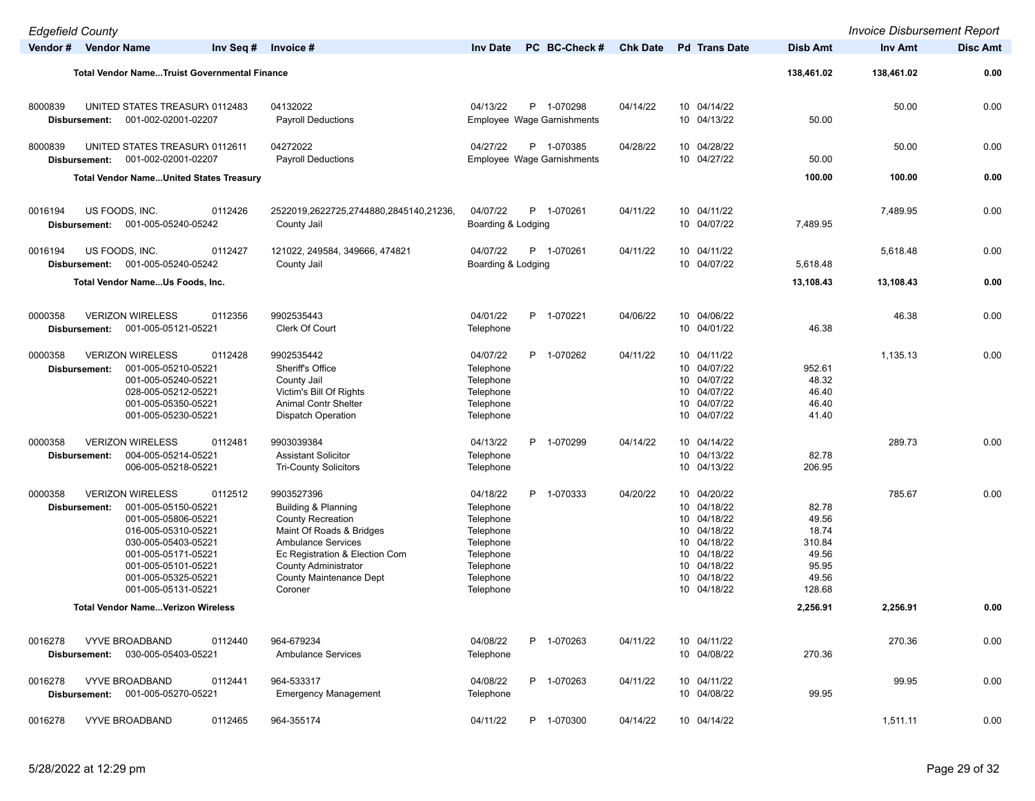| Vendor # | Vendor Name | Inv Seq # | Invoice # | Inv Date | PC | BC-Check # | Chk Date | Pd | Trans Date | Disb Amt | Inv Amt | Disc Amt |
|---|---|---|---|---|---|---|---|---|---|---|---|---|
| | **Total Vendor Name...Truist Governmental Finance** | | | | | | | | | **138,461.02** | **138,461.02** | **0.00** |
| 8000839 | UNITED STATES TREASURY | 0112483 | 04132022 | 04/13/22 | P | 1-070298 | 04/14/22 | 10 | 04/14/22 | | 50.00 | 0.00 |
| **Disbursement:** | 001-002-02001-02207 | | Payroll Deductions | Employee Wage Garnishments | | | | 10 | 04/13/22 | 50.00 | | |
| 8000839 | UNITED STATES TREASURY | 0112611 | 04272022 | 04/27/22 | P | 1-070385 | 04/28/22 | 10 | 04/28/22 | | 50.00 | 0.00 |
| **Disbursement:** | 001-002-02001-02207 | | Payroll Deductions | Employee Wage Garnishments | | | | 10 | 04/27/22 | 50.00 | | |
| | **Total Vendor Name...United States Treasury** | | | | | | | | | **100.00** | **100.00** | **0.00** |
| 0016194 | US FOODS, INC. | 0112426 | 2522019,2622725,2744880,2845140,21236, | 04/07/22 | P | 1-070261 | 04/11/22 | 10 | 04/11/22 | | 7,489.95 | 0.00 |
| **Disbursement:** | 001-005-05240-05242 | | County Jail | Boarding & Lodging | | | | 10 | 04/07/22 | 7,489.95 | | |
| 0016194 | US FOODS, INC. | 0112427 | 121022, 249584, 349666, 474821 | 04/07/22 | P | 1-070261 | 04/11/22 | 10 | 04/11/22 | | 5,618.48 | 0.00 |
| **Disbursement:** | 001-005-05240-05242 | | County Jail | Boarding & Lodging | | | | 10 | 04/07/22 | 5,618.48 | | |
| | **Total Vendor Name...Us Foods, Inc.** | | | | | | | | | **13,108.43** | **13,108.43** | **0.00** |
| 0000358 | VERIZON WIRELESS | 0112356 | 9902535443 | 04/01/22 | P | 1-070221 | 04/06/22 | 10 | 04/06/22 | | 46.38 | 0.00 |
| **Disbursement:** | 001-005-05121-05221 | | Clerk Of Court | Telephone | | | | 10 | 04/01/22 | 46.38 | | |
| 0000358 | VERIZON WIRELESS | 0112428 | 9902535442 | 04/07/22 | P | 1-070262 | 04/11/22 | 10 | 04/11/22 | | 1,135.13 | 0.00 |
| **Disbursement:** | 001-005-05210-05221 | | Sheriff's Office | Telephone | | | | 10 | 04/07/22 | 952.61 | | |
| | 001-005-05240-05221 | | County Jail | Telephone | | | | 10 | 04/07/22 | 48.32 | | |
| | 028-005-05212-05221 | | Victim's Bill Of Rights | Telephone | | | | 10 | 04/07/22 | 46.40 | | |
| | 001-005-05350-05221 | | Animal Contr Shelter | Telephone | | | | 10 | 04/07/22 | 46.40 | | |
| | 001-005-05230-05221 | | Dispatch Operation | Telephone | | | | 10 | 04/07/22 | 41.40 | | |
| 0000358 | VERIZON WIRELESS | 0112481 | 9903039384 | 04/13/22 | P | 1-070299 | 04/14/22 | 10 | 04/14/22 | | 289.73 | 0.00 |
| **Disbursement:** | 004-005-05214-05221 | | Assistant Solicitor | Telephone | | | | 10 | 04/13/22 | 82.78 | | |
| | 006-005-05218-05221 | | Tri-County Solicitors | Telephone | | | | 10 | 04/13/22 | 206.95 | | |
| 0000358 | VERIZON WIRELESS | 0112512 | 9903527396 | 04/18/22 | P | 1-070333 | 04/20/22 | 10 | 04/20/22 | | 785.67 | 0.00 |
| **Disbursement:** | 001-005-05150-05221 | | Building & Planning | Telephone | | | | 10 | 04/18/22 | 82.78 | | |
| | 001-005-05806-05221 | | County Recreation | Telephone | | | | 10 | 04/18/22 | 49.56 | | |
| | 016-005-05310-05221 | | Maint Of Roads & Bridges | Telephone | | | | 10 | 04/18/22 | 18.74 | | |
| | 030-005-05403-05221 | | Ambulance Services | Telephone | | | | 10 | 04/18/22 | 310.84 | | |
| | 001-005-05171-05221 | | Ec Registration & Election Com | Telephone | | | | 10 | 04/18/22 | 49.56 | | |
| | 001-005-05101-05221 | | County Administrator | Telephone | | | | 10 | 04/18/22 | 95.95 | | |
| | 001-005-05325-05221 | | County Maintenance Dept | Telephone | | | | 10 | 04/18/22 | 49.56 | | |
| | 001-005-05131-05221 | | Coroner | Telephone | | | | 10 | 04/18/22 | 128.68 | | |
| | **Total Vendor Name...Verizon Wireless** | | | | | | | | | **2,256.91** | **2,256.91** | **0.00** |
| 0016278 | VYVE BROADBAND | 0112440 | 964-679234 | 04/08/22 | P | 1-070263 | 04/11/22 | 10 | 04/11/22 | | 270.36 | 0.00 |
| **Disbursement:** | 030-005-05403-05221 | | Ambulance Services | Telephone | | | | 10 | 04/08/22 | 270.36 | | |
| 0016278 | VYVE BROADBAND | 0112441 | 964-533317 | 04/08/22 | P | 1-070263 | 04/11/22 | 10 | 04/11/22 | | 99.95 | 0.00 |
| **Disbursement:** | 001-005-05270-05221 | | Emergency Management | Telephone | | | | 10 | 04/08/22 | 99.95 | | |
| 0016278 | VYVE BROADBAND | 0112465 | 964-355174 | 04/11/22 | P | 1-070300 | 04/14/22 | 10 | 04/14/22 | | 1,511.11 | 0.00 |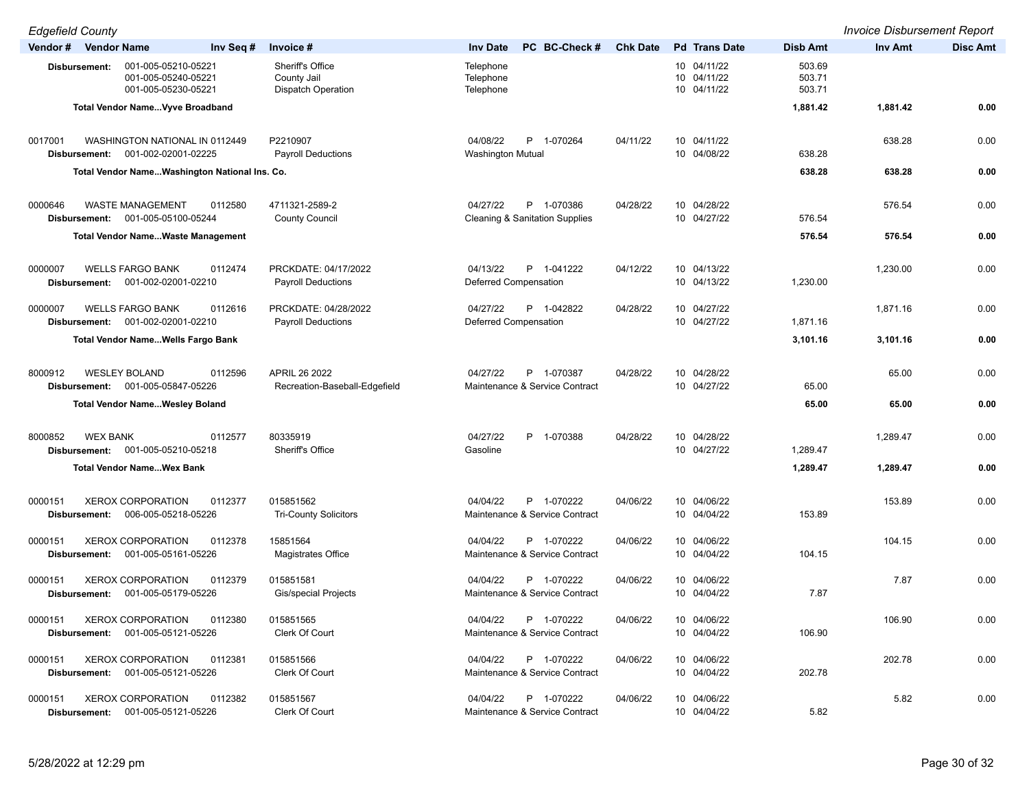| Vendor # | Vendor Name | Inv Seq # | Invoice # | Inv Date | PC | BC-Check # | Chk Date | Pd | Trans Date | Disb Amt | Inv Amt | Disc Amt |
|---|---|---|---|---|---|---|---|---|---|---|---|---|
| Disbursement: | 001-005-05210-05221 | | Sheriff's Office | Telephone | | | | 10 | 04/11/22 | 503.69 | | |
| | 001-005-05240-05221 | | County Jail | Telephone | | | | 10 | 04/11/22 | 503.71 | | |
| | 001-005-05230-05221 | | Dispatch Operation | Telephone | | | | 10 | 04/11/22 | 503.71 | | |
| **Total Vendor Name...Vyve Broadband** | | | | | | | | | | **1,881.42** | **1,881.42** | **0.00** |
| 0017001 | WASHINGTON NATIONAL IN | 0112449 | P2210907 | 04/08/22 | P | 1-070264 | 04/11/22 | 10 | 04/11/22 | | 638.28 | 0.00 |
| Disbursement: | 001-002-02001-02225 | | Payroll Deductions | Washington Mutual | | | | 10 | 04/08/22 | 638.28 | | |
| **Total Vendor Name...Washington National Ins. Co.** | | | | | | | | | | **638.28** | **638.28** | **0.00** |
| 0000646 | WASTE MANAGEMENT | 0112580 | 4711321-2589-2 | 04/27/22 | P | 1-070386 | 04/28/22 | 10 | 04/28/22 | | 576.54 | 0.00 |
| Disbursement: | 001-005-05100-05244 | | County Council | Cleaning & Sanitation Supplies | | | | 10 | 04/27/22 | 576.54 | | |
| **Total Vendor Name...Waste Management** | | | | | | | | | | **576.54** | **576.54** | **0.00** |
| 0000007 | WELLS FARGO BANK | 0112474 | PRCKDATE: 04/17/2022 | 04/13/22 | P | 1-041222 | 04/12/22 | 10 | 04/13/22 | | 1,230.00 | 0.00 |
| Disbursement: | 001-002-02001-02210 | | Payroll Deductions | Deferred Compensation | | | | 10 | 04/13/22 | 1,230.00 | | |
| 0000007 | WELLS FARGO BANK | 0112616 | PRCKDATE: 04/28/2022 | 04/27/22 | P | 1-042822 | 04/28/22 | 10 | 04/27/22 | | 1,871.16 | 0.00 |
| Disbursement: | 001-002-02001-02210 | | Payroll Deductions | Deferred Compensation | | | | 10 | 04/27/22 | 1,871.16 | | |
| **Total Vendor Name...Wells Fargo Bank** | | | | | | | | | | **3,101.16** | **3,101.16** | **0.00** |
| 8000912 | WESLEY BOLAND | 0112596 | APRIL 26 2022 | 04/27/22 | P | 1-070387 | 04/28/22 | 10 | 04/28/22 | | 65.00 | 0.00 |
| Disbursement: | 001-005-05847-05226 | | Recreation-Baseball-Edgefield | Maintenance & Service Contract | | | | 10 | 04/27/22 | 65.00 | | |
| **Total Vendor Name...Wesley Boland** | | | | | | | | | | **65.00** | **65.00** | **0.00** |
| 8000852 | WEX BANK | 0112577 | 80335919 | 04/27/22 | P | 1-070388 | 04/28/22 | 10 | 04/28/22 | | 1,289.47 | 0.00 |
| Disbursement: | 001-005-05210-05218 | | Sheriff's Office | Gasoline | | | | 10 | 04/27/22 | 1,289.47 | | |
| **Total Vendor Name...Wex Bank** | | | | | | | | | | **1,289.47** | **1,289.47** | **0.00** |
| 0000151 | XEROX CORPORATION | 0112377 | 015851562 | 04/04/22 | P | 1-070222 | 04/06/22 | 10 | 04/06/22 | | 153.89 | 0.00 |
| Disbursement: | 006-005-05218-05226 | | Tri-County Solicitors | Maintenance & Service Contract | | | | 10 | 04/04/22 | 153.89 | | |
| 0000151 | XEROX CORPORATION | 0112378 | 15851564 | 04/04/22 | P | 1-070222 | 04/06/22 | 10 | 04/06/22 | | 104.15 | 0.00 |
| Disbursement: | 001-005-05161-05226 | | Magistrates Office | Maintenance & Service Contract | | | | 10 | 04/04/22 | 104.15 | | |
| 0000151 | XEROX CORPORATION | 0112379 | 015851581 | 04/04/22 | P | 1-070222 | 04/06/22 | 10 | 04/06/22 | | 7.87 | 0.00 |
| Disbursement: | 001-005-05179-05226 | | Gis/special Projects | Maintenance & Service Contract | | | | 10 | 04/04/22 | 7.87 | | |
| 0000151 | XEROX CORPORATION | 0112380 | 015851565 | 04/04/22 | P | 1-070222 | 04/06/22 | 10 | 04/06/22 | | 106.90 | 0.00 |
| Disbursement: | 001-005-05121-05226 | | Clerk Of Court | Maintenance & Service Contract | | | | 10 | 04/04/22 | 106.90 | | |
| 0000151 | XEROX CORPORATION | 0112381 | 015851566 | 04/04/22 | P | 1-070222 | 04/06/22 | 10 | 04/06/22 | | 202.78 | 0.00 |
| Disbursement: | 001-005-05121-05226 | | Clerk Of Court | Maintenance & Service Contract | | | | 10 | 04/04/22 | 202.78 | | |
| 0000151 | XEROX CORPORATION | 0112382 | 015851567 | 04/04/22 | P | 1-070222 | 04/06/22 | 10 | 04/06/22 | | 5.82 | 0.00 |
| Disbursement: | 001-005-05121-05226 | | Clerk Of Court | Maintenance & Service Contract | | | | 10 | 04/04/22 | 5.82 | | |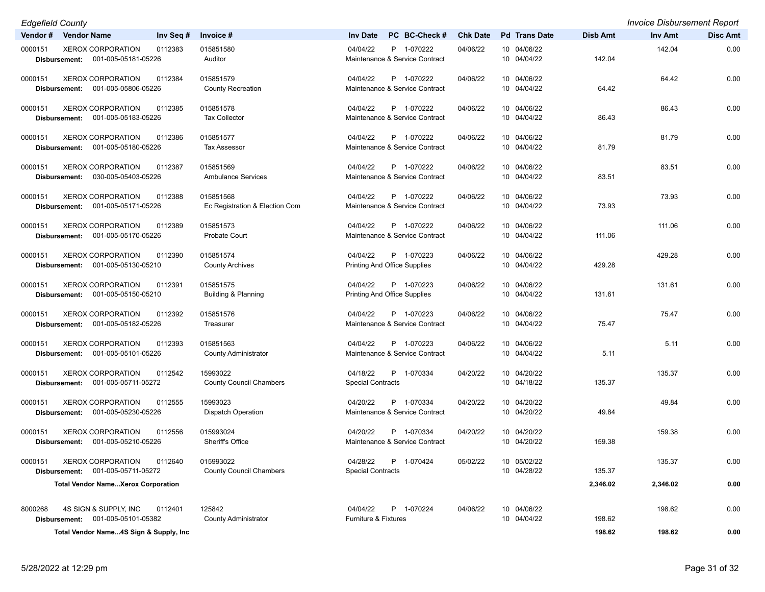Edgefield County

*Invoice Disbursement Report*

| Vendor # | Vendor Name | Inv Seq # | Invoice # | Inv Date | PC | BC-Check # | Chk Date | Pd | Trans Date | Disb Amt | Inv Amt | Disc Amt |
|---|---|---|---|---|---|---|---|---|---|---|---|---|
| 0000151 | XEROX CORPORATION | 0112383 | 015851580 | 04/04/22 | P | 1-070222 | 04/06/22 | 10 | 04/06/22 | | 142.04 | 0.00 |
| **Disbursement:** | 001-005-05181-05226 | | Auditor | Maintenance & Service Contract | | | | 10 | 04/04/22 | 142.04 | | |
| 0000151 | XEROX CORPORATION | 0112384 | 015851579 | 04/04/22 | P | 1-070222 | 04/06/22 | 10 | 04/06/22 | | 64.42 | 0.00 |
| **Disbursement:** | 001-005-05806-05226 | | County Recreation | Maintenance & Service Contract | | | | 10 | 04/04/22 | 64.42 | | |
| 0000151 | XEROX CORPORATION | 0112385 | 015851578 | 04/04/22 | P | 1-070222 | 04/06/22 | 10 | 04/06/22 | | 86.43 | 0.00 |
| **Disbursement:** | 001-005-05183-05226 | | Tax Collector | Maintenance & Service Contract | | | | 10 | 04/04/22 | 86.43 | | |
| 0000151 | XEROX CORPORATION | 0112386 | 015851577 | 04/04/22 | P | 1-070222 | 04/06/22 | 10 | 04/06/22 | | 81.79 | 0.00 |
| **Disbursement:** | 001-005-05180-05226 | | Tax Assessor | Maintenance & Service Contract | | | | 10 | 04/04/22 | 81.79 | | |
| 0000151 | XEROX CORPORATION | 0112387 | 015851569 | 04/04/22 | P | 1-070222 | 04/06/22 | 10 | 04/06/22 | | 83.51 | 0.00 |
| **Disbursement:** | 030-005-05403-05226 | | Ambulance Services | Maintenance & Service Contract | | | | 10 | 04/04/22 | 83.51 | | |
| 0000151 | XEROX CORPORATION | 0112388 | 015851568 | 04/04/22 | P | 1-070222 | 04/06/22 | 10 | 04/06/22 | | 73.93 | 0.00 |
| **Disbursement:** | 001-005-05171-05226 | | Ec Registration & Election Com | Maintenance & Service Contract | | | | 10 | 04/04/22 | 73.93 | | |
| 0000151 | XEROX CORPORATION | 0112389 | 015851573 | 04/04/22 | P | 1-070222 | 04/06/22 | 10 | 04/06/22 | | 111.06 | 0.00 |
| **Disbursement:** | 001-005-05170-05226 | | Probate Court | Maintenance & Service Contract | | | | 10 | 04/04/22 | 111.06 | | |
| 0000151 | XEROX CORPORATION | 0112390 | 015851574 | 04/04/22 | P | 1-070223 | 04/06/22 | 10 | 04/06/22 | | 429.28 | 0.00 |
| **Disbursement:** | 001-005-05130-05210 | | County Archives | Printing And Office Supplies | | | | 10 | 04/04/22 | 429.28 | | |
| 0000151 | XEROX CORPORATION | 0112391 | 015851575 | 04/04/22 | P | 1-070223 | 04/06/22 | 10 | 04/06/22 | | 131.61 | 0.00 |
| **Disbursement:** | 001-005-05150-05210 | | Building & Planning | Printing And Office Supplies | | | | 10 | 04/04/22 | 131.61 | | |
| 0000151 | XEROX CORPORATION | 0112392 | 015851576 | 04/04/22 | P | 1-070223 | 04/06/22 | 10 | 04/06/22 | | 75.47 | 0.00 |
| **Disbursement:** | 001-005-05182-05226 | | Treasurer | Maintenance & Service Contract | | | | 10 | 04/04/22 | 75.47 | | |
| 0000151 | XEROX CORPORATION | 0112393 | 015851563 | 04/04/22 | P | 1-070223 | 04/06/22 | 10 | 04/06/22 | | 5.11 | 0.00 |
| **Disbursement:** | 001-005-05101-05226 | | County Administrator | Maintenance & Service Contract | | | | 10 | 04/04/22 | 5.11 | | |
| 0000151 | XEROX CORPORATION | 0112542 | 15993022 | 04/18/22 | P | 1-070334 | 04/20/22 | 10 | 04/20/22 | | 135.37 | 0.00 |
| **Disbursement:** | 001-005-05711-05272 | | County Council Chambers | Special Contracts | | | | 10 | 04/18/22 | 135.37 | | |
| 0000151 | XEROX CORPORATION | 0112555 | 15993023 | 04/20/22 | P | 1-070334 | 04/20/22 | 10 | 04/20/22 | | 49.84 | 0.00 |
| **Disbursement:** | 001-005-05230-05226 | | Dispatch Operation | Maintenance & Service Contract | | | | 10 | 04/20/22 | 49.84 | | |
| 0000151 | XEROX CORPORATION | 0112556 | 015993024 | 04/20/22 | P | 1-070334 | 04/20/22 | 10 | 04/20/22 | | 159.38 | 0.00 |
| **Disbursement:** | 001-005-05210-05226 | | Sheriff's Office | Maintenance & Service Contract | | | | 10 | 04/20/22 | 159.38 | | |
| 0000151 | XEROX CORPORATION | 0112640 | 015993022 | 04/28/22 | P | 1-070424 | 05/02/22 | 10 | 05/02/22 | | 135.37 | 0.00 |
| **Disbursement:** | 001-005-05711-05272 | | County Council Chambers | Special Contracts | | | | 10 | 04/28/22 | 135.37 | | |
| **Total Vendor Name...Xerox Corporation** | | | | | | | | | | **2,346.02** | **2,346.02** | **0.00** |
| 8000268 | 4S SIGN & SUPPLY, INC | 0112401 | 125842 | 04/04/22 | P | 1-070224 | 04/06/22 | 10 | 04/06/22 | | 198.62 | 0.00 |
| **Disbursement:** | 001-005-05101-05382 | | County Administrator | Furniture & Fixtures | | | | 10 | 04/04/22 | 198.62 | | |
| **Total Vendor Name...4S Sign & Supply, Inc** | | | | | | | | | | **198.62** | **198.62** | **0.00** |

5/28/2022 at 12:29 pm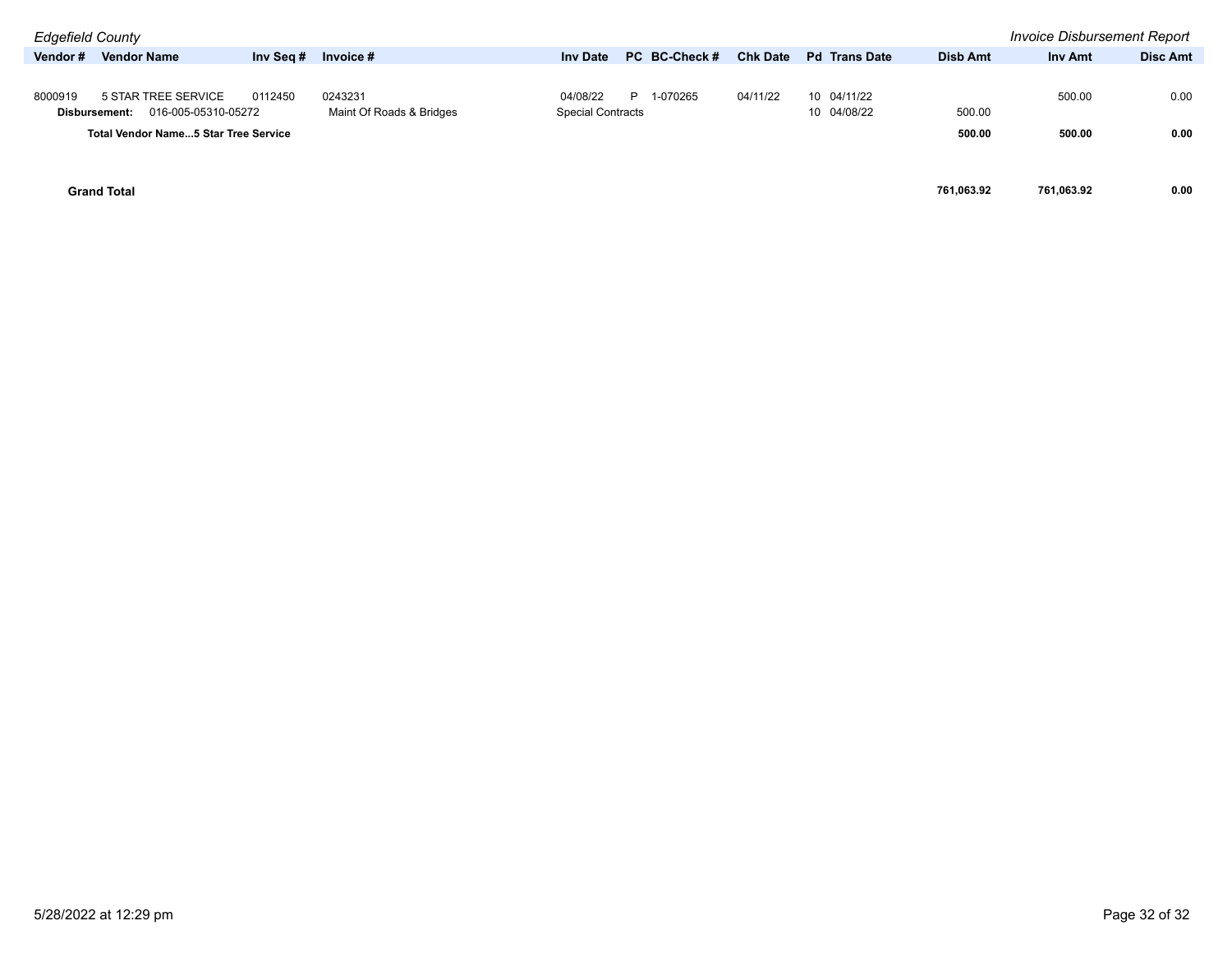*Edgefield County* — *Invoice Disbursement Report*

| Vendor # | Vendor Name | Inv Seq # | Invoice # | Inv Date | PC | BC-Check # | Chk Date | Pd | Trans Date | Disb Amt | Inv Amt | Disc Amt |
|---|---|---|---|---|---|---|---|---|---|---|---|---|
| 8000919 | 5 STAR TREE SERVICE | 0112450 | 0243231 | 04/08/22 | P | 1-070265 | 04/11/22 | 10 | 04/11/22 | | 500.00 | 0.00 |
| **Disbursement:** | 016-005-05310-05272 | | Maint Of Roads & Bridges | Special Contracts | | | | 10 | 04/08/22 | 500.00 | | |
| **Total Vendor Name...5 Star Tree Service** | | | | | | | | | | **500.00** | **500.00** | **0.00** |
| **Grand Total** | | | | | | | | | | **761,063.92** | **761,063.92** | **0.00** |

5/28/2022 at 12:29 pm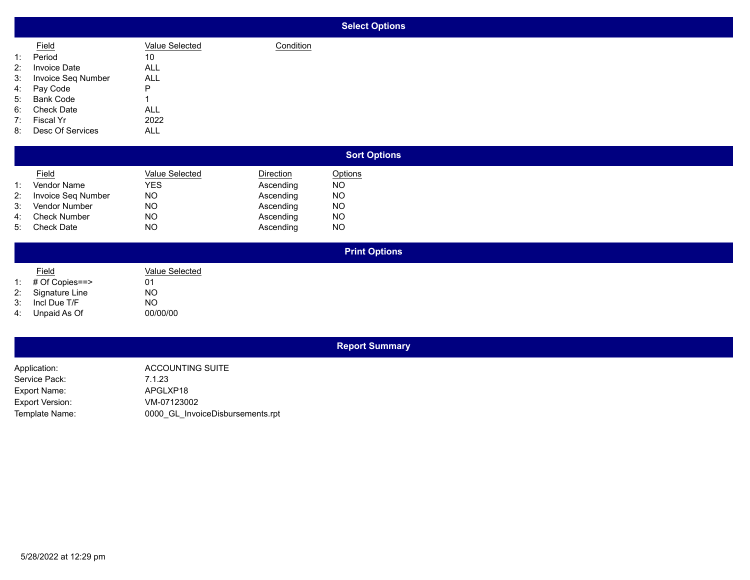## Select Options

| | Field | Value Selected | Condition |
|---|---|---|---|
| 1: | Period | 10 | |
| 2: | Invoice Date | ALL | |
| 3: | Invoice Seq Number | ALL | |
| 4: | Pay Code | P | |
| 5: | Bank Code | 1 | |
| 6: | Check Date | ALL | |
| 7: | Fiscal Yr | 2022 | |
| 8: | Desc Of Services | ALL | |

## Sort Options

| | Field | Value Selected | Direction | Options |
|---|---|---|---|---|
| 1: | Vendor Name | YES | Ascending | NO |
| 2: | Invoice Seq Number | NO | Ascending | NO |
| 3: | Vendor Number | NO | Ascending | NO |
| 4: | Check Number | NO | Ascending | NO |
| 5: | Check Date | NO | Ascending | NO |

## Print Options

| | Field | Value Selected |
|---|---|---|
| 1: | # Of Copies==> | 01 |
| 2: | Signature Line | NO |
| 3: | Incl Due T/F | NO |
| 4: | Unpaid As Of | 00/00/00 |

## Report Summary

| | |
|---|---|
| Application: | ACCOUNTING SUITE |
| Service Pack: | 7.1.23 |
| Export Name: | APGLXP18 |
| Export Version: | VM-07123002 |
| Template Name: | 0000_GL_InvoiceDisbursements.rpt |

5/28/2022 at 12:29 pm